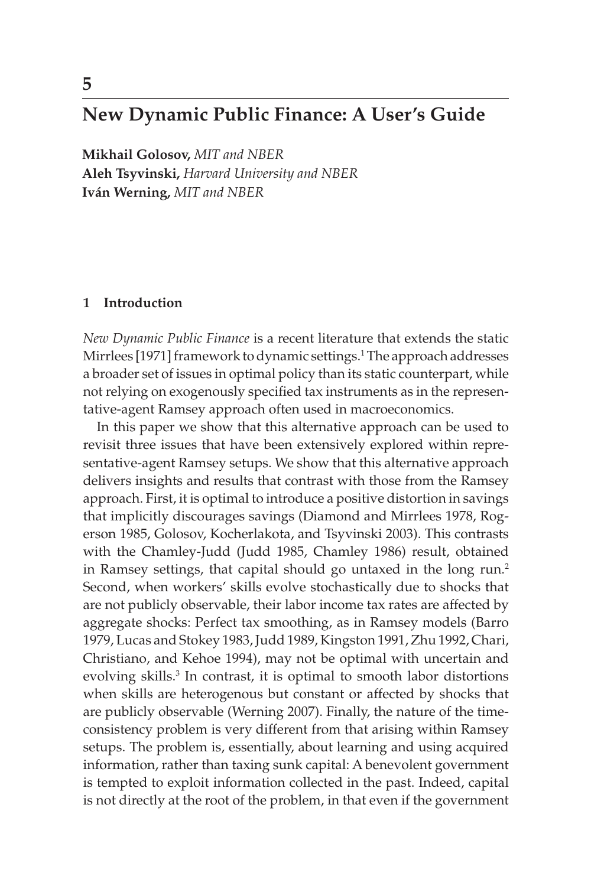# 5

# New Dynamic Public Finance: A User's Guide

**Mikhail Golosov,** *MIT and NBER*
**Aleh Tsyvinski,** *Harvard University and NBER*
**Iván Werning,** *MIT and NBER*

## 1 Introduction

*New Dynamic Public Finance* is a recent literature that extends the static Mirrlees [1971] framework to dynamic settings.[1] The approach addresses a broader set of issues in optimal policy than its static counterpart, while not relying on exogenously specified tax instruments as in the representative-agent Ramsey approach often used in macroeconomics.

In this paper we show that this alternative approach can be used to revisit three issues that have been extensively explored within representative-agent Ramsey setups. We show that this alternative approach delivers insights and results that contrast with those from the Ramsey approach. First, it is optimal to introduce a positive distortion in savings that implicitly discourages savings (Diamond and Mirrlees 1978, Rogerson 1985, Golosov, Kocherlakota, and Tsyvinski 2003). This contrasts with the Chamley-Judd (Judd 1985, Chamley 1986) result, obtained in Ramsey settings, that capital should go untaxed in the long run.[2] Second, when workers' skills evolve stochastically due to shocks that are not publicly observable, their labor income tax rates are affected by aggregate shocks: Perfect tax smoothing, as in Ramsey models (Barro 1979, Lucas and Stokey 1983, Judd 1989, Kingston 1991, Zhu 1992, Chari, Christiano, and Kehoe 1994), may not be optimal with uncertain and evolving skills.[3] In contrast, it is optimal to smooth labor distortions when skills are heterogenous but constant or affected by shocks that are publicly observable (Werning 2007). Finally, the nature of the time-consistency problem is very different from that arising within Ramsey setups. The problem is, essentially, about learning and using acquired information, rather than taxing sunk capital: A benevolent government is tempted to exploit information collected in the past. Indeed, capital is not directly at the root of the problem, in that even if the government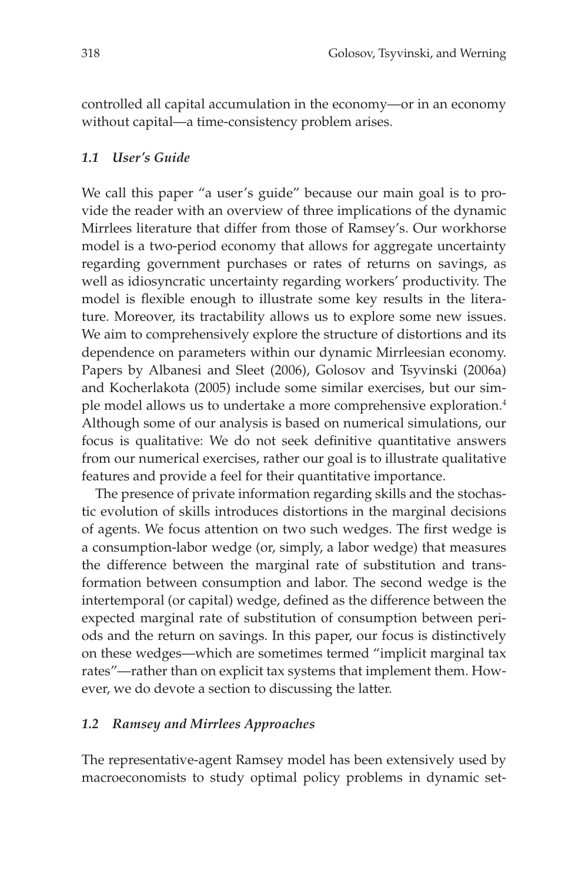controlled all capital accumulation in the economy—or in an economy without capital—a time-consistency problem arises.

### *1.1 User's Guide*

We call this paper "a user's guide" because our main goal is to provide the reader with an overview of three implications of the dynamic Mirrlees literature that differ from those of Ramsey's. Our workhorse model is a two-period economy that allows for aggregate uncertainty regarding government purchases or rates of returns on savings, as well as idiosyncratic uncertainty regarding workers' productivity. The model is flexible enough to illustrate some key results in the literature. Moreover, its tractability allows us to explore some new issues. We aim to comprehensively explore the structure of distortions and its dependence on parameters within our dynamic Mirrleesian economy. Papers by Albanesi and Sleet (2006), Golosov and Tsyvinski (2006a) and Kocherlakota (2005) include some similar exercises, but our simple model allows us to undertake a more comprehensive exploration.[4] Although some of our analysis is based on numerical simulations, our focus is qualitative: We do not seek definitive quantitative answers from our numerical exercises, rather our goal is to illustrate qualitative features and provide a feel for their quantitative importance.

The presence of private information regarding skills and the stochastic evolution of skills introduces distortions in the marginal decisions of agents. We focus attention on two such wedges. The first wedge is a consumption-labor wedge (or, simply, a labor wedge) that measures the difference between the marginal rate of substitution and transformation between consumption and labor. The second wedge is the intertemporal (or capital) wedge, defined as the difference between the expected marginal rate of substitution of consumption between periods and the return on savings. In this paper, our focus is distinctively on these wedges—which are sometimes termed "implicit marginal tax rates"—rather than on explicit tax systems that implement them. However, we do devote a section to discussing the latter.

### *1.2 Ramsey and Mirrlees Approaches*

The representative-agent Ramsey model has been extensively used by macroeconomists to study optimal policy problems in dynamic set-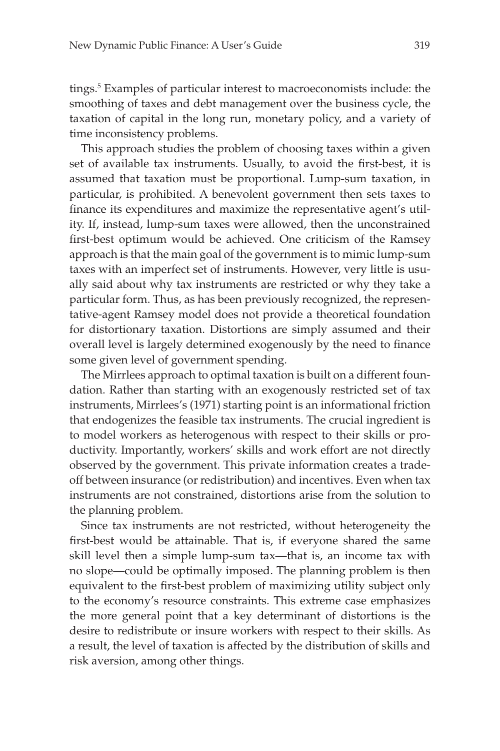tings.[5] Examples of particular interest to macroeconomists include: the smoothing of taxes and debt management over the business cycle, the taxation of capital in the long run, monetary policy, and a variety of time inconsistency problems.

This approach studies the problem of choosing taxes within a given set of available tax instruments. Usually, to avoid the first-best, it is assumed that taxation must be proportional. Lump-sum taxation, in particular, is prohibited. A benevolent government then sets taxes to finance its expenditures and maximize the representative agent's utility. If, instead, lump-sum taxes were allowed, then the unconstrained first-best optimum would be achieved. One criticism of the Ramsey approach is that the main goal of the government is to mimic lump-sum taxes with an imperfect set of instruments. However, very little is usually said about why tax instruments are restricted or why they take a particular form. Thus, as has been previously recognized, the representative-agent Ramsey model does not provide a theoretical foundation for distortionary taxation. Distortions are simply assumed and their overall level is largely determined exogenously by the need to finance some given level of government spending.

The Mirrlees approach to optimal taxation is built on a different foundation. Rather than starting with an exogenously restricted set of tax instruments, Mirrlees's (1971) starting point is an informational friction that endogenizes the feasible tax instruments. The crucial ingredient is to model workers as heterogenous with respect to their skills or productivity. Importantly, workers' skills and work effort are not directly observed by the government. This private information creates a tradeoff between insurance (or redistribution) and incentives. Even when tax instruments are not constrained, distortions arise from the solution to the planning problem.

Since tax instruments are not restricted, without heterogeneity the first-best would be attainable. That is, if everyone shared the same skill level then a simple lump-sum tax—that is, an income tax with no slope—could be optimally imposed. The planning problem is then equivalent to the first-best problem of maximizing utility subject only to the economy's resource constraints. This extreme case emphasizes the more general point that a key determinant of distortions is the desire to redistribute or insure workers with respect to their skills. As a result, the level of taxation is affected by the distribution of skills and risk aversion, among other things.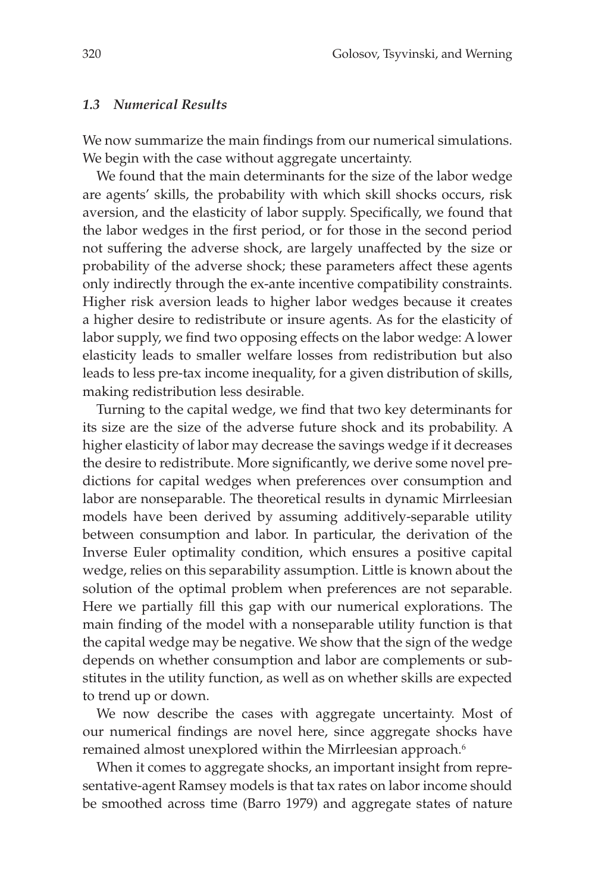### *1.3 Numerical Results*

We now summarize the main findings from our numerical simulations. We begin with the case without aggregate uncertainty.

We found that the main determinants for the size of the labor wedge are agents' skills, the probability with which skill shocks occurs, risk aversion, and the elasticity of labor supply. Specifically, we found that the labor wedges in the first period, or for those in the second period not suffering the adverse shock, are largely unaffected by the size or probability of the adverse shock; these parameters affect these agents only indirectly through the ex-ante incentive compatibility constraints. Higher risk aversion leads to higher labor wedges because it creates a higher desire to redistribute or insure agents. As for the elasticity of labor supply, we find two opposing effects on the labor wedge: A lower elasticity leads to smaller welfare losses from redistribution but also leads to less pre-tax income inequality, for a given distribution of skills, making redistribution less desirable.

Turning to the capital wedge, we find that two key determinants for its size are the size of the adverse future shock and its probability. A higher elasticity of labor may decrease the savings wedge if it decreases the desire to redistribute. More significantly, we derive some novel predictions for capital wedges when preferences over consumption and labor are nonseparable. The theoretical results in dynamic Mirrleesian models have been derived by assuming additively-separable utility between consumption and labor. In particular, the derivation of the Inverse Euler optimality condition, which ensures a positive capital wedge, relies on this separability assumption. Little is known about the solution of the optimal problem when preferences are not separable. Here we partially fill this gap with our numerical explorations. The main finding of the model with a nonseparable utility function is that the capital wedge may be negative. We show that the sign of the wedge depends on whether consumption and labor are complements or substitutes in the utility function, as well as on whether skills are expected to trend up or down.

We now describe the cases with aggregate uncertainty. Most of our numerical findings are novel here, since aggregate shocks have remained almost unexplored within the Mirrleesian approach.[6]

When it comes to aggregate shocks, an important insight from representative-agent Ramsey models is that tax rates on labor income should be smoothed across time (Barro 1979) and aggregate states of nature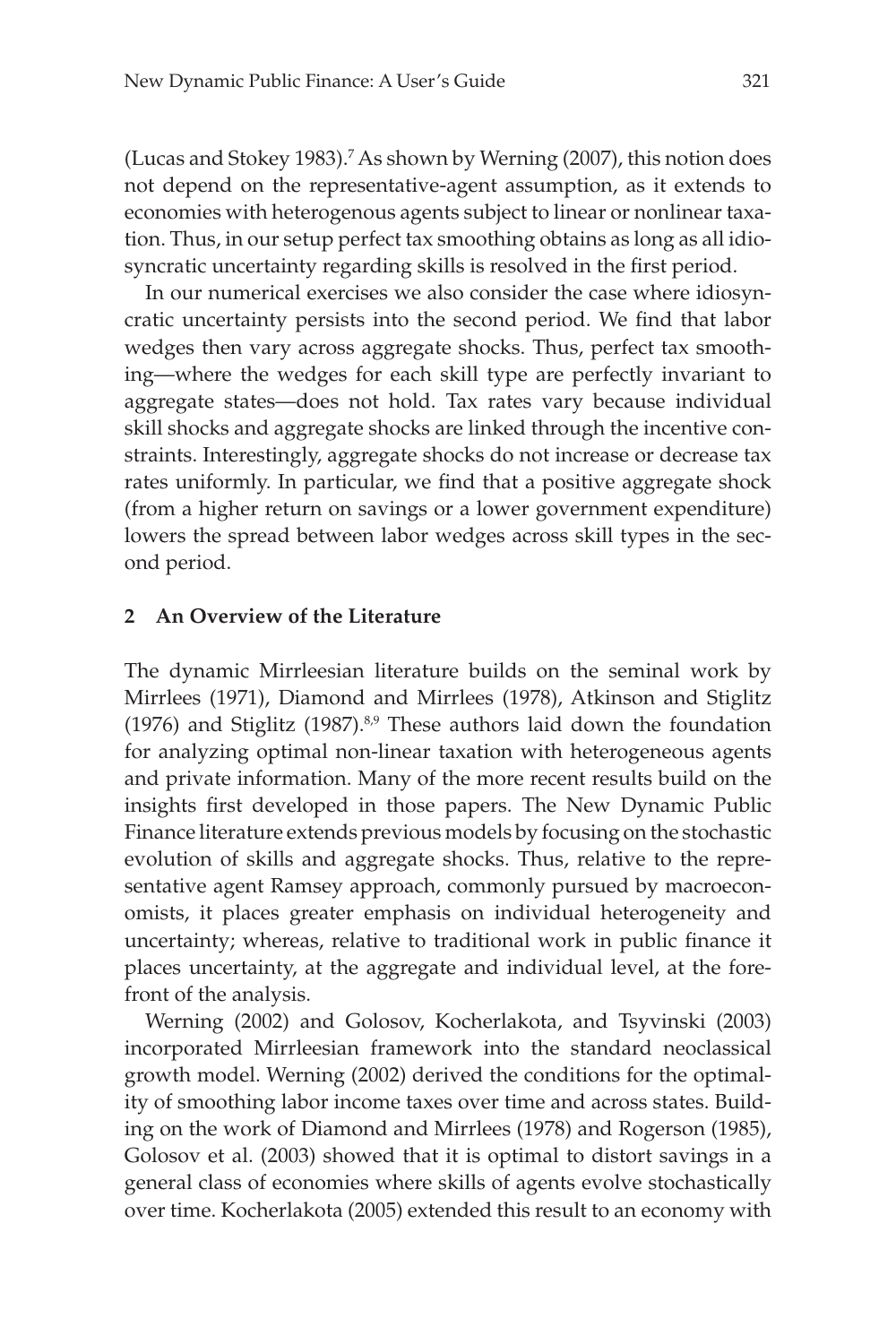(Lucas and Stokey 1983).[7] As shown by Werning (2007), this notion does not depend on the representative-agent assumption, as it extends to economies with heterogenous agents subject to linear or nonlinear taxation. Thus, in our setup perfect tax smoothing obtains as long as all idiosyncratic uncertainty regarding skills is resolved in the first period.

In our numerical exercises we also consider the case where idiosyncratic uncertainty persists into the second period. We find that labor wedges then vary across aggregate shocks. Thus, perfect tax smoothing—where the wedges for each skill type are perfectly invariant to aggregate states—does not hold. Tax rates vary because individual skill shocks and aggregate shocks are linked through the incentive constraints. Interestingly, aggregate shocks do not increase or decrease tax rates uniformly. In particular, we find that a positive aggregate shock (from a higher return on savings or a lower government expenditure) lowers the spread between labor wedges across skill types in the second period.

## 2 An Overview of the Literature

The dynamic Mirrleesian literature builds on the seminal work by Mirrlees (1971), Diamond and Mirrlees (1978), Atkinson and Stiglitz (1976) and Stiglitz (1987).[8,9] These authors laid down the foundation for analyzing optimal non-linear taxation with heterogeneous agents and private information. Many of the more recent results build on the insights first developed in those papers. The New Dynamic Public Finance literature extends previous models by focusing on the stochastic evolution of skills and aggregate shocks. Thus, relative to the representative agent Ramsey approach, commonly pursued by macroeconomists, it places greater emphasis on individual heterogeneity and uncertainty; whereas, relative to traditional work in public finance it places uncertainty, at the aggregate and individual level, at the forefront of the analysis.

Werning (2002) and Golosov, Kocherlakota, and Tsyvinski (2003) incorporated Mirrleesian framework into the standard neoclassical growth model. Werning (2002) derived the conditions for the optimality of smoothing labor income taxes over time and across states. Building on the work of Diamond and Mirrlees (1978) and Rogerson (1985), Golosov et al. (2003) showed that it is optimal to distort savings in a general class of economies where skills of agents evolve stochastically over time. Kocherlakota (2005) extended this result to an economy with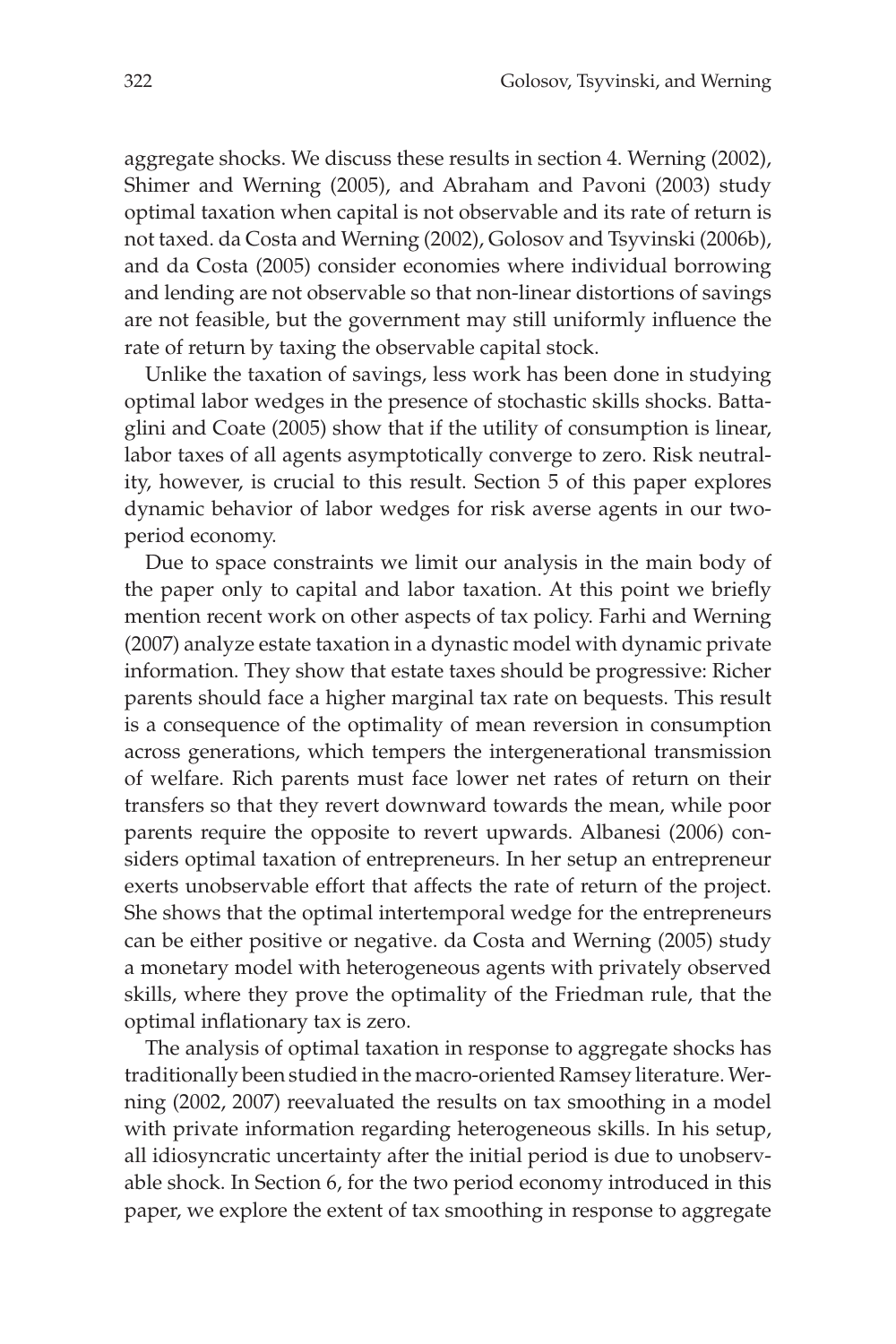aggregate shocks. We discuss these results in section 4. Werning (2002), Shimer and Werning (2005), and Abraham and Pavoni (2003) study optimal taxation when capital is not observable and its rate of return is not taxed. da Costa and Werning (2002), Golosov and Tsyvinski (2006b), and da Costa (2005) consider economies where individual borrowing and lending are not observable so that non-linear distortions of savings are not feasible, but the government may still uniformly influence the rate of return by taxing the observable capital stock.

Unlike the taxation of savings, less work has been done in studying optimal labor wedges in the presence of stochastic skills shocks. Battaglini and Coate (2005) show that if the utility of consumption is linear, labor taxes of all agents asymptotically converge to zero. Risk neutrality, however, is crucial to this result. Section 5 of this paper explores dynamic behavior of labor wedges for risk averse agents in our two-period economy.

Due to space constraints we limit our analysis in the main body of the paper only to capital and labor taxation. At this point we briefly mention recent work on other aspects of tax policy. Farhi and Werning (2007) analyze estate taxation in a dynastic model with dynamic private information. They show that estate taxes should be progressive: Richer parents should face a higher marginal tax rate on bequests. This result is a consequence of the optimality of mean reversion in consumption across generations, which tempers the intergenerational transmission of welfare. Rich parents must face lower net rates of return on their transfers so that they revert downward towards the mean, while poor parents require the opposite to revert upwards. Albanesi (2006) considers optimal taxation of entrepreneurs. In her setup an entrepreneur exerts unobservable effort that affects the rate of return of the project. She shows that the optimal intertemporal wedge for the entrepreneurs can be either positive or negative. da Costa and Werning (2005) study a monetary model with heterogeneous agents with privately observed skills, where they prove the optimality of the Friedman rule, that the optimal inflationary tax is zero.

The analysis of optimal taxation in response to aggregate shocks has traditionally been studied in the macro-oriented Ramsey literature. Werning (2002, 2007) reevaluated the results on tax smoothing in a model with private information regarding heterogeneous skills. In his setup, all idiosyncratic uncertainty after the initial period is due to unobservable shock. In Section 6, for the two period economy introduced in this paper, we explore the extent of tax smoothing in response to aggregate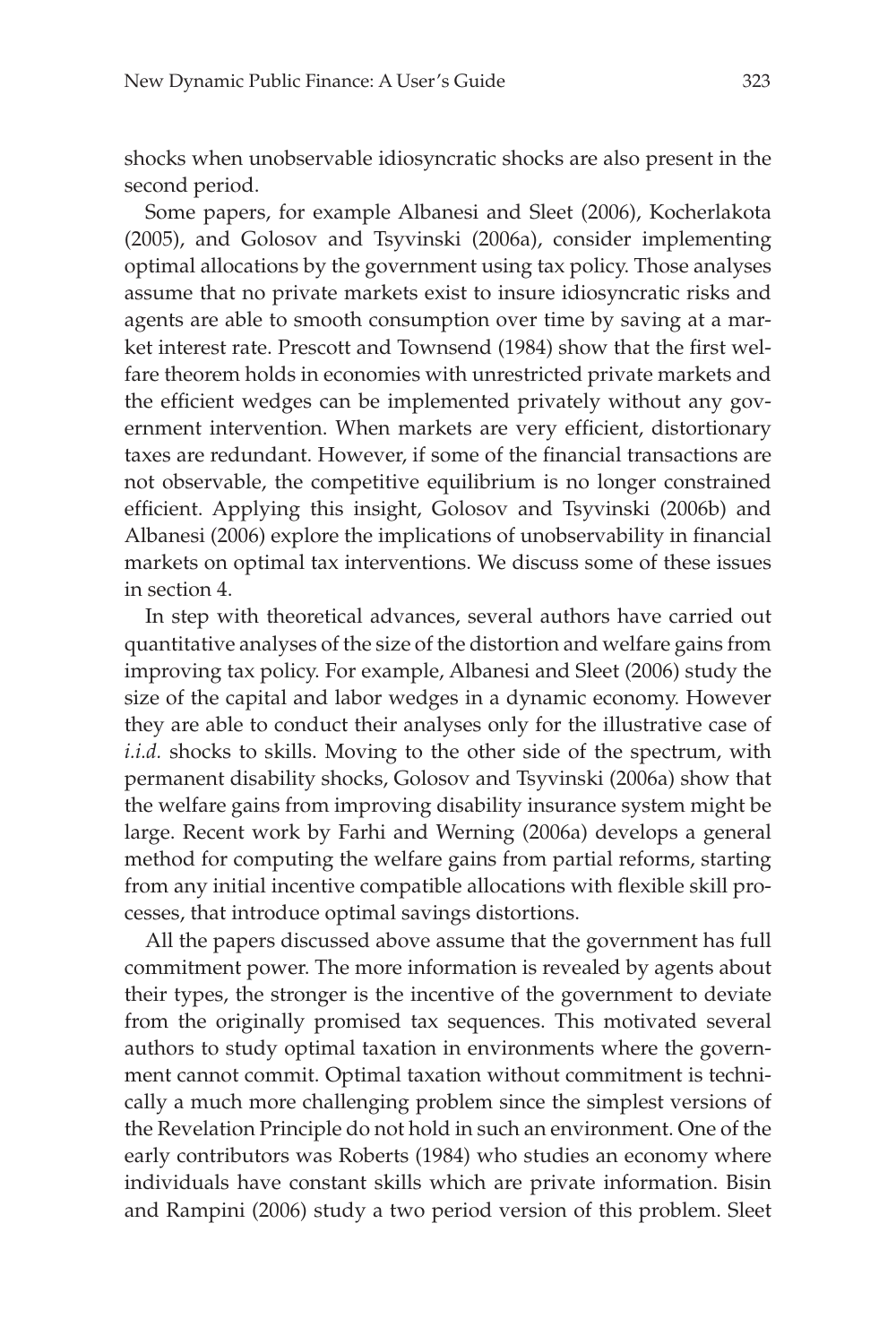shocks when unobservable idiosyncratic shocks are also present in the second period.

Some papers, for example Albanesi and Sleet (2006), Kocherlakota (2005), and Golosov and Tsyvinski (2006a), consider implementing optimal allocations by the government using tax policy. Those analyses assume that no private markets exist to insure idiosyncratic risks and agents are able to smooth consumption over time by saving at a market interest rate. Prescott and Townsend (1984) show that the first welfare theorem holds in economies with unrestricted private markets and the efficient wedges can be implemented privately without any government intervention. When markets are very efficient, distortionary taxes are redundant. However, if some of the financial transactions are not observable, the competitive equilibrium is no longer constrained efficient. Applying this insight, Golosov and Tsyvinski (2006b) and Albanesi (2006) explore the implications of unobservability in financial markets on optimal tax interventions. We discuss some of these issues in section 4.

In step with theoretical advances, several authors have carried out quantitative analyses of the size of the distortion and welfare gains from improving tax policy. For example, Albanesi and Sleet (2006) study the size of the capital and labor wedges in a dynamic economy. However they are able to conduct their analyses only for the illustrative case of *i.i.d.* shocks to skills. Moving to the other side of the spectrum, with permanent disability shocks, Golosov and Tsyvinski (2006a) show that the welfare gains from improving disability insurance system might be large. Recent work by Farhi and Werning (2006a) develops a general method for computing the welfare gains from partial reforms, starting from any initial incentive compatible allocations with flexible skill processes, that introduce optimal savings distortions.

All the papers discussed above assume that the government has full commitment power. The more information is revealed by agents about their types, the stronger is the incentive of the government to deviate from the originally promised tax sequences. This motivated several authors to study optimal taxation in environments where the government cannot commit. Optimal taxation without commitment is technically a much more challenging problem since the simplest versions of the Revelation Principle do not hold in such an environment. One of the early contributors was Roberts (1984) who studies an economy where individuals have constant skills which are private information. Bisin and Rampini (2006) study a two period version of this problem. Sleet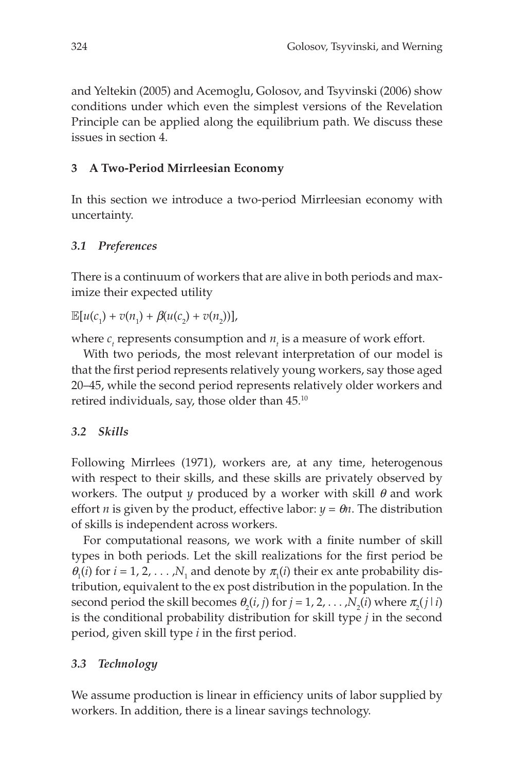and Yeltekin (2005) and Acemoglu, Golosov, and Tsyvinski (2006) show conditions under which even the simplest versions of the Revelation Principle can be applied along the equilibrium path. We discuss these issues in section 4.

## 3 A Two-Period Mirrleesian Economy

In this section we introduce a two-period Mirrleesian economy with uncertainty.

### *3.1 Preferences*

There is a continuum of workers that are alive in both periods and maximize their expected utility

$\mathbb{E}[u(c_1) + v(n_1) + \beta(u(c_2) + v(n_2))]$,

where $c_t$ represents consumption and $n_t$ is a measure of work effort.

With two periods, the most relevant interpretation of our model is that the first period represents relatively young workers, say those aged 20–45, while the second period represents relatively older workers and retired individuals, say, those older than 45.[10]

### *3.2 Skills*

Following Mirrlees (1971), workers are, at any time, heterogenous with respect to their skills, and these skills are privately observed by workers. The output $y$ produced by a worker with skill $\theta$ and work effort $n$ is given by the product, effective labor: $y = \theta n$. The distribution of skills is independent across workers.

For computational reasons, we work with a finite number of skill types in both periods. Let the skill realizations for the first period be $\theta_1(i)$ for $i = 1, 2, \ldots, N_1$ and denote by $\pi_1(i)$ their ex ante probability distribution, equivalent to the ex post distribution in the population. In the second period the skill becomes $\theta_2(i, j)$ for $j = 1, 2, \ldots, N_2(i)$ where $\pi_2(j \mid i)$ is the conditional probability distribution for skill type $j$ in the second period, given skill type $i$ in the first period.

### *3.3 Technology*

We assume production is linear in efficiency units of labor supplied by workers. In addition, there is a linear savings technology.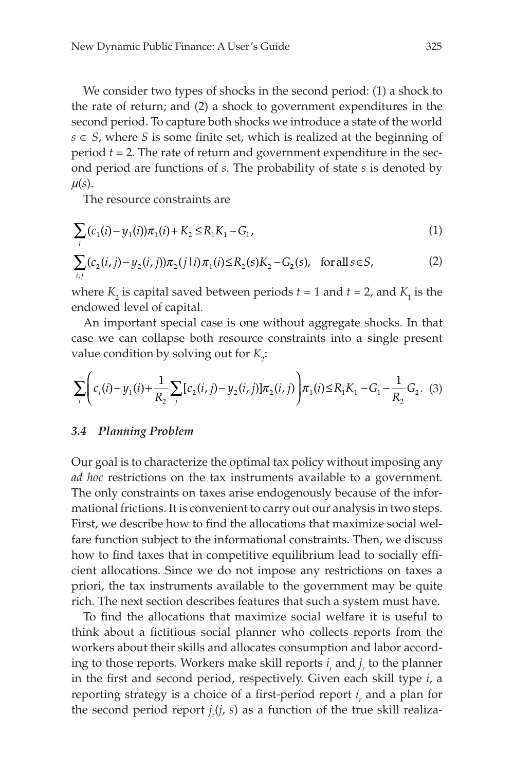We consider two types of shocks in the second period: (1) a shock to the rate of return; and (2) a shock to government expenditures in the second period. To capture both shocks we introduce a state of the world $s \in S$, where $S$ is some finite set, which is realized at the beginning of period $t = 2$. The rate of return and government expenditure in the second period are functions of $s$. The probability of state $s$ is denoted by $\mu(s)$.

The resource constraints are

$$\sum_i (c_1(i) - y_1(i))\pi_1(i) + K_2 \le R_1 K_1 - G_1, \tag{1}$$

$$\sum_{i,j} (c_2(i,j) - y_2(i,j))\pi_2(j \mid i)\pi_1(i) \le R_2(s)K_2 - G_2(s), \quad \text{for all } s \in S, \tag{2}$$

where $K_2$ is capital saved between periods $t = 1$ and $t = 2$, and $K_1$ is the endowed level of capital.

An important special case is one without aggregate shocks. In that case we can collapse both resource constraints into a single present value condition by solving out for $K_2$:

$$\sum_i \left( c_i(i) - y_1(i) + \frac{1}{R_2} \sum_j [c_2(i,j) - y_2(i,j)]\pi_2(i,j) \right) \pi_1(i) \le R_1 K_1 - G_1 - \frac{1}{R_2} G_2. \tag{3}$$

### *3.4 Planning Problem*

Our goal is to characterize the optimal tax policy without imposing any *ad hoc* restrictions on the tax instruments available to a government. The only constraints on taxes arise endogenously because of the informational frictions. It is convenient to carry out our analysis in two steps. First, we describe how to find the allocations that maximize social welfare function subject to the informational constraints. Then, we discuss how to find taxes that in competitive equilibrium lead to socially efficient allocations. Since we do not impose any restrictions on taxes a priori, the tax instruments available to the government may be quite rich. The next section describes features that such a system must have.

To find the allocations that maximize social welfare it is useful to think about a fictitious social planner who collects reports from the workers about their skills and allocates consumption and labor according to those reports. Workers make skill reports $i_r$ and $j_r$ to the planner in the first and second period, respectively. Given each skill type $i$, a reporting strategy is a choice of a first-period report $i_r$ and a plan for the second period report $j_r(j, s)$ as a function of the true skill realiza-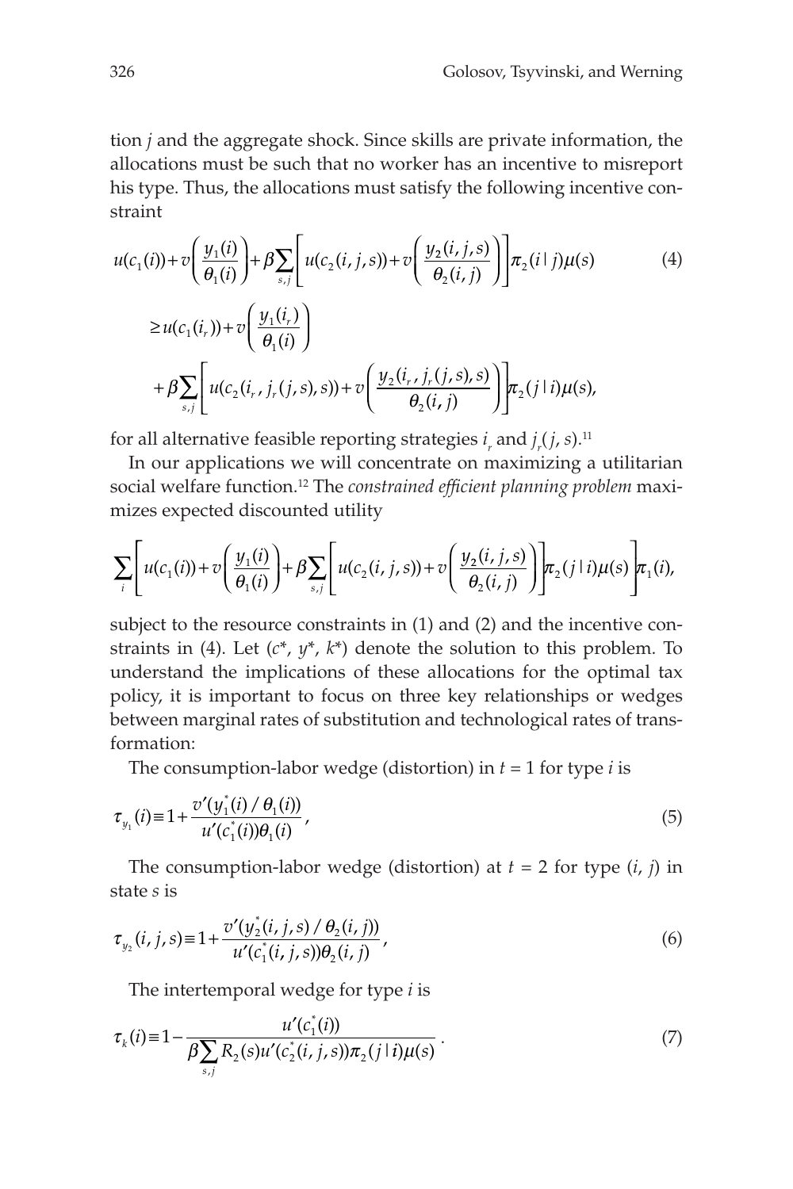tion $j$ and the aggregate shock. Since skills are private information, the allocations must be such that no worker has an incentive to misreport his type. Thus, the allocations must satisfy the following incentive constraint

$$u(c_1(i)) + v\left(\frac{y_1(i)}{\theta_1(i)}\right) + \beta \sum_{s,j} \left[ u(c_2(i,j,s)) + v\left(\frac{y_2(i,j,s)}{\theta_2(i,j)}\right) \right] \pi_2(i \mid j)\mu(s) \tag{4}$$

$$\geq u(c_1(i_r)) + v\left(\frac{y_1(i_r)}{\theta_1(i)}\right)$$

$$+ \beta \sum_{s,j} \left[ u(c_2(i_r, j_r(j,s), s)) + v\left(\frac{y_2(i_r, j_r(j,s), s)}{\theta_2(i,j)}\right) \right] \pi_2(j \mid i)\mu(s),$$

for all alternative feasible reporting strategies $i_r$ and $j_r(j, s)$.[11]

In our applications we will concentrate on maximizing a utilitarian social welfare function.[12] The *constrained efficient planning problem* maximizes expected discounted utility

$$\sum_i \left[ u(c_1(i)) + v\left(\frac{y_1(i)}{\theta_1(i)}\right) + \beta \sum_{s,j} \left[ u(c_2(i,j,s)) + v\left(\frac{y_2(i,j,s)}{\theta_2(i,j)}\right) \right] \pi_2(j \mid i)\mu(s) \right] \pi_1(i),$$

subject to the resource constraints in (1) and (2) and the incentive constraints in (4). Let ($c^*$, $y^*$, $k^*$) denote the solution to this problem. To understand the implications of these allocations for the optimal tax policy, it is important to focus on three key relationships or wedges between marginal rates of substitution and technological rates of transformation:

The consumption-labor wedge (distortion) in $t = 1$ for type $i$ is

$$\tau_{y_1}(i) \equiv 1 + \frac{v'(y_1^*(i)/\theta_1(i))}{u'(c_1^*(i))\theta_1(i)}, \tag{5}$$

The consumption-labor wedge (distortion) at $t = 2$ for type $(i, j)$ in state $s$ is

$$\tau_{y_2}(i,j,s) \equiv 1 + \frac{v'(y_2^*(i,j,s)/\theta_2(i,j))}{u'(c_1^*(i,j,s))\theta_2(i,j)}, \tag{6}$$

The intertemporal wedge for type $i$ is

$$\tau_k(i) \equiv 1 - \frac{u'(c_1^*(i))}{\beta \sum_{s,j} R_2(s) u'(c_2^*(i,j,s)) \pi_2(j \mid i)\mu(s)}. \tag{7}$$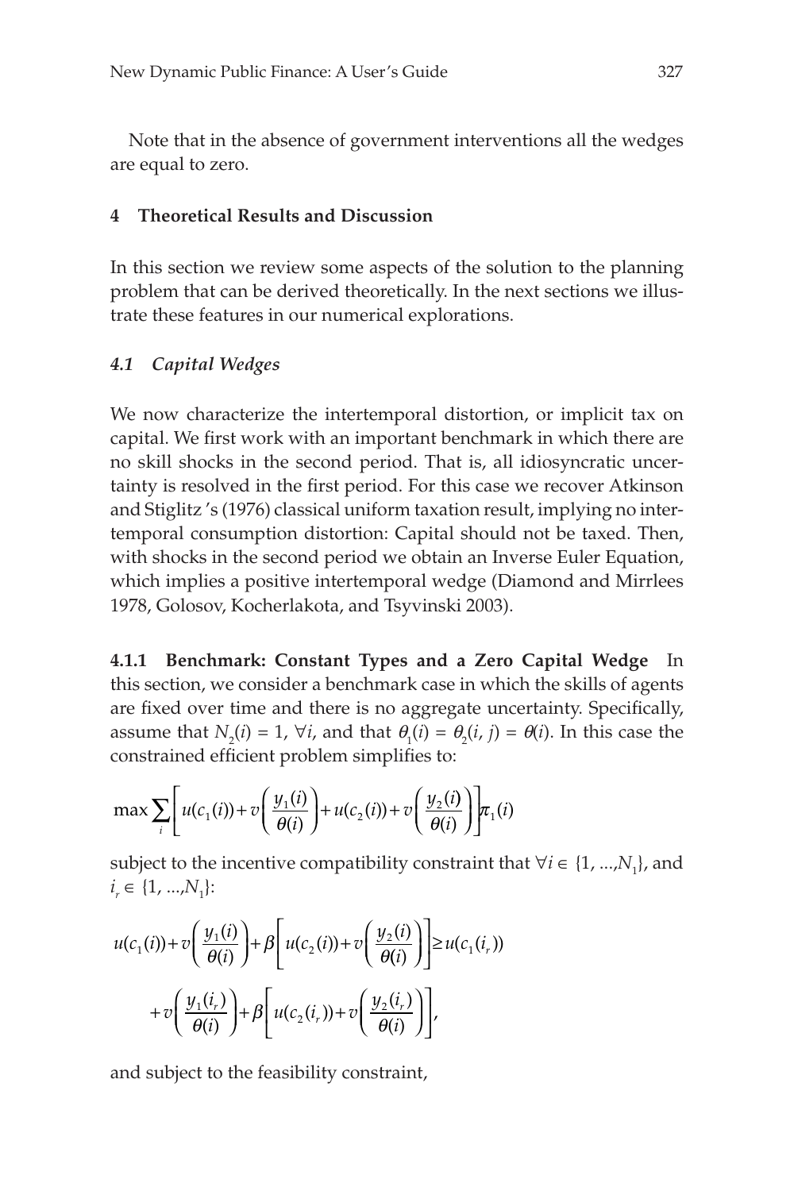Note that in the absence of government interventions all the wedges are equal to zero.

## 4 Theoretical Results and Discussion

In this section we review some aspects of the solution to the planning problem that can be derived theoretically. In the next sections we illustrate these features in our numerical explorations.

### *4.1 Capital Wedges*

We now characterize the intertemporal distortion, or implicit tax on capital. We first work with an important benchmark in which there are no skill shocks in the second period. That is, all idiosyncratic uncertainty is resolved in the first period. For this case we recover Atkinson and Stiglitz 's (1976) classical uniform taxation result, implying no intertemporal consumption distortion: Capital should not be taxed. Then, with shocks in the second period we obtain an Inverse Euler Equation, which implies a positive intertemporal wedge (Diamond and Mirrlees 1978, Golosov, Kocherlakota, and Tsyvinski 2003).

**4.1.1 Benchmark: Constant Types and a Zero Capital Wedge** In this section, we consider a benchmark case in which the skills of agents are fixed over time and there is no aggregate uncertainty. Specifically, assume that $N_2(i) = 1$, $\forall i$, and that $\theta_1(i) = \theta_2(i, j) = \theta(i)$. In this case the constrained efficient problem simplifies to:

$$\max \sum_i \left[ u(c_1(i)) + v\left(\frac{y_1(i)}{\theta(i)}\right) + u(c_2(i)) + v\left(\frac{y_2(i)}{\theta(i)}\right) \right] \pi_1(i)$$

subject to the incentive compatibility constraint that $\forall i \in \{1, ..., N_1\}$, and $i_r \in \{1, ..., N_1\}$:

$$u(c_1(i)) + v\left(\frac{y_1(i)}{\theta(i)}\right) + \beta\left[ u(c_2(i)) + v\left(\frac{y_2(i)}{\theta(i)}\right) \right] \geq u(c_1(i_r))$$

$$+ v\left(\frac{y_1(i_r)}{\theta(i)}\right) + \beta\left[ u(c_2(i_r)) + v\left(\frac{y_2(i_r)}{\theta(i)}\right) \right],$$

and subject to the feasibility constraint,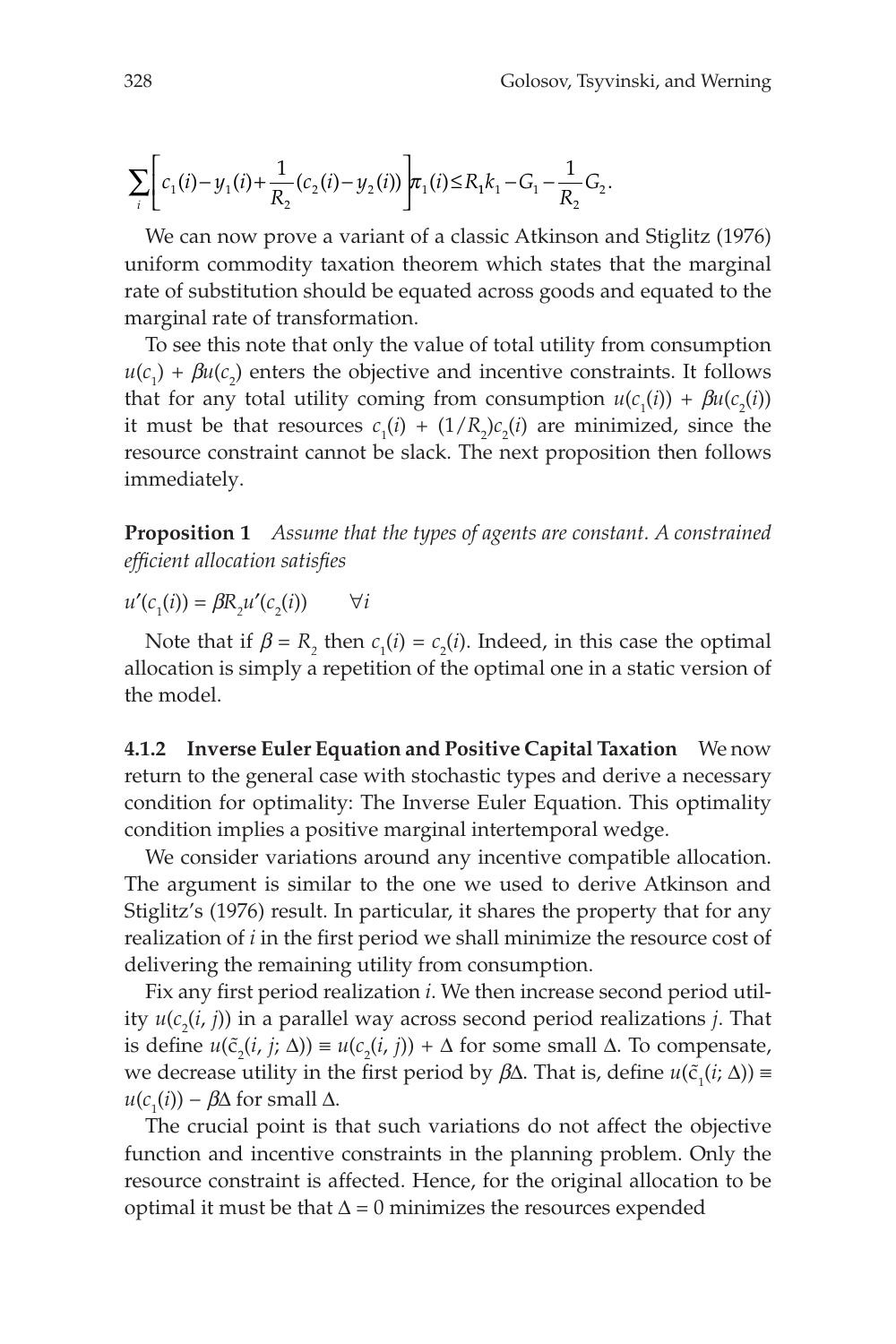$$\sum_i \left[ c_1(i) - y_1(i) + \frac{1}{R_2}(c_2(i) - y_2(i)) \right] \pi_1(i) \le R_1 k_1 - G_1 - \frac{1}{R_2} G_2.$$

We can now prove a variant of a classic Atkinson and Stiglitz (1976) uniform commodity taxation theorem which states that the marginal rate of substitution should be equated across goods and equated to the marginal rate of transformation.

To see this note that only the value of total utility from consumption $u(c_1) + \beta u(c_2)$ enters the objective and incentive constraints. It follows that for any total utility coming from consumption $u(c_1(i)) + \beta u(c_2(i))$ it must be that resources $c_1(i) + (1/R_2)c_2(i)$ are minimized, since the resource constraint cannot be slack. The next proposition then follows immediately.

**Proposition 1** *Assume that the types of agents are constant. A constrained efficient allocation satisfies*

$$u'(c_1(i)) = \beta R_2 u'(c_2(i)) \qquad \forall i$$

Note that if $\beta = R_2$ then $c_1(i) = c_2(i)$. Indeed, in this case the optimal allocation is simply a repetition of the optimal one in a static version of the model.

**4.1.2 Inverse Euler Equation and Positive Capital Taxation** We now return to the general case with stochastic types and derive a necessary condition for optimality: The Inverse Euler Equation. This optimality condition implies a positive marginal intertemporal wedge.

We consider variations around any incentive compatible allocation. The argument is similar to the one we used to derive Atkinson and Stiglitz's (1976) result. In particular, it shares the property that for any realization of $i$ in the first period we shall minimize the resource cost of delivering the remaining utility from consumption.

Fix any first period realization $i$. We then increase second period utility $u(c_2(i, j))$ in a parallel way across second period realizations $j$. That is define $u(\tilde{c}_2(i, j; \Delta)) \equiv u(c_2(i, j)) + \Delta$ for some small $\Delta$. To compensate, we decrease utility in the first period by $\beta\Delta$. That is, define $u(\tilde{c}_1(i; \Delta)) \equiv u(c_1(i)) - \beta\Delta$ for small $\Delta$.

The crucial point is that such variations do not affect the objective function and incentive constraints in the planning problem. Only the resource constraint is affected. Hence, for the original allocation to be optimal it must be that $\Delta = 0$ minimizes the resources expended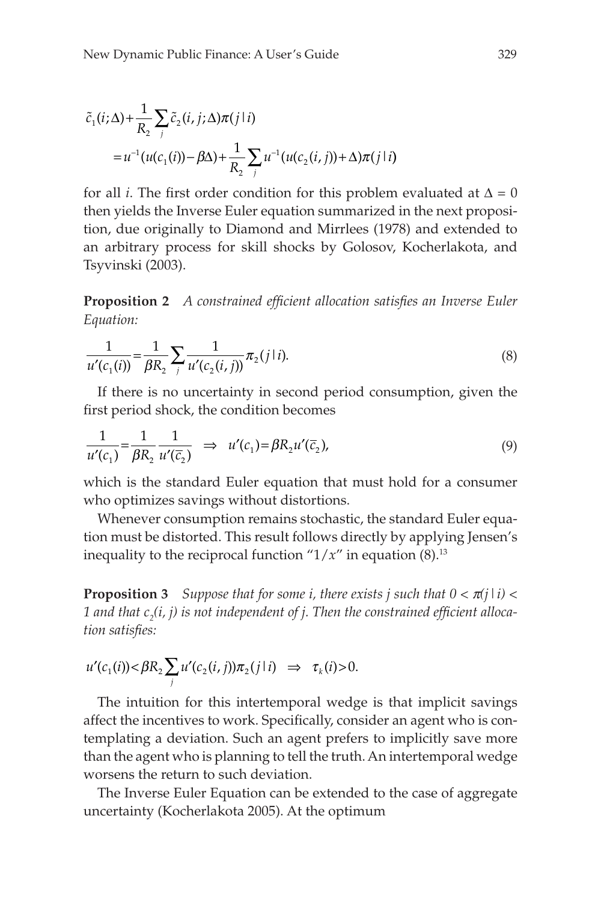$$\tilde{c}_1(i;\Delta) + \frac{1}{R_2}\sum_j \tilde{c}_2(i,j;\Delta)\pi(j \mid i)$$

$$= u^{-1}(u(c_1(i)) - \beta\Delta) + \frac{1}{R_2}\sum_j u^{-1}(u(c_2(i,j)) + \Delta)\pi(j \mid i)$$

for all $i$. The first order condition for this problem evaluated at $\Delta = 0$ then yields the Inverse Euler equation summarized in the next proposition, due originally to Diamond and Mirrlees (1978) and extended to an arbitrary process for skill shocks by Golosov, Kocherlakota, and Tsyvinski (2003).

**Proposition 2** *A constrained efficient allocation satisfies an Inverse Euler Equation:*

$$\frac{1}{u'(c_1(i))} = \frac{1}{\beta R_2}\sum_j \frac{1}{u'(c_2(i,j))}\pi_2(j \mid i). \tag{8}$$

If there is no uncertainty in second period consumption, given the first period shock, the condition becomes

$$\frac{1}{u'(c_1)} = \frac{1}{\beta R_2}\frac{1}{u'(\bar{c}_2)} \;\Rightarrow\; u'(c_1) = \beta R_2 u'(\bar{c}_2), \tag{9}$$

which is the standard Euler equation that must hold for a consumer who optimizes savings without distortions.

Whenever consumption remains stochastic, the standard Euler equation must be distorted. This result follows directly by applying Jensen's inequality to the reciprocal function "$1/x$" in equation (8).[13]

**Proposition 3** *Suppose that for some $i$, there exists $j$ such that $0 < \pi(j \mid i) < 1$ and that $c_2(i, j)$ is not independent of $j$. Then the constrained efficient allocation satisfies:*

$$u'(c_1(i)) < \beta R_2 \sum_j u'(c_2(i,j))\pi_2(j \mid i) \;\Rightarrow\; \tau_k(i) > 0.$$

The intuition for this intertemporal wedge is that implicit savings affect the incentives to work. Specifically, consider an agent who is contemplating a deviation. Such an agent prefers to implicitly save more than the agent who is planning to tell the truth. An intertemporal wedge worsens the return to such deviation.

The Inverse Euler Equation can be extended to the case of aggregate uncertainty (Kocherlakota 2005). At the optimum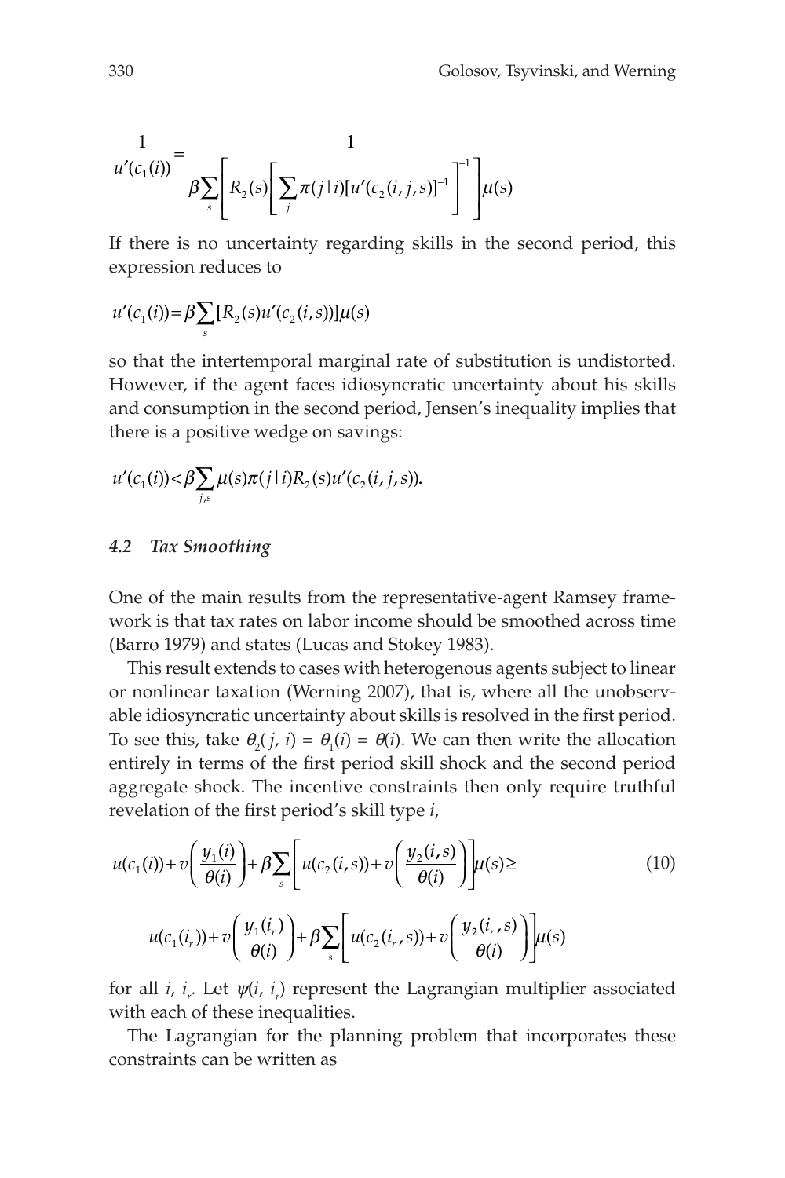$$\frac{1}{u'(c_1(i))} = \frac{1}{\beta \sum_s \left[ R_2(s) \left[ \sum_j \pi(j \mid i)[u'(c_2(i,j,s)]^{-1} \right]^{-1} \right] \mu(s)}$$

If there is no uncertainty regarding skills in the second period, this expression reduces to

$$u'(c_1(i)) = \beta \sum_s [R_2(s) u'(c_2(i,s))] \mu(s)$$

so that the intertemporal marginal rate of substitution is undistorted. However, if the agent faces idiosyncratic uncertainty about his skills and consumption in the second period, Jensen's inequality implies that there is a positive wedge on savings:

$$u'(c_1(i)) < \beta \sum_{j,s} \mu(s) \pi(j \mid i) R_2(s) u'(c_2(i,j,s)).$$

### *4.2 Tax Smoothing*

One of the main results from the representative-agent Ramsey framework is that tax rates on labor income should be smoothed across time (Barro 1979) and states (Lucas and Stokey 1983).

This result extends to cases with heterogenous agents subject to linear or nonlinear taxation (Werning 2007), that is, where all the unobservable idiosyncratic uncertainty about skills is resolved in the first period. To see this, take $\theta_2(j, i) = \theta_1(i) = \theta(i)$. We can then write the allocation entirely in terms of the first period skill shock and the second period aggregate shock. The incentive constraints then only require truthful revelation of the first period's skill type $i$,

$$u(c_1(i)) + v\left(\frac{y_1(i)}{\theta(i)}\right) + \beta \sum_s \left[ u(c_2(i,s)) + v\left(\frac{y_2(i,s)}{\theta(i)}\right) \right] \mu(s) \geq \tag{10}$$

$$u(c_1(i_r)) + v\left(\frac{y_1(i_r)}{\theta(i)}\right) + \beta \sum_s \left[ u(c_2(i_r,s)) + v\left(\frac{y_2(i_r,s)}{\theta(i)}\right) \right] \mu(s)$$

for all $i$, $i_r$. Let $\psi(i, i_r)$ represent the Lagrangian multiplier associated with each of these inequalities.

The Lagrangian for the planning problem that incorporates these constraints can be written as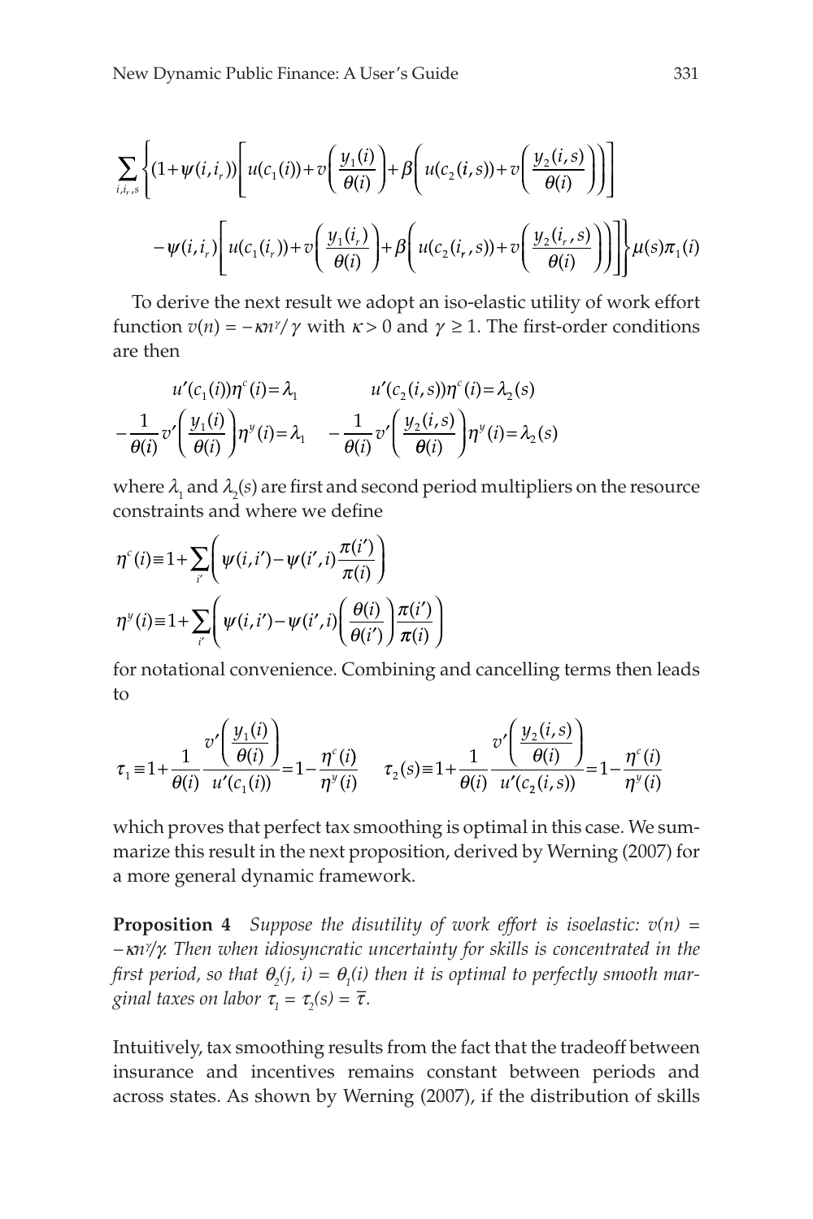$$\sum_{i,i_r,s}\left\{(1+\psi(i,i_r))\left[u(c_1(i))+v\left(\frac{y_1(i)}{\theta(i)}\right)+\beta\left(u(c_2(i,s))+v\left(\frac{y_2(i,s)}{\theta(i)}\right)\right)\right]\right.$$
$$\left.-\psi(i,i_r)\left[u(c_1(i_r))+v\left(\frac{y_1(i_r)}{\theta(i)}\right)+\beta\left(u(c_2(i_r,s))+v\left(\frac{y_2(i_r,s)}{\theta(i)}\right)\right)\right]\right\}\mu(s)\pi_1(i)$$

To derive the next result we adopt an iso-elastic utility of work effort function $v(n) = -\kappa n^{\gamma}/\gamma$ with $\kappa > 0$ and $\gamma \geq 1$. The first-order conditions are then

$$u'(c_1(i))\eta^c(i)=\lambda_1 \qquad u'(c_2(i,s))\eta^c(i)=\lambda_2(s)$$
$$-\frac{1}{\theta(i)}v'\left(\frac{y_1(i)}{\theta(i)}\right)\eta^y(i)=\lambda_1 \qquad -\frac{1}{\theta(i)}v'\left(\frac{y_2(i,s)}{\theta(i)}\right)\eta^y(i)=\lambda_2(s)$$

where $\lambda_1$ and $\lambda_2(s)$ are first and second period multipliers on the resource constraints and where we define

$$\eta^c(i)\equiv 1+\sum_{i'}\left(\psi(i,i')-\psi(i',i)\frac{\pi(i')}{\pi(i)}\right)$$
$$\eta^y(i)\equiv 1+\sum_{i'}\left(\psi(i,i')-\psi(i',i)\left(\frac{\theta(i)}{\theta(i')}\right)\frac{\pi(i')}{\pi(i)}\right)$$

for notational convenience. Combining and cancelling terms then leads to

$$\tau_1\equiv 1+\frac{1}{\theta(i)}\frac{v'\left(\frac{y_1(i)}{\theta(i)}\right)}{u'(c_1(i))}=1-\frac{\eta^c(i)}{\eta^y(i)} \qquad \tau_2(s)\equiv 1+\frac{1}{\theta(i)}\frac{v'\left(\frac{y_2(i,s)}{\theta(i)}\right)}{u'(c_2(i,s))}=1-\frac{\eta^c(i)}{\eta^y(i)}$$

which proves that perfect tax smoothing is optimal in this case. We summarize this result in the next proposition, derived by Werning (2007) for a more general dynamic framework.

**Proposition 4** *Suppose the disutility of work effort is isoelastic: $v(n) = -\kappa n^{\gamma}/\gamma$. Then when idiosyncratic uncertainty for skills is concentrated in the first period, so that $\theta_2(j, i) = \theta_1(i)$ then it is optimal to perfectly smooth marginal taxes on labor $\tau_1 = \tau_2(s) = \bar{\tau}$.*

Intuitively, tax smoothing results from the fact that the tradeoff between insurance and incentives remains constant between periods and across states. As shown by Werning (2007), if the distribution of skills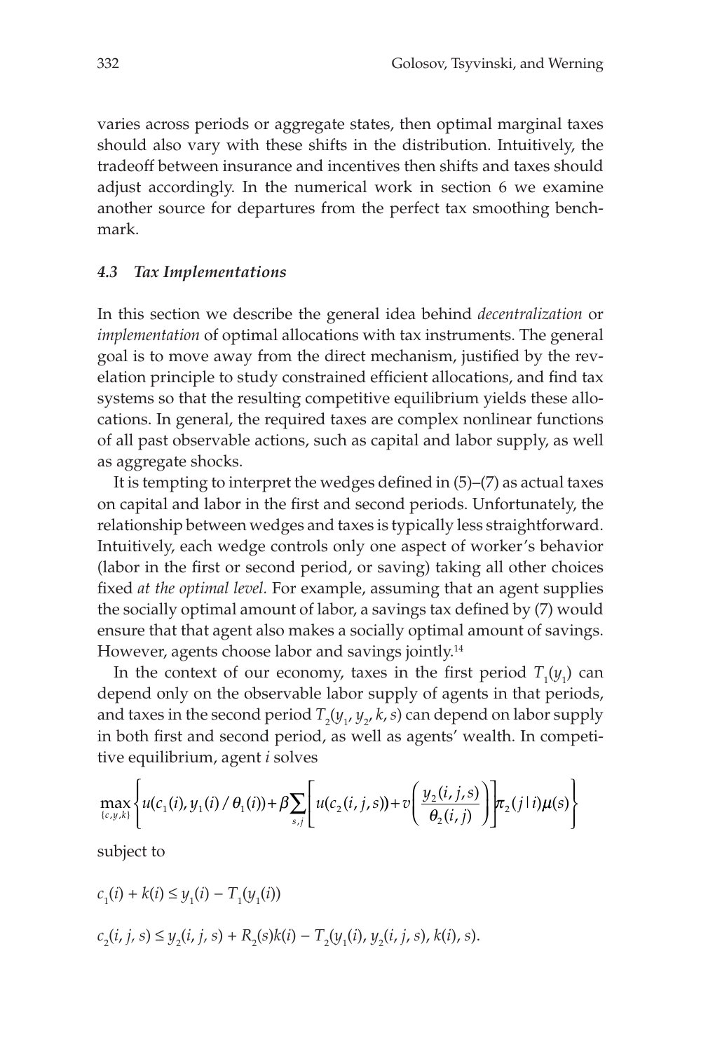varies across periods or aggregate states, then optimal marginal taxes should also vary with these shifts in the distribution. Intuitively, the tradeoff between insurance and incentives then shifts and taxes should adjust accordingly. In the numerical work in section 6 we examine another source for departures from the perfect tax smoothing benchmark.

### *4.3 Tax Implementations*

In this section we describe the general idea behind *decentralization* or *implementation* of optimal allocations with tax instruments. The general goal is to move away from the direct mechanism, justified by the revelation principle to study constrained efficient allocations, and find tax systems so that the resulting competitive equilibrium yields these allocations. In general, the required taxes are complex nonlinear functions of all past observable actions, such as capital and labor supply, as well as aggregate shocks.

It is tempting to interpret the wedges defined in (5)–(7) as actual taxes on capital and labor in the first and second periods. Unfortunately, the relationship between wedges and taxes is typically less straightforward. Intuitively, each wedge controls only one aspect of worker's behavior (labor in the first or second period, or saving) taking all other choices fixed *at the optimal level.* For example, assuming that an agent supplies the socially optimal amount of labor, a savings tax defined by (7) would ensure that that agent also makes a socially optimal amount of savings. However, agents choose labor and savings jointly.[14]

In the context of our economy, taxes in the first period $T_1(y_1)$ can depend only on the observable labor supply of agents in that periods, and taxes in the second period $T_2(y_1, y_2, k, s)$ can depend on labor supply in both first and second period, as well as agents' wealth. In competitive equilibrium, agent $i$ solves

$$\max_{\{c,y,k\}} \left\{ u(c_1(i), y_1(i)/\theta_1(i)) + \beta \sum_{s,j} \left[ u(c_2(i,j,s)) + v\left( \frac{y_2(i,j,s)}{\theta_2(i,j)} \right) \right] \pi_2(j \mid i) \mu(s) \right\}$$

subject to

$$c_1(i) + k(i) \le y_1(i) - T_1(y_1(i))$$

$$c_2(i,j,s) \le y_2(i,j,s) + R_2(s)k(i) - T_2(y_1(i), y_2(i,j,s), k(i), s).$$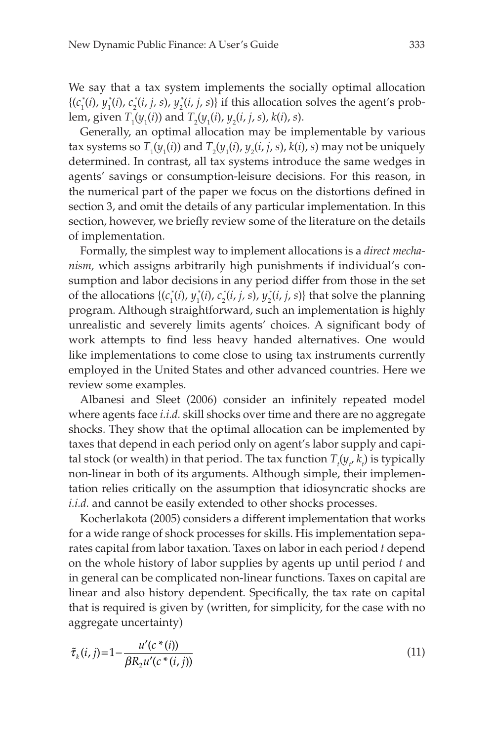We say that a tax system implements the socially optimal allocation $\{(c_1^*(i), y_1^*(i), c_2^*(i, j, s), y_2^*(i, j, s)\}$ if this allocation solves the agent's problem, given $T_1(y_1(i))$ and $T_2(y_1(i), y_2(i, j, s), k(i), s)$.

Generally, an optimal allocation may be implementable by various tax systems so $T_1(y_1(i))$ and $T_2(y_1(i), y_2(i, j, s), k(i), s)$ may not be uniquely determined. In contrast, all tax systems introduce the same wedges in agents' savings or consumption-leisure decisions. For this reason, in the numerical part of the paper we focus on the distortions defined in section 3, and omit the details of any particular implementation. In this section, however, we briefly review some of the literature on the details of implementation.

Formally, the simplest way to implement allocations is a *direct mechanism,* which assigns arbitrarily high punishments if individual's consumption and labor decisions in any period differ from those in the set of the allocations $\{(c_1^*(i), y_1^*(i), c_2^*(i, j, s), y_2^*(i, j, s)\}$ that solve the planning program. Although straightforward, such an implementation is highly unrealistic and severely limits agents' choices. A significant body of work attempts to find less heavy handed alternatives. One would like implementations to come close to using tax instruments currently employed in the United States and other advanced countries. Here we review some examples.

Albanesi and Sleet (2006) consider an infinitely repeated model where agents face *i.i.d.* skill shocks over time and there are no aggregate shocks. They show that the optimal allocation can be implemented by taxes that depend in each period only on agent's labor supply and capital stock (or wealth) in that period. The tax function $T_t(y_t, k_t)$ is typically non-linear in both of its arguments. Although simple, their implementation relies critically on the assumption that idiosyncratic shocks are *i.i.d.* and cannot be easily extended to other shocks processes.

Kocherlakota (2005) considers a different implementation that works for a wide range of shock processes for skills. His implementation separates capital from labor taxation. Taxes on labor in each period $t$ depend on the whole history of labor supplies by agents up until period $t$ and in general can be complicated non-linear functions. Taxes on capital are linear and also history dependent. Specifically, the tax rate on capital that is required is given by (written, for simplicity, for the case with no aggregate uncertainty)

$$\tilde{\tau}_k(i, j) = 1 - \frac{u'(c^*(i))}{\beta R_2 u'(c^*(i, j))} \tag{11}$$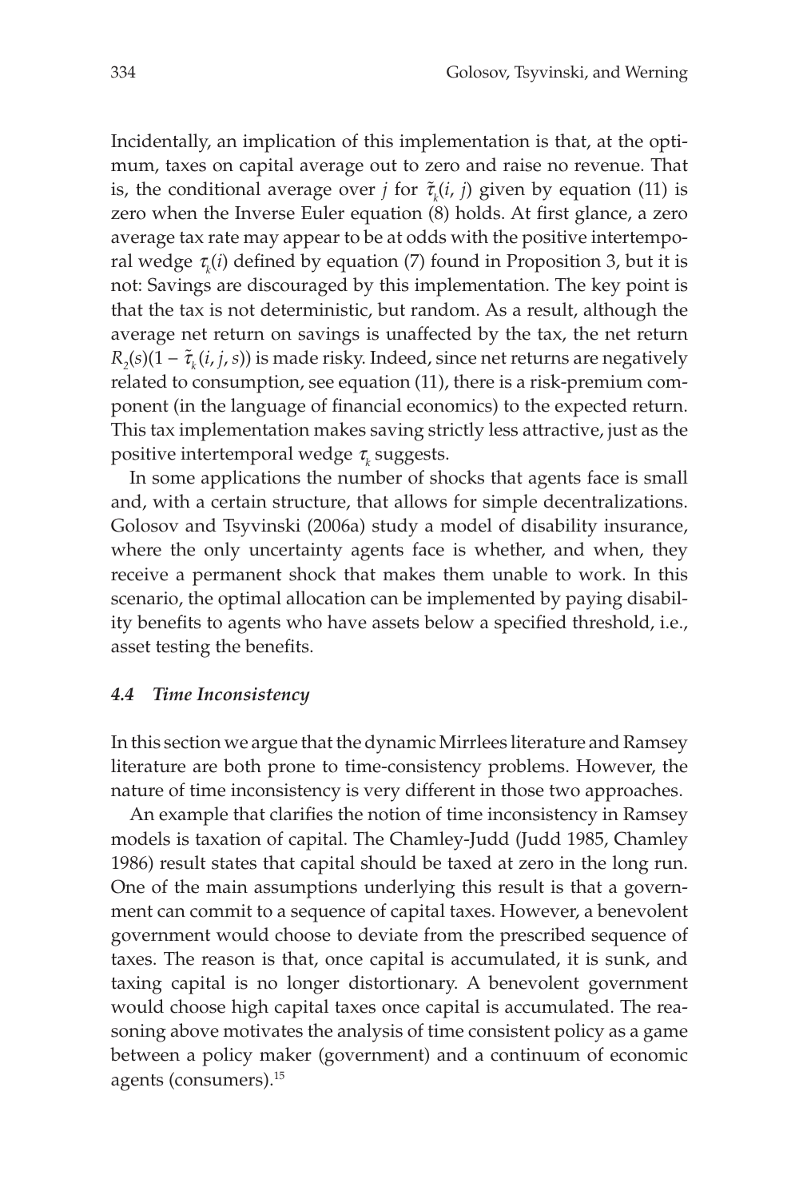Incidentally, an implication of this implementation is that, at the optimum, taxes on capital average out to zero and raise no revenue. That is, the conditional average over $j$ for $\tilde{\tau}_k(i, j)$ given by equation (11) is zero when the Inverse Euler equation (8) holds. At first glance, a zero average tax rate may appear to be at odds with the positive intertemporal wedge $\tau_k(i)$ defined by equation (7) found in Proposition 3, but it is not: Savings are discouraged by this implementation. The key point is that the tax is not deterministic, but random. As a result, although the average net return on savings is unaffected by the tax, the net return $R_2(s)(1 - \tilde{\tau}_k(i, j, s))$ is made risky. Indeed, since net returns are negatively related to consumption, see equation (11), there is a risk-premium component (in the language of financial economics) to the expected return. This tax implementation makes saving strictly less attractive, just as the positive intertemporal wedge $\tau_k$ suggests.

In some applications the number of shocks that agents face is small and, with a certain structure, that allows for simple decentralizations. Golosov and Tsyvinski (2006a) study a model of disability insurance, where the only uncertainty agents face is whether, and when, they receive a permanent shock that makes them unable to work. In this scenario, the optimal allocation can be implemented by paying disability benefits to agents who have assets below a specified threshold, i.e., asset testing the benefits.

### *4.4 Time Inconsistency*

In this section we argue that the dynamic Mirrlees literature and Ramsey literature are both prone to time-consistency problems. However, the nature of time inconsistency is very different in those two approaches.

An example that clarifies the notion of time inconsistency in Ramsey models is taxation of capital. The Chamley-Judd (Judd 1985, Chamley 1986) result states that capital should be taxed at zero in the long run. One of the main assumptions underlying this result is that a government can commit to a sequence of capital taxes. However, a benevolent government would choose to deviate from the prescribed sequence of taxes. The reason is that, once capital is accumulated, it is sunk, and taxing capital is no longer distortionary. A benevolent government would choose high capital taxes once capital is accumulated. The reasoning above motivates the analysis of time consistent policy as a game between a policy maker (government) and a continuum of economic agents (consumers).[15]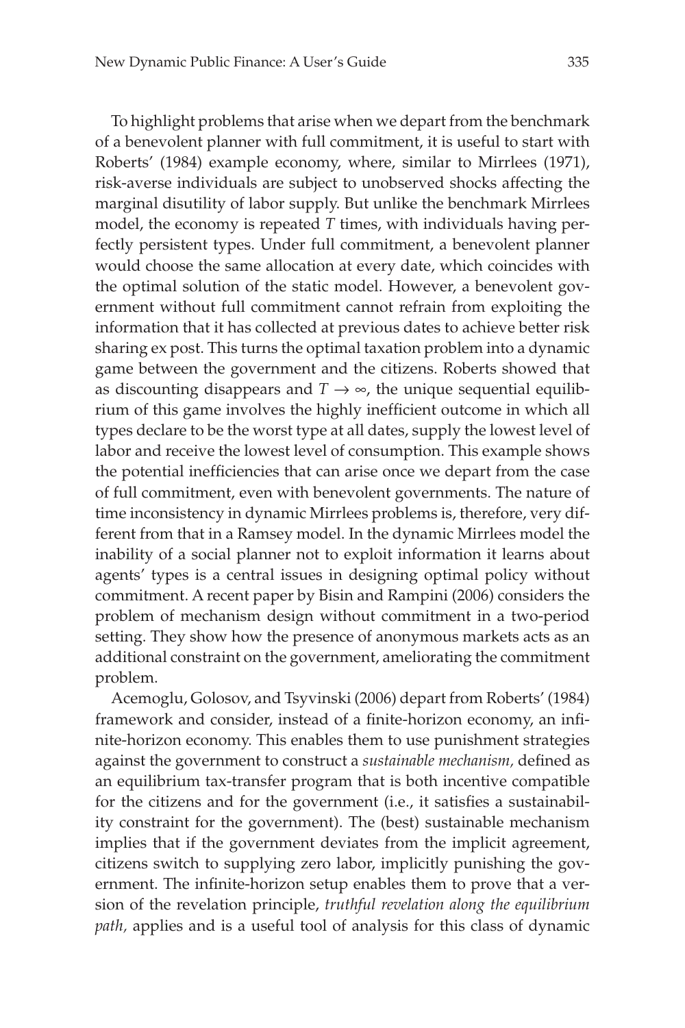To highlight problems that arise when we depart from the benchmark of a benevolent planner with full commitment, it is useful to start with Roberts' (1984) example economy, where, similar to Mirrlees (1971), risk-averse individuals are subject to unobserved shocks affecting the marginal disutility of labor supply. But unlike the benchmark Mirrlees model, the economy is repeated $T$ times, with individuals having perfectly persistent types. Under full commitment, a benevolent planner would choose the same allocation at every date, which coincides with the optimal solution of the static model. However, a benevolent government without full commitment cannot refrain from exploiting the information that it has collected at previous dates to achieve better risk sharing ex post. This turns the optimal taxation problem into a dynamic game between the government and the citizens. Roberts showed that as discounting disappears and $T \to \infty$, the unique sequential equilibrium of this game involves the highly inefficient outcome in which all types declare to be the worst type at all dates, supply the lowest level of labor and receive the lowest level of consumption. This example shows the potential inefficiencies that can arise once we depart from the case of full commitment, even with benevolent governments. The nature of time inconsistency in dynamic Mirrlees problems is, therefore, very different from that in a Ramsey model. In the dynamic Mirrlees model the inability of a social planner not to exploit information it learns about agents' types is a central issues in designing optimal policy without commitment. A recent paper by Bisin and Rampini (2006) considers the problem of mechanism design without commitment in a two-period setting. They show how the presence of anonymous markets acts as an additional constraint on the government, ameliorating the commitment problem.

Acemoglu, Golosov, and Tsyvinski (2006) depart from Roberts' (1984) framework and consider, instead of a finite-horizon economy, an infinite-horizon economy. This enables them to use punishment strategies against the government to construct a *sustainable mechanism,* defined as an equilibrium tax-transfer program that is both incentive compatible for the citizens and for the government (i.e., it satisfies a sustainability constraint for the government). The (best) sustainable mechanism implies that if the government deviates from the implicit agreement, citizens switch to supplying zero labor, implicitly punishing the government. The infinite-horizon setup enables them to prove that a version of the revelation principle, *truthful revelation along the equilibrium path,* applies and is a useful tool of analysis for this class of dynamic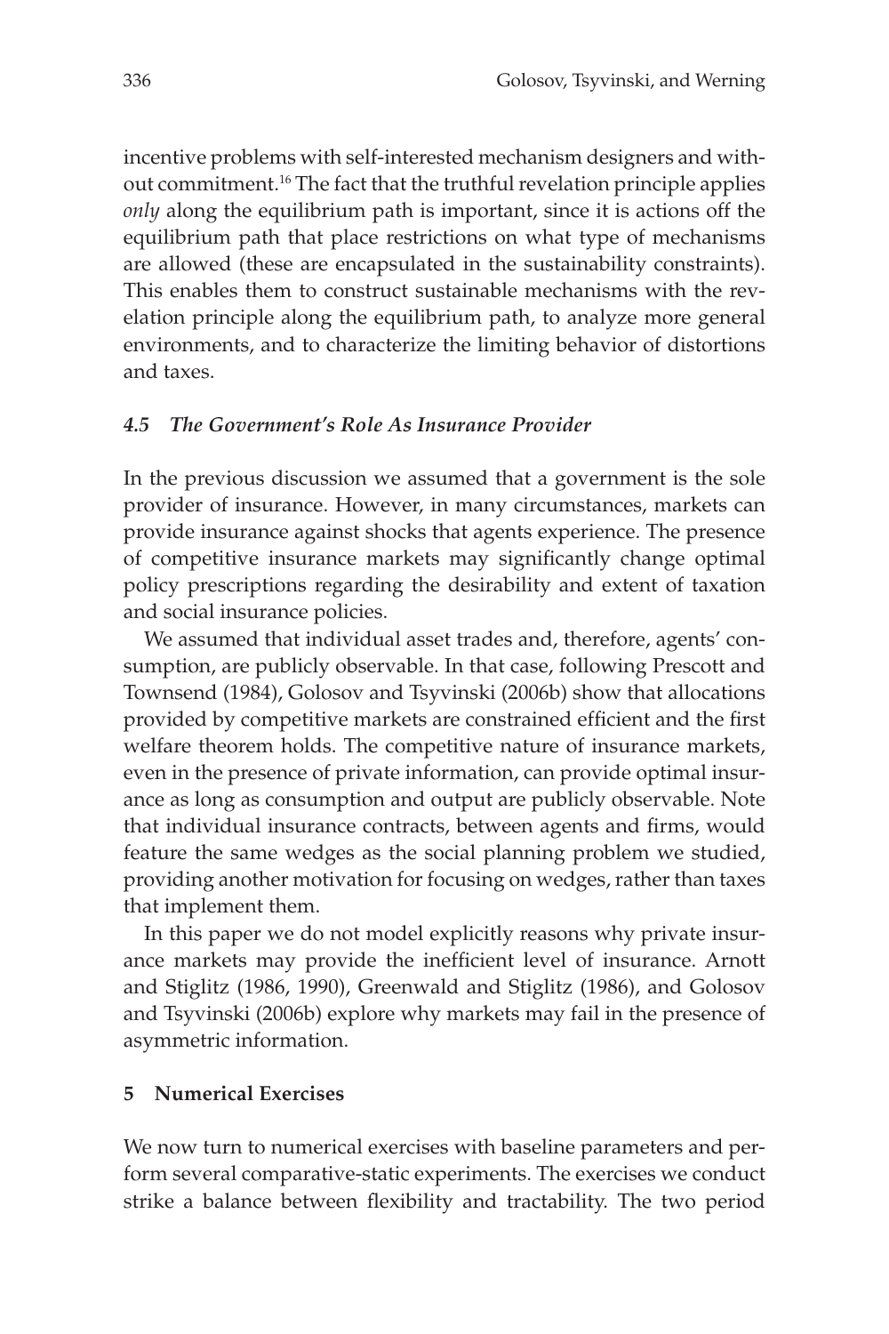incentive problems with self-interested mechanism designers and without commitment.[16] The fact that the truthful revelation principle applies *only* along the equilibrium path is important, since it is actions off the equilibrium path that place restrictions on what type of mechanisms are allowed (these are encapsulated in the sustainability constraints). This enables them to construct sustainable mechanisms with the revelation principle along the equilibrium path, to analyze more general environments, and to characterize the limiting behavior of distortions and taxes.

### *4.5 The Government's Role As Insurance Provider*

In the previous discussion we assumed that a government is the sole provider of insurance. However, in many circumstances, markets can provide insurance against shocks that agents experience. The presence of competitive insurance markets may significantly change optimal policy prescriptions regarding the desirability and extent of taxation and social insurance policies.

We assumed that individual asset trades and, therefore, agents' consumption, are publicly observable. In that case, following Prescott and Townsend (1984), Golosov and Tsyvinski (2006b) show that allocations provided by competitive markets are constrained efficient and the first welfare theorem holds. The competitive nature of insurance markets, even in the presence of private information, can provide optimal insurance as long as consumption and output are publicly observable. Note that individual insurance contracts, between agents and firms, would feature the same wedges as the social planning problem we studied, providing another motivation for focusing on wedges, rather than taxes that implement them.

In this paper we do not model explicitly reasons why private insurance markets may provide the inefficient level of insurance. Arnott and Stiglitz (1986, 1990), Greenwald and Stiglitz (1986), and Golosov and Tsyvinski (2006b) explore why markets may fail in the presence of asymmetric information.

## 5 Numerical Exercises

We now turn to numerical exercises with baseline parameters and perform several comparative-static experiments. The exercises we conduct strike a balance between flexibility and tractability. The two period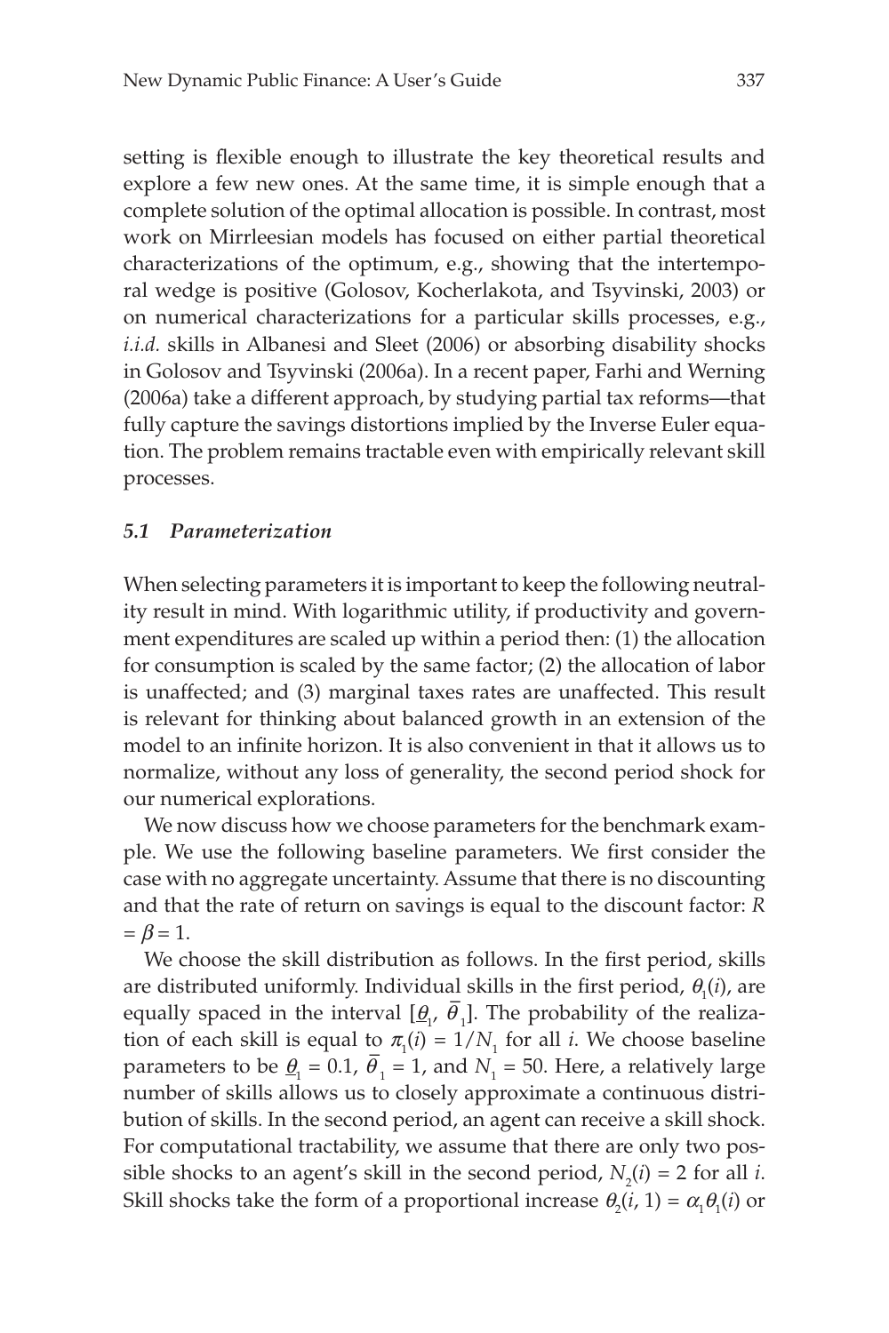setting is flexible enough to illustrate the key theoretical results and explore a few new ones. At the same time, it is simple enough that a complete solution of the optimal allocation is possible. In contrast, most work on Mirrleesian models has focused on either partial theoretical characterizations of the optimum, e.g., showing that the intertemporal wedge is positive (Golosov, Kocherlakota, and Tsyvinski, 2003) or on numerical characterizations for a particular skills processes, e.g., *i.i.d.* skills in Albanesi and Sleet (2006) or absorbing disability shocks in Golosov and Tsyvinski (2006a). In a recent paper, Farhi and Werning (2006a) take a different approach, by studying partial tax reforms—that fully capture the savings distortions implied by the Inverse Euler equation. The problem remains tractable even with empirically relevant skill processes.

### *5.1 Parameterization*

When selecting parameters it is important to keep the following neutrality result in mind. With logarithmic utility, if productivity and government expenditures are scaled up within a period then: (1) the allocation for consumption is scaled by the same factor; (2) the allocation of labor is unaffected; and (3) marginal taxes rates are unaffected. This result is relevant for thinking about balanced growth in an extension of the model to an infinite horizon. It is also convenient in that it allows us to normalize, without any loss of generality, the second period shock for our numerical explorations.

We now discuss how we choose parameters for the benchmark example. We use the following baseline parameters. We first consider the case with no aggregate uncertainty. Assume that there is no discounting and that the rate of return on savings is equal to the discount factor: $R = \beta = 1$.

We choose the skill distribution as follows. In the first period, skills are distributed uniformly. Individual skills in the first period, $\theta_1(i)$, are equally spaced in the interval $[\underline{\theta}_1, \overline{\theta}_1]$. The probability of the realization of each skill is equal to $\pi_1(i) = 1/N_1$ for all $i$. We choose baseline parameters to be $\underline{\theta}_1 = 0.1$, $\overline{\theta}_1 = 1$, and $N_1 = 50$. Here, a relatively large number of skills allows us to closely approximate a continuous distribution of skills. In the second period, an agent can receive a skill shock. For computational tractability, we assume that there are only two possible shocks to an agent's skill in the second period, $N_2(i) = 2$ for all $i$. Skill shocks take the form of a proportional increase $\theta_2(i, 1) = \alpha_1 \theta_1(i)$ or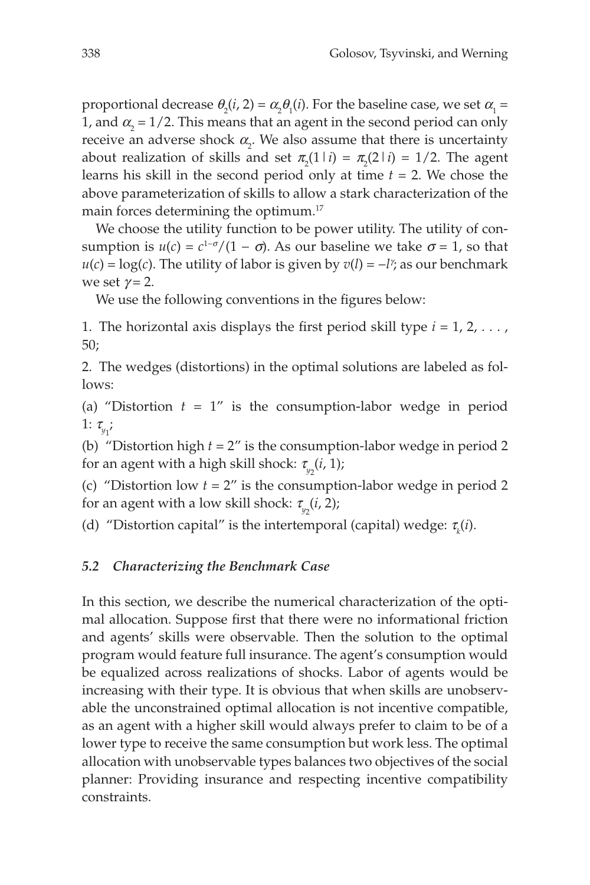proportional decrease $\theta_2(i, 2) = \alpha_2\theta_1(i)$. For the baseline case, we set $\alpha_1 = 1$, and $\alpha_2 = 1/2$. This means that an agent in the second period can only receive an adverse shock $\alpha_2$. We also assume that there is uncertainty about realization of skills and set $\pi_2(1 \mid i) = \pi_2(2 \mid i) = 1/2$. The agent learns his skill in the second period only at time $t = 2$. We chose the above parameterization of skills to allow a stark characterization of the main forces determining the optimum.[17]

We choose the utility function to be power utility. The utility of consumption is $u(c) = c^{1-\sigma}/(1 - \sigma)$. As our baseline we take $\sigma = 1$, so that $u(c) = \log(c)$. The utility of labor is given by $v(l) = -l^{\gamma}$; as our benchmark we set $\gamma = 2$.

We use the following conventions in the figures below:

1. The horizontal axis displays the first period skill type $i = 1, 2, \ldots, 50$;

2. The wedges (distortions) in the optimal solutions are labeled as follows:

(a) "Distortion $t = 1$" is the consumption-labor wedge in period 1: $\tau_{y_1}$;

(b) "Distortion high $t = 2$" is the consumption-labor wedge in period 2 for an agent with a high skill shock: $\tau_{y_2}(i, 1)$;

(c) "Distortion low $t = 2$" is the consumption-labor wedge in period 2 for an agent with a low skill shock: $\tau_{y_2}(i, 2)$;

(d) "Distortion capital" is the intertemporal (capital) wedge: $\tau_k(i)$.

### *5.2 Characterizing the Benchmark Case*

In this section, we describe the numerical characterization of the optimal allocation. Suppose first that there were no informational friction and agents' skills were observable. Then the solution to the optimal program would feature full insurance. The agent's consumption would be equalized across realizations of shocks. Labor of agents would be increasing with their type. It is obvious that when skills are unobservable the unconstrained optimal allocation is not incentive compatible, as an agent with a higher skill would always prefer to claim to be of a lower type to receive the same consumption but work less. The optimal allocation with unobservable types balances two objectives of the social planner: Providing insurance and respecting incentive compatibility constraints.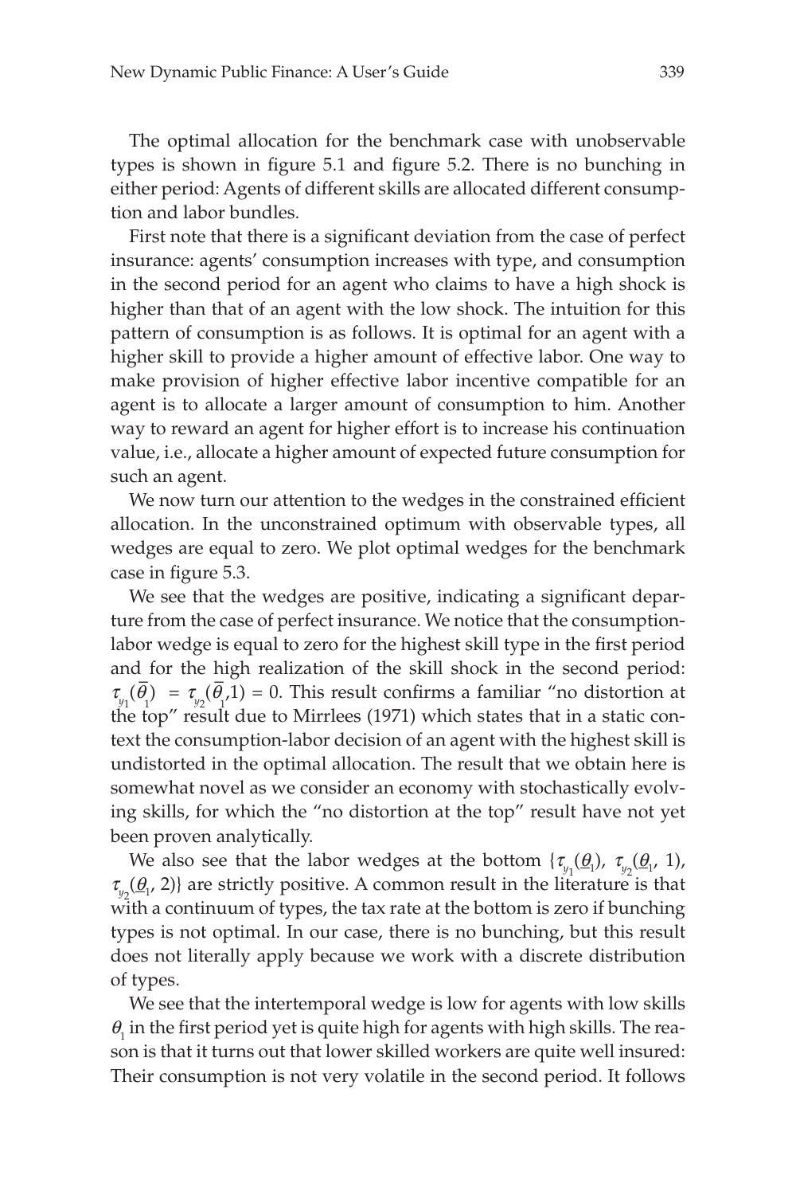The optimal allocation for the benchmark case with unobservable types is shown in figure 5.1 and figure 5.2. There is no bunching in either period: Agents of different skills are allocated different consumption and labor bundles.

First note that there is a significant deviation from the case of perfect insurance: agents' consumption increases with type, and consumption in the second period for an agent who claims to have a high shock is higher than that of an agent with the low shock. The intuition for this pattern of consumption is as follows. It is optimal for an agent with a higher skill to provide a higher amount of effective labor. One way to make provision of higher effective labor incentive compatible for an agent is to allocate a larger amount of consumption to him. Another way to reward an agent for higher effort is to increase his continuation value, i.e., allocate a higher amount of expected future consumption for such an agent.

We now turn our attention to the wedges in the constrained efficient allocation. In the unconstrained optimum with observable types, all wedges are equal to zero. We plot optimal wedges for the benchmark case in figure 5.3.

We see that the wedges are positive, indicating a significant departure from the case of perfect insurance. We notice that the consumption-labor wedge is equal to zero for the highest skill type in the first period and for the high realization of the skill shock in the second period: $\tau_{y_1}(\overline{\theta}_1) = \tau_{y_2}(\overline{\theta}_1, 1) = 0$. This result confirms a familiar "no distortion at the top" result due to Mirrlees (1971) which states that in a static context the consumption-labor decision of an agent with the highest skill is undistorted in the optimal allocation. The result that we obtain here is somewhat novel as we consider an economy with stochastically evolving skills, for which the "no distortion at the top" result have not yet been proven analytically.

We also see that the labor wedges at the bottom $\{\tau_{y_1}(\underline{\theta}_1),\ \tau_{y_2}(\underline{\theta}_1, 1),\ \tau_{y_2}(\underline{\theta}_1, 2)\}$ are strictly positive. A common result in the literature is that with a continuum of types, the tax rate at the bottom is zero if bunching types is not optimal. In our case, there is no bunching, but this result does not literally apply because we work with a discrete distribution of types.

We see that the intertemporal wedge is low for agents with low skills $\theta_1$ in the first period yet is quite high for agents with high skills. The reason is that it turns out that lower skilled workers are quite well insured: Their consumption is not very volatile in the second period. It follows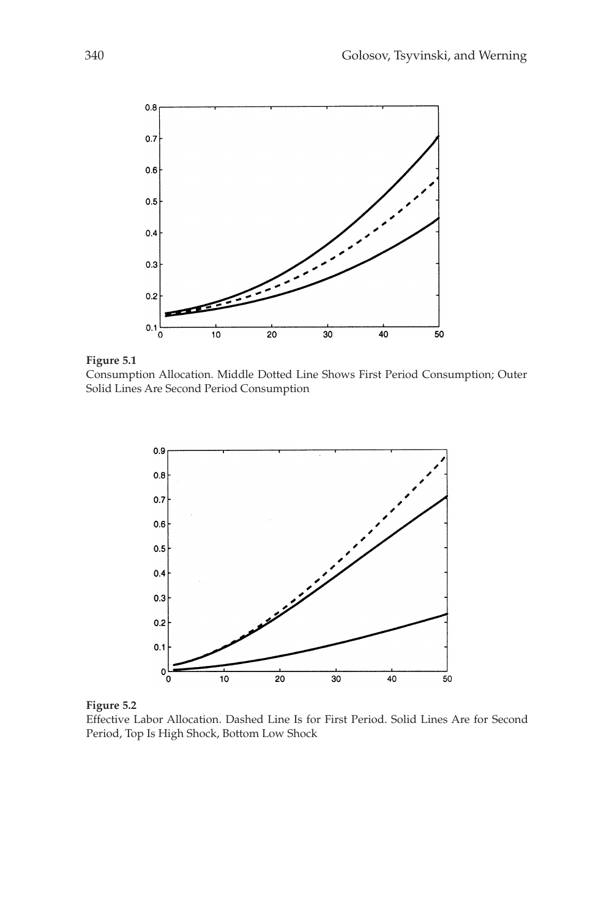**Figure 5.1**
Consumption Allocation. Middle Dotted Line Shows First Period Consumption; Outer Solid Lines Are Second Period Consumption

**Figure 5.2**
Effective Labor Allocation. Dashed Line Is for First Period. Solid Lines Are for Second Period, Top Is High Shock, Bottom Low Shock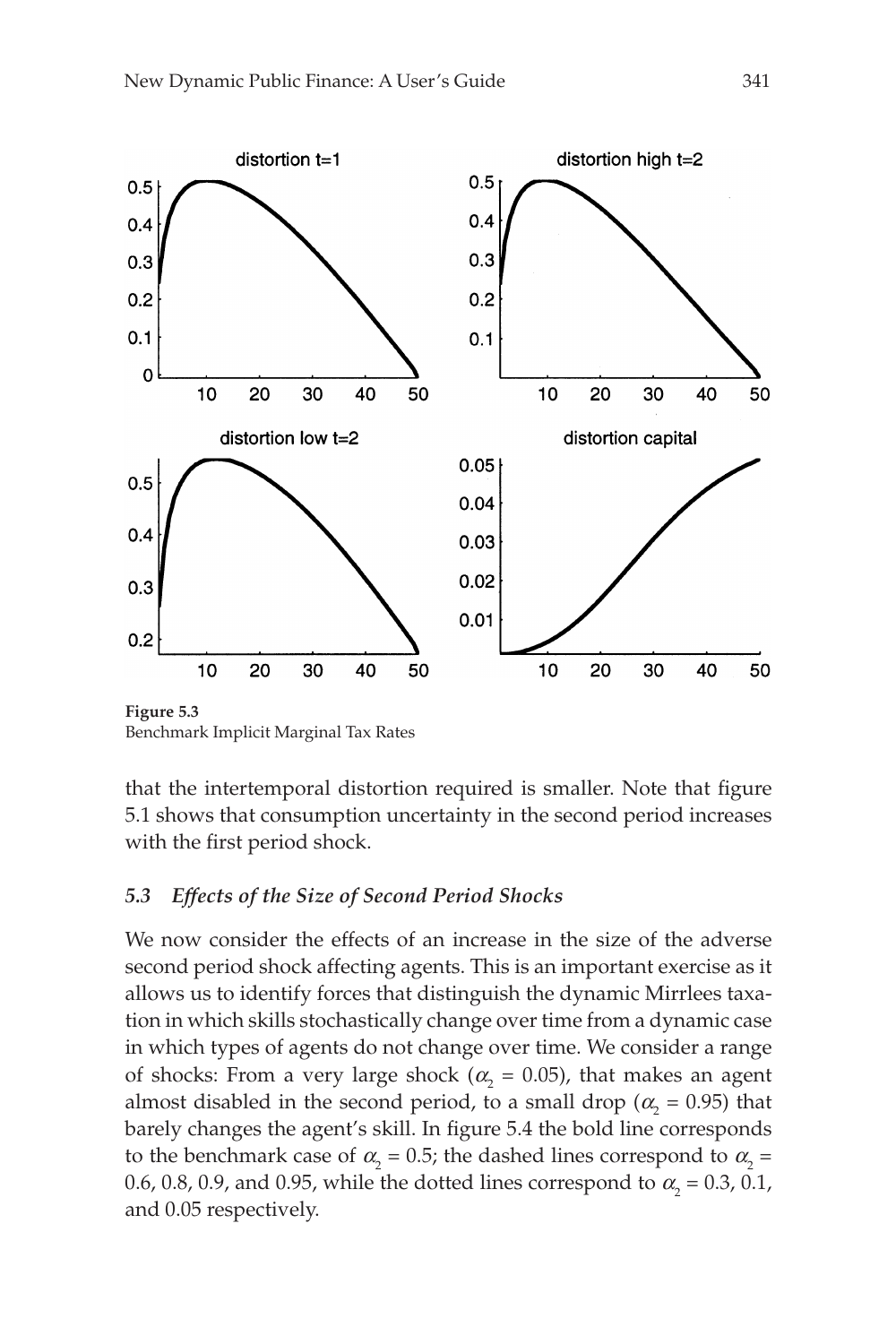**Figure 5.3**
Benchmark Implicit Marginal Tax Rates

that the intertemporal distortion required is smaller. Note that figure 5.1 shows that consumption uncertainty in the second period increases with the first period shock.

### *5.3 Effects of the Size of Second Period Shocks*

We now consider the effects of an increase in the size of the adverse second period shock affecting agents. This is an important exercise as it allows us to identify forces that distinguish the dynamic Mirrlees taxation in which skills stochastically change over time from a dynamic case in which types of agents do not change over time. We consider a range of shocks: From a very large shock ($\alpha_2 = 0.05$), that makes an agent almost disabled in the second period, to a small drop ($\alpha_2 = 0.95$) that barely changes the agent's skill. In figure 5.4 the bold line corresponds to the benchmark case of $\alpha_2 = 0.5$; the dashed lines correspond to $\alpha_2 =$ 0.6, 0.8, 0.9, and 0.95, while the dotted lines correspond to $\alpha_2 = 0.3$, 0.1, and 0.05 respectively.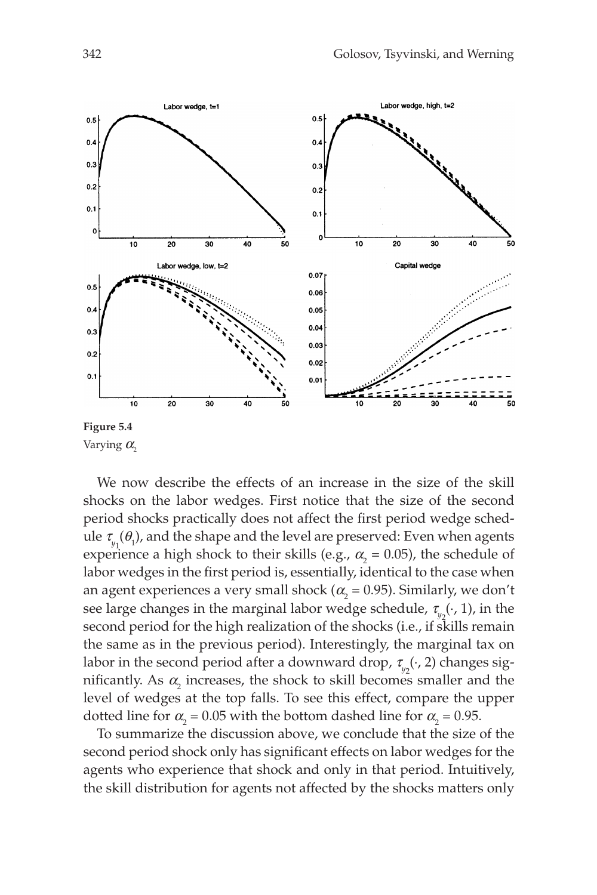**Figure 5.4**
Varying $\alpha_2$

We now describe the effects of an increase in the size of the skill shocks on the labor wedges. First notice that the size of the second period shocks practically does not affect the first period wedge schedule $\tau_{y_1}(\theta_1)$, and the shape and the level are preserved: Even when agents experience a high shock to their skills (e.g., $\alpha_2 = 0.05$), the schedule of labor wedges in the first period is, essentially, identical to the case when an agent experiences a very small shock ($\alpha_2 = 0.95$). Similarly, we don't see large changes in the marginal labor wedge schedule, $\tau_{y_2}(\cdot, 1)$, in the second period for the high realization of the shocks (i.e., if skills remain the same as in the previous period). Interestingly, the marginal tax on labor in the second period after a downward drop, $\tau_{y_2}(\cdot, 2)$ changes significantly. As $\alpha_2$ increases, the shock to skill becomes smaller and the level of wedges at the top falls. To see this effect, compare the upper dotted line for $\alpha_2 = 0.05$ with the bottom dashed line for $\alpha_2 = 0.95$.

To summarize the discussion above, we conclude that the size of the second period shock only has significant effects on labor wedges for the agents who experience that shock and only in that period. Intuitively, the skill distribution for agents not affected by the shocks matters only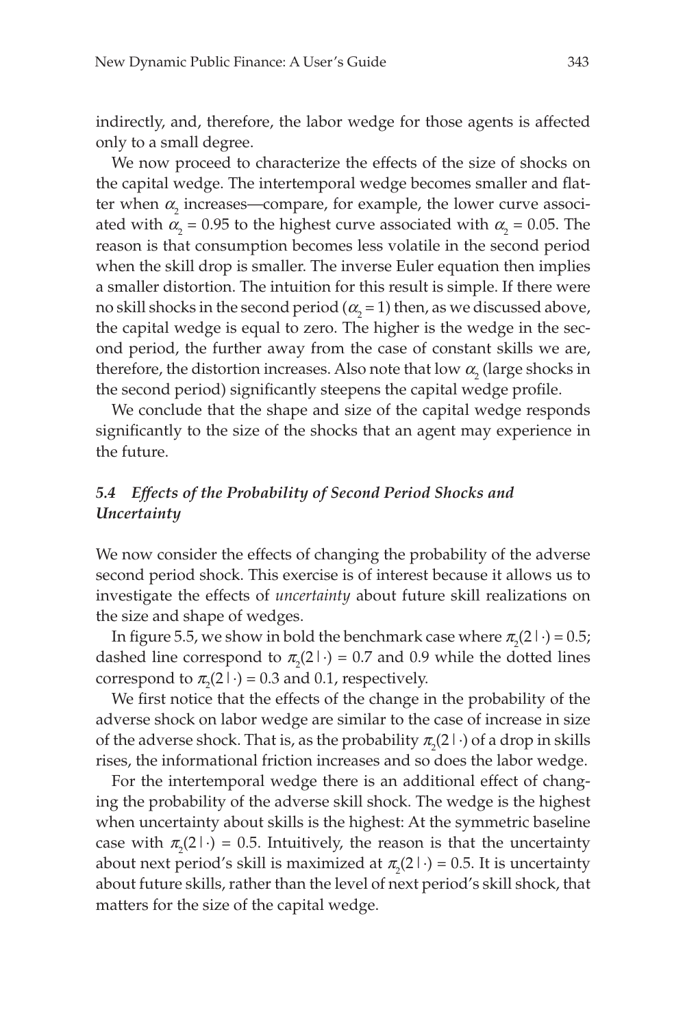indirectly, and, therefore, the labor wedge for those agents is affected only to a small degree.

We now proceed to characterize the effects of the size of shocks on the capital wedge. The intertemporal wedge becomes smaller and flatter when $\alpha_2$ increases—compare, for example, the lower curve associated with $\alpha_2 = 0.95$ to the highest curve associated with $\alpha_2 = 0.05$. The reason is that consumption becomes less volatile in the second period when the skill drop is smaller. The inverse Euler equation then implies a smaller distortion. The intuition for this result is simple. If there were no skill shocks in the second period ($\alpha_2 = 1$) then, as we discussed above, the capital wedge is equal to zero. The higher is the wedge in the second period, the further away from the case of constant skills we are, therefore, the distortion increases. Also note that low $\alpha_2$ (large shocks in the second period) significantly steepens the capital wedge profile.

We conclude that the shape and size of the capital wedge responds significantly to the size of the shocks that an agent may experience in the future.

### *5.4 Effects of the Probability of Second Period Shocks and Uncertainty*

We now consider the effects of changing the probability of the adverse second period shock. This exercise is of interest because it allows us to investigate the effects of *uncertainty* about future skill realizations on the size and shape of wedges.

In figure 5.5, we show in bold the benchmark case where $\pi_2(2 \mid \cdot) = 0.5$; dashed line correspond to $\pi_2(2 \mid \cdot) = 0.7$ and 0.9 while the dotted lines correspond to $\pi_2(2 \mid \cdot) = 0.3$ and 0.1, respectively.

We first notice that the effects of the change in the probability of the adverse shock on labor wedge are similar to the case of increase in size of the adverse shock. That is, as the probability $\pi_2(2 \mid \cdot)$ of a drop in skills rises, the informational friction increases and so does the labor wedge.

For the intertemporal wedge there is an additional effect of changing the probability of the adverse skill shock. The wedge is the highest when uncertainty about skills is the highest: At the symmetric baseline case with $\pi_2(2 \mid \cdot) = 0.5$. Intuitively, the reason is that the uncertainty about next period's skill is maximized at $\pi_2(2 \mid \cdot) = 0.5$. It is uncertainty about future skills, rather than the level of next period's skill shock, that matters for the size of the capital wedge.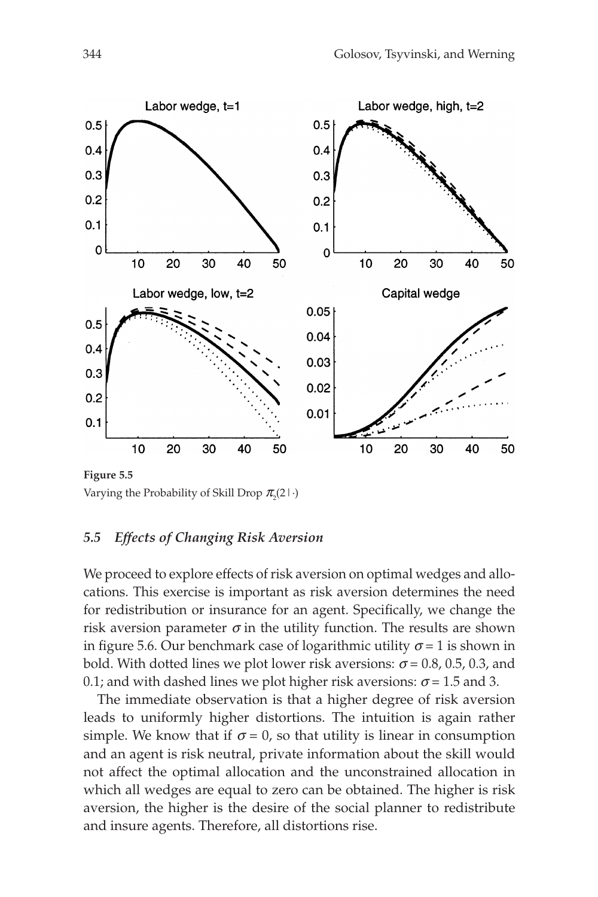**Figure 5.5**
Varying the Probability of Skill Drop $\pi_2(2 \mid \cdot)$

### *5.5 Effects of Changing Risk Aversion*

We proceed to explore effects of risk aversion on optimal wedges and allocations. This exercise is important as risk aversion determines the need for redistribution or insurance for an agent. Specifically, we change the risk aversion parameter $\sigma$ in the utility function. The results are shown in figure 5.6. Our benchmark case of logarithmic utility $\sigma = 1$ is shown in bold. With dotted lines we plot lower risk aversions: $\sigma = 0.8$, 0.5, 0.3, and 0.1; and with dashed lines we plot higher risk aversions: $\sigma = 1.5$ and 3.

The immediate observation is that a higher degree of risk aversion leads to uniformly higher distortions. The intuition is again rather simple. We know that if $\sigma = 0$, so that utility is linear in consumption and an agent is risk neutral, private information about the skill would not affect the optimal allocation and the unconstrained allocation in which all wedges are equal to zero can be obtained. The higher is risk aversion, the higher is the desire of the social planner to redistribute and insure agents. Therefore, all distortions rise.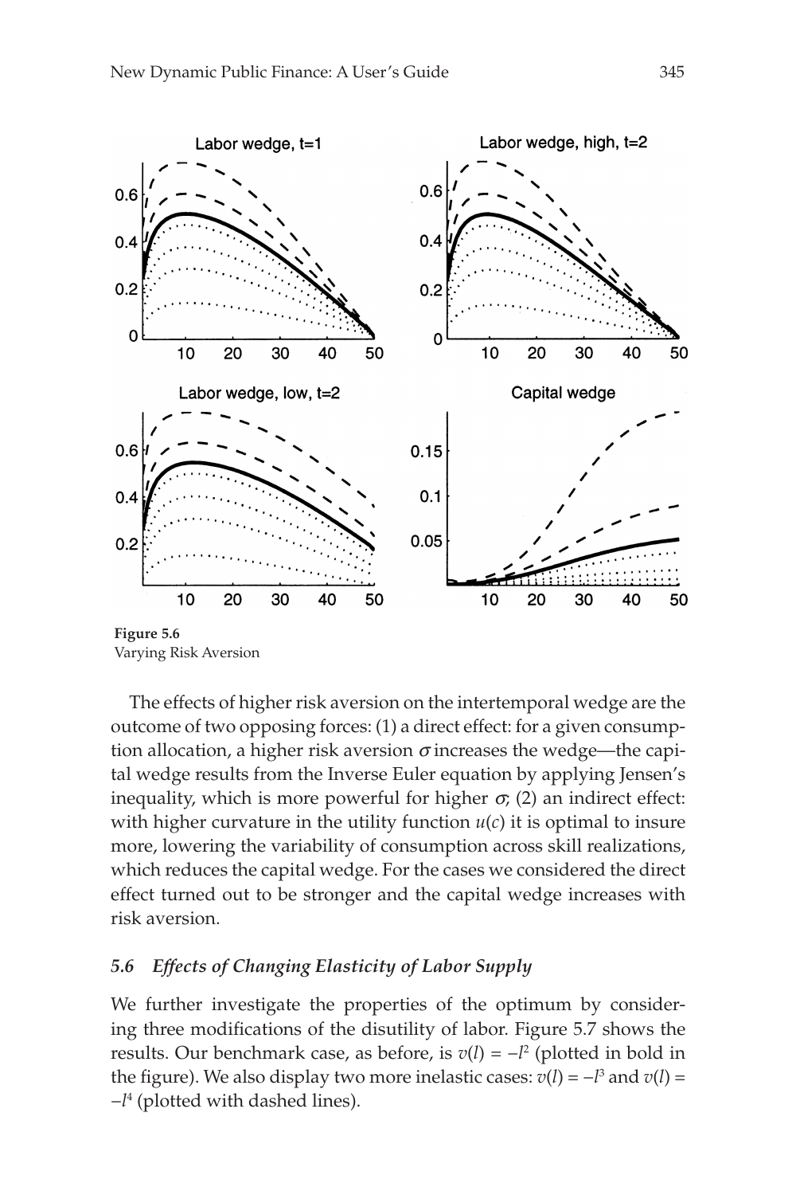**Figure 5.6**
Varying Risk Aversion

The effects of higher risk aversion on the intertemporal wedge are the outcome of two opposing forces: (1) a direct effect: for a given consumption allocation, a higher risk aversion $\sigma$ increases the wedge—the capital wedge results from the Inverse Euler equation by applying Jensen's inequality, which is more powerful for higher $\sigma$; (2) an indirect effect: with higher curvature in the utility function $u(c)$ it is optimal to insure more, lowering the variability of consumption across skill realizations, which reduces the capital wedge. For the cases we considered the direct effect turned out to be stronger and the capital wedge increases with risk aversion.

### *5.6 Effects of Changing Elasticity of Labor Supply*

We further investigate the properties of the optimum by considering three modifications of the disutility of labor. Figure 5.7 shows the results. Our benchmark case, as before, is $v(l) = -l^2$ (plotted in bold in the figure). We also display two more inelastic cases: $v(l) = -l^3$ and $v(l) = -l^4$ (plotted with dashed lines).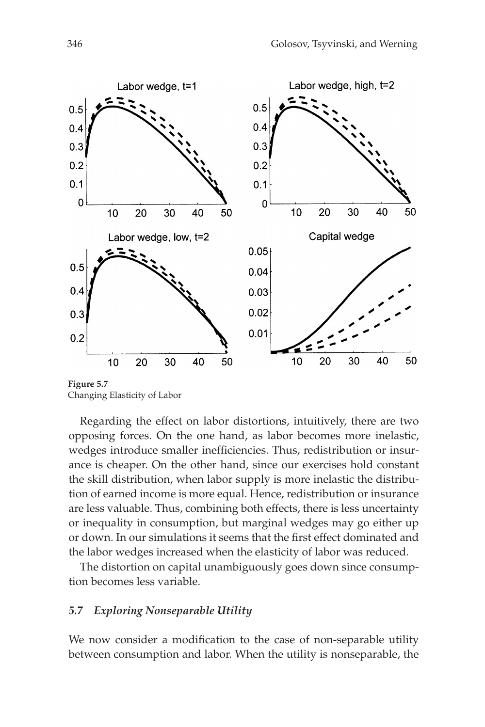**Figure 5.7**
Changing Elasticity of Labor

Regarding the effect on labor distortions, intuitively, there are two opposing forces. On the one hand, as labor becomes more inelastic, wedges introduce smaller inefficiencies. Thus, redistribution or insurance is cheaper. On the other hand, since our exercises hold constant the skill distribution, when labor supply is more inelastic the distribution of earned income is more equal. Hence, redistribution or insurance are less valuable. Thus, combining both effects, there is less uncertainty or inequality in consumption, but marginal wedges may go either up or down. In our simulations it seems that the first effect dominated and the labor wedges increased when the elasticity of labor was reduced.

The distortion on capital unambiguously goes down since consumption becomes less variable.

### *5.7 Exploring Nonseparable Utility*

We now consider a modification to the case of non-separable utility between consumption and labor. When the utility is nonseparable, the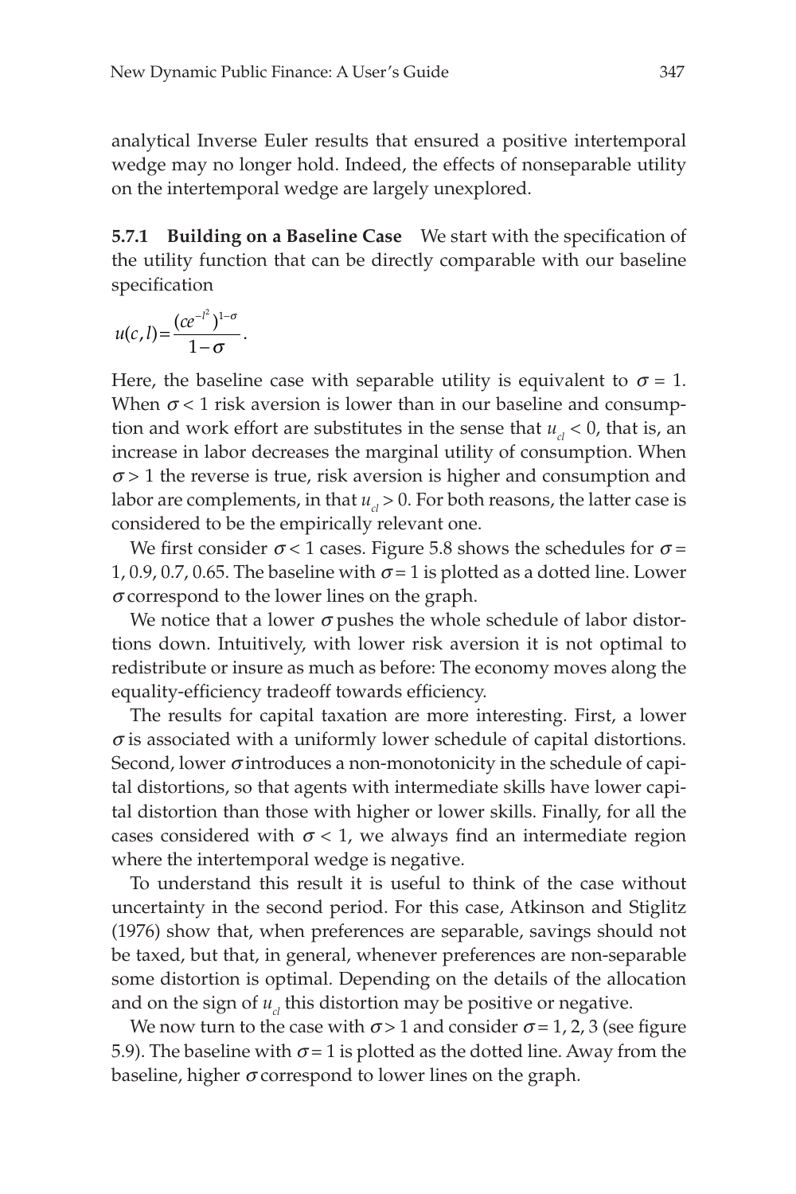analytical Inverse Euler results that ensured a positive intertemporal wedge may no longer hold. Indeed, the effects of nonseparable utility on the intertemporal wedge are largely unexplored.

**5.7.1 Building on a Baseline Case** We start with the specification of the utility function that can be directly comparable with our baseline specification

$$u(c,l) = \frac{(ce^{-l^2})^{1-\sigma}}{1-\sigma}.$$

Here, the baseline case with separable utility is equivalent to $\sigma = 1$. When $\sigma < 1$ risk aversion is lower than in our baseline and consumption and work effort are substitutes in the sense that $u_{cl} < 0$, that is, an increase in labor decreases the marginal utility of consumption. When $\sigma > 1$ the reverse is true, risk aversion is higher and consumption and labor are complements, in that $u_{cl} > 0$. For both reasons, the latter case is considered to be the empirically relevant one.

We first consider $\sigma < 1$ cases. Figure 5.8 shows the schedules for $\sigma = 1, 0.9, 0.7, 0.65$. The baseline with $\sigma = 1$ is plotted as a dotted line. Lower $\sigma$ correspond to the lower lines on the graph.

We notice that a lower $\sigma$ pushes the whole schedule of labor distortions down. Intuitively, with lower risk aversion it is not optimal to redistribute or insure as much as before: The economy moves along the equality-efficiency tradeoff towards efficiency.

The results for capital taxation are more interesting. First, a lower $\sigma$ is associated with a uniformly lower schedule of capital distortions. Second, lower $\sigma$ introduces a non-monotonicity in the schedule of capital distortions, so that agents with intermediate skills have lower capital distortion than those with higher or lower skills. Finally, for all the cases considered with $\sigma < 1$, we always find an intermediate region where the intertemporal wedge is negative.

To understand this result it is useful to think of the case without uncertainty in the second period. For this case, Atkinson and Stiglitz (1976) show that, when preferences are separable, savings should not be taxed, but that, in general, whenever preferences are non-separable some distortion is optimal. Depending on the details of the allocation and on the sign of $u_{cl}$ this distortion may be positive or negative.

We now turn to the case with $\sigma > 1$ and consider $\sigma = 1, 2, 3$ (see figure 5.9). The baseline with $\sigma = 1$ is plotted as the dotted line. Away from the baseline, higher $\sigma$ correspond to lower lines on the graph.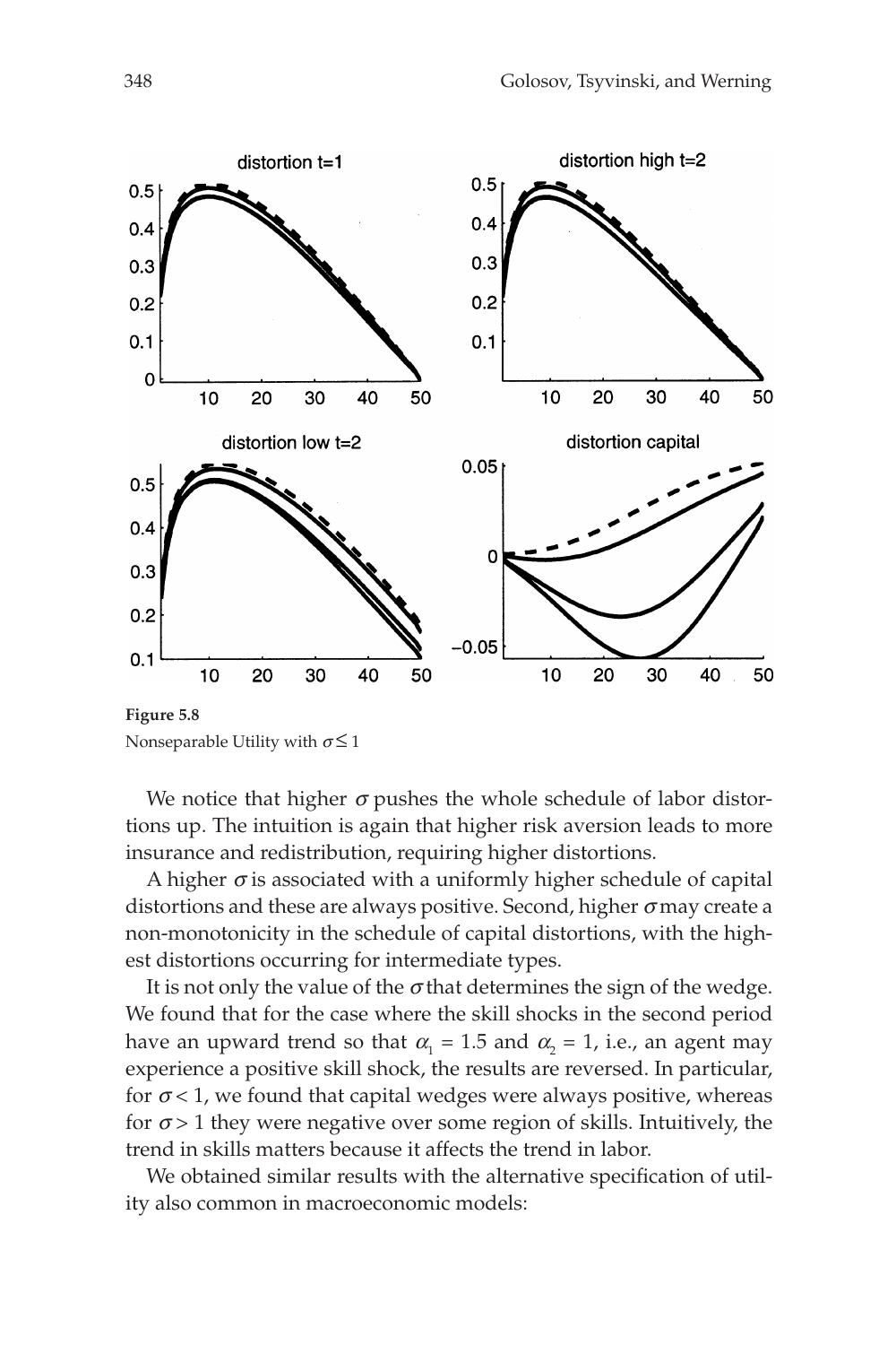**Figure 5.8**
Nonseparable Utility with $\sigma \leq 1$

We notice that higher $\sigma$ pushes the whole schedule of labor distortions up. The intuition is again that higher risk aversion leads to more insurance and redistribution, requiring higher distortions.

A higher $\sigma$ is associated with a uniformly higher schedule of capital distortions and these are always positive. Second, higher $\sigma$ may create a non-monotonicity in the schedule of capital distortions, with the highest distortions occurring for intermediate types.

It is not only the value of the $\sigma$ that determines the sign of the wedge. We found that for the case where the skill shocks in the second period have an upward trend so that $\alpha_1 = 1.5$ and $\alpha_2 = 1$, i.e., an agent may experience a positive skill shock, the results are reversed. In particular, for $\sigma < 1$, we found that capital wedges were always positive, whereas for $\sigma > 1$ they were negative over some region of skills. Intuitively, the trend in skills matters because it affects the trend in labor.

We obtained similar results with the alternative specification of utility also common in macroeconomic models: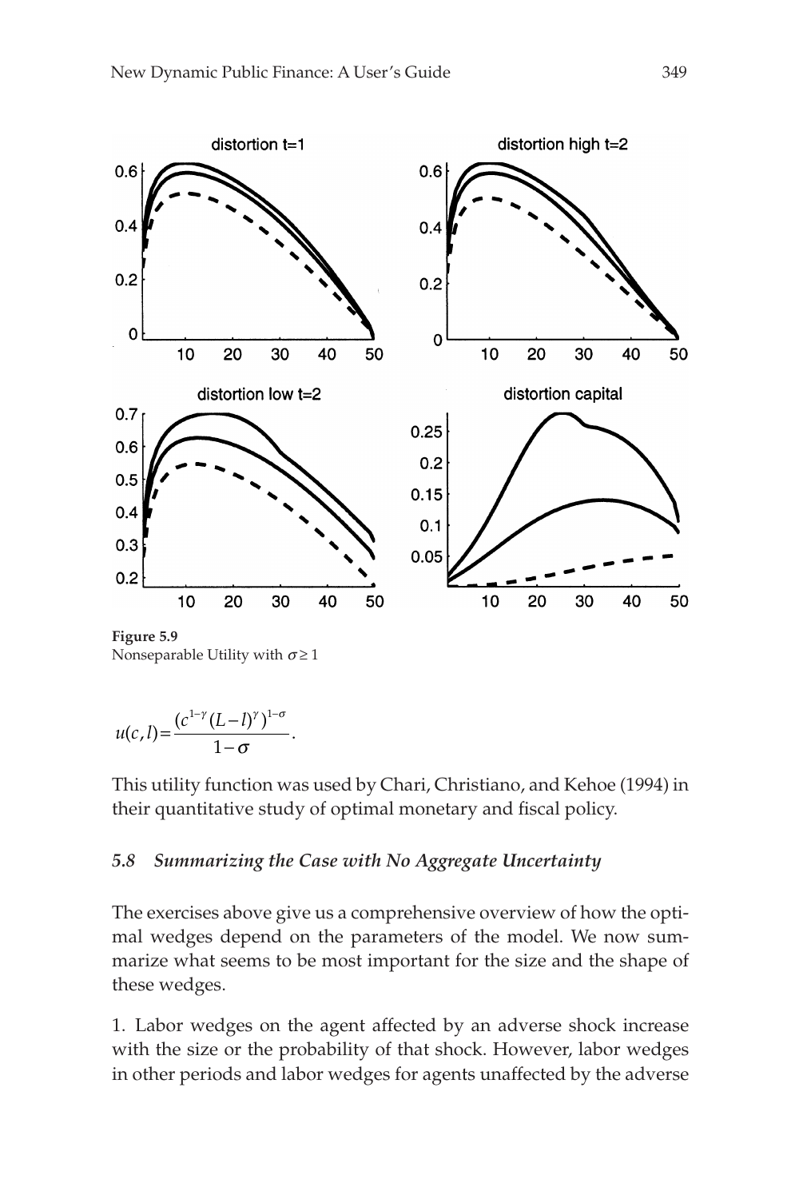**Figure 5.9**
Nonseparable Utility with $\sigma \geq 1$

$$u(c,l) = \frac{(c^{1-\gamma}(L-l)^{\gamma})^{1-\sigma}}{1-\sigma}.$$

This utility function was used by Chari, Christiano, and Kehoe (1994) in their quantitative study of optimal monetary and fiscal policy.

### *5.8 Summarizing the Case with No Aggregate Uncertainty*

The exercises above give us a comprehensive overview of how the optimal wedges depend on the parameters of the model. We now summarize what seems to be most important for the size and the shape of these wedges.

1. Labor wedges on the agent affected by an adverse shock increase with the size or the probability of that shock. However, labor wedges in other periods and labor wedges for agents unaffected by the adverse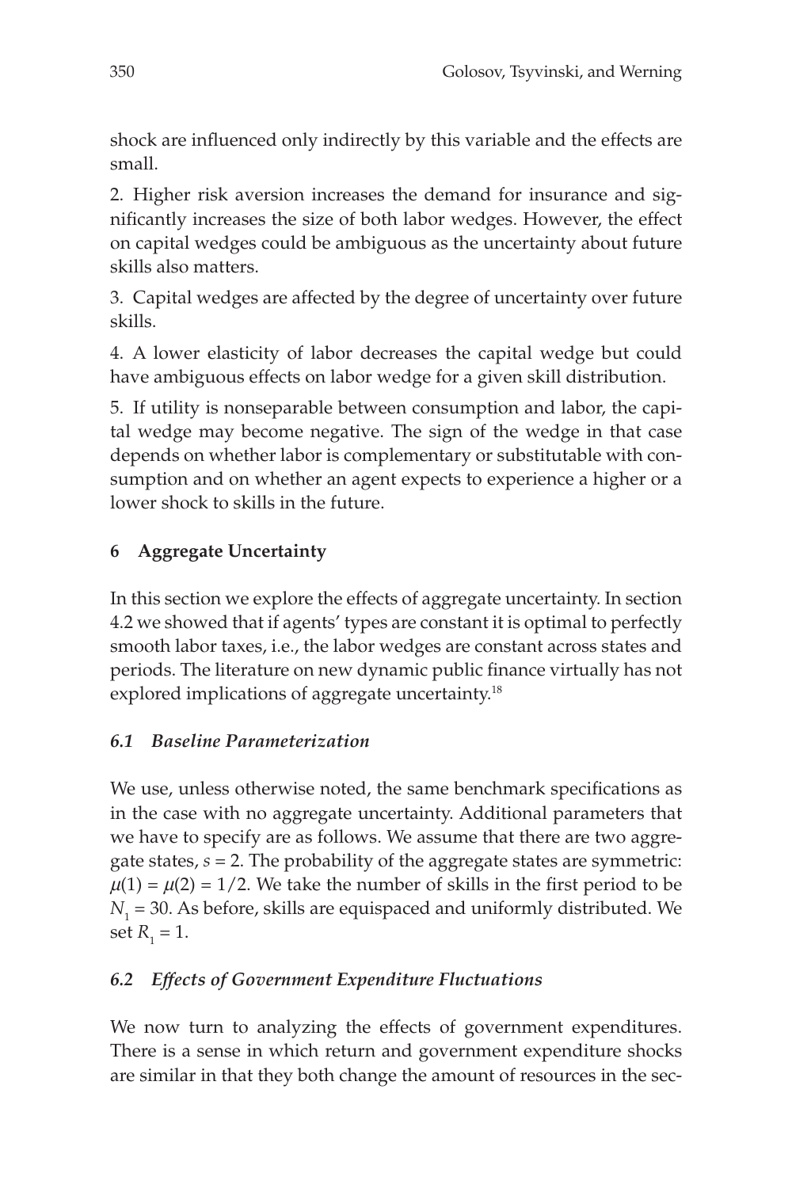shock are influenced only indirectly by this variable and the effects are small.

2. Higher risk aversion increases the demand for insurance and significantly increases the size of both labor wedges. However, the effect on capital wedges could be ambiguous as the uncertainty about future skills also matters.

3. Capital wedges are affected by the degree of uncertainty over future skills.

4. A lower elasticity of labor decreases the capital wedge but could have ambiguous effects on labor wedge for a given skill distribution.

5. If utility is nonseparable between consumption and labor, the capital wedge may become negative. The sign of the wedge in that case depends on whether labor is complementary or substitutable with consumption and on whether an agent expects to experience a higher or a lower shock to skills in the future.

## 6 Aggregate Uncertainty

In this section we explore the effects of aggregate uncertainty. In section 4.2 we showed that if agents' types are constant it is optimal to perfectly smooth labor taxes, i.e., the labor wedges are constant across states and periods. The literature on new dynamic public finance virtually has not explored implications of aggregate uncertainty.[18]

### *6.1 Baseline Parameterization*

We use, unless otherwise noted, the same benchmark specifications as in the case with no aggregate uncertainty. Additional parameters that we have to specify are as follows. We assume that there are two aggregate states, $s = 2$. The probability of the aggregate states are symmetric: $\mu(1) = \mu(2) = 1/2$. We take the number of skills in the first period to be $N_1 = 30$. As before, skills are equispaced and uniformly distributed. We set $R_1 = 1$.

### *6.2 Effects of Government Expenditure Fluctuations*

We now turn to analyzing the effects of government expenditures. There is a sense in which return and government expenditure shocks are similar in that they both change the amount of resources in the sec-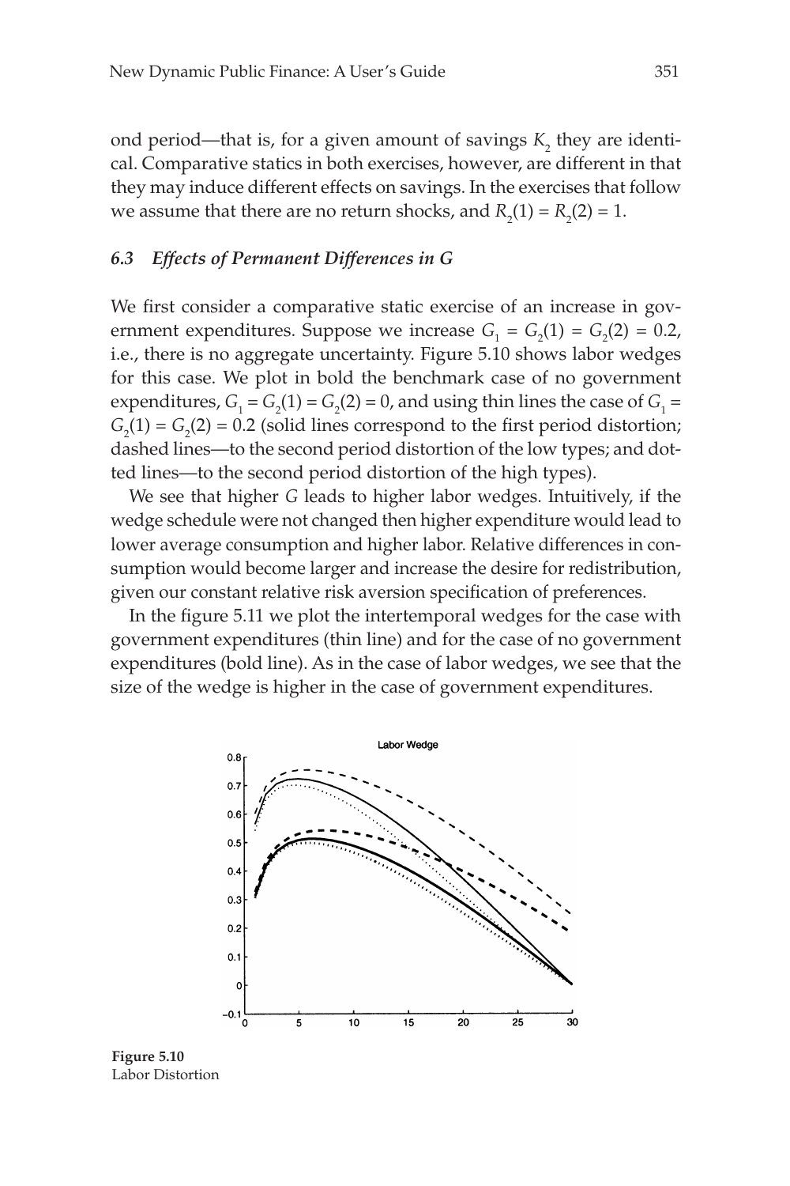ond period—that is, for a given amount of savings $K_2$ they are identical. Comparative statics in both exercises, however, are different in that they may induce different effects on savings. In the exercises that follow we assume that there are no return shocks, and $R_2(1) = R_2(2) = 1$.

### *6.3 Effects of Permanent Differences in G*

We first consider a comparative static exercise of an increase in government expenditures. Suppose we increase $G_1 = G_2(1) = G_2(2) = 0.2$, i.e., there is no aggregate uncertainty. Figure 5.10 shows labor wedges for this case. We plot in bold the benchmark case of no government expenditures, $G_1 = G_2(1) = G_2(2) = 0$, and using thin lines the case of $G_1 = G_2(1) = G_2(2) = 0.2$ (solid lines correspond to the first period distortion; dashed lines—to the second period distortion of the low types; and dotted lines—to the second period distortion of the high types).

We see that higher $G$ leads to higher labor wedges. Intuitively, if the wedge schedule were not changed then higher expenditure would lead to lower average consumption and higher labor. Relative differences in consumption would become larger and increase the desire for redistribution, given our constant relative risk aversion specification of preferences.

In the figure 5.11 we plot the intertemporal wedges for the case with government expenditures (thin line) and for the case of no government expenditures (bold line). As in the case of labor wedges, we see that the size of the wedge is higher in the case of government expenditures.

**Figure 5.10**
Labor Distortion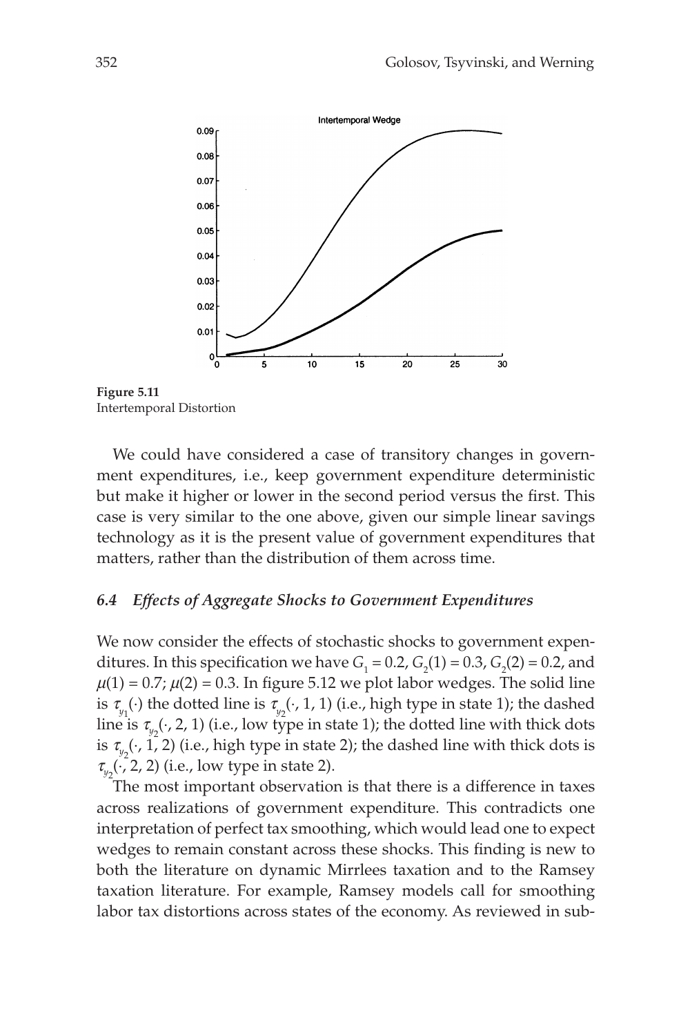**Figure 5.11**
Intertemporal Distortion

We could have considered a case of transitory changes in government expenditures, i.e., keep government expenditure deterministic but make it higher or lower in the second period versus the first. This case is very similar to the one above, given our simple linear savings technology as it is the present value of government expenditures that matters, rather than the distribution of them across time.

### *6.4 Effects of Aggregate Shocks to Government Expenditures*

We now consider the effects of stochastic shocks to government expenditures. In this specification we have $G_1 = 0.2$, $G_2(1) = 0.3$, $G_2(2) = 0.2$, and $\mu(1) = 0.7$; $\mu(2) = 0.3$. In figure 5.12 we plot labor wedges. The solid line is $\tau_{y_1}(\cdot)$ the dotted line is $\tau_{y_2}(\cdot, 1, 1)$ (i.e., high type in state 1); the dashed line is $\tau_{y_2}(\cdot, 2, 1)$ (i.e., low type in state 1); the dotted line with thick dots is $\tau_{y_2}(\cdot, 1, 2)$ (i.e., high type in state 2); the dashed line with thick dots is $\tau_{y_2}(\cdot, 2, 2)$ (i.e., low type in state 2).

The most important observation is that there is a difference in taxes across realizations of government expenditure. This contradicts one interpretation of perfect tax smoothing, which would lead one to expect wedges to remain constant across these shocks. This finding is new to both the literature on dynamic Mirrlees taxation and to the Ramsey taxation literature. For example, Ramsey models call for smoothing labor tax distortions across states of the economy. As reviewed in sub-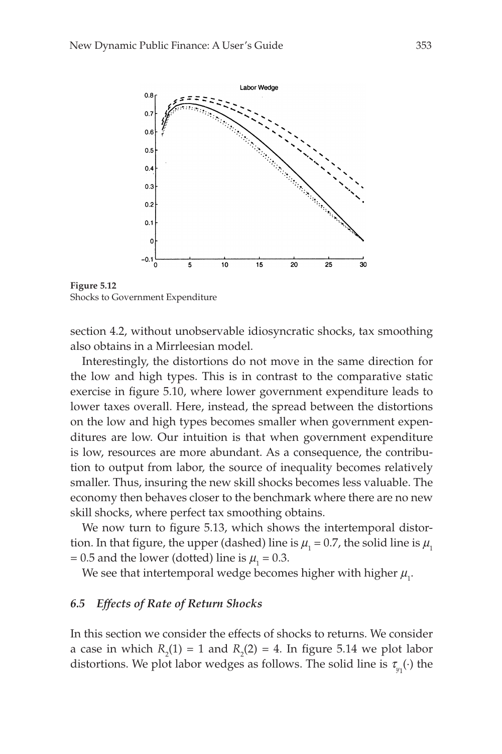**Figure 5.12**
Shocks to Government Expenditure

section 4.2, without unobservable idiosyncratic shocks, tax smoothing also obtains in a Mirrleesian model.

Interestingly, the distortions do not move in the same direction for the low and high types. This is in contrast to the comparative static exercise in figure 5.10, where lower government expenditure leads to lower taxes overall. Here, instead, the spread between the distortions on the low and high types becomes smaller when government expenditures are low. Our intuition is that when government expenditure is low, resources are more abundant. As a consequence, the contribution to output from labor, the source of inequality becomes relatively smaller. Thus, insuring the new skill shocks becomes less valuable. The economy then behaves closer to the benchmark where there are no new skill shocks, where perfect tax smoothing obtains.

We now turn to figure 5.13, which shows the intertemporal distortion. In that figure, the upper (dashed) line is $\mu_1 = 0.7$, the solid line is $\mu_1 = 0.5$ and the lower (dotted) line is $\mu_1 = 0.3$.

We see that intertemporal wedge becomes higher with higher $\mu_1$.

### *6.5 Effects of Rate of Return Shocks*

In this section we consider the effects of shocks to returns. We consider a case in which $R_2(1) = 1$ and $R_2(2) = 4$. In figure 5.14 we plot labor distortions. We plot labor wedges as follows. The solid line is $\tau_{y_1}(\cdot)$ the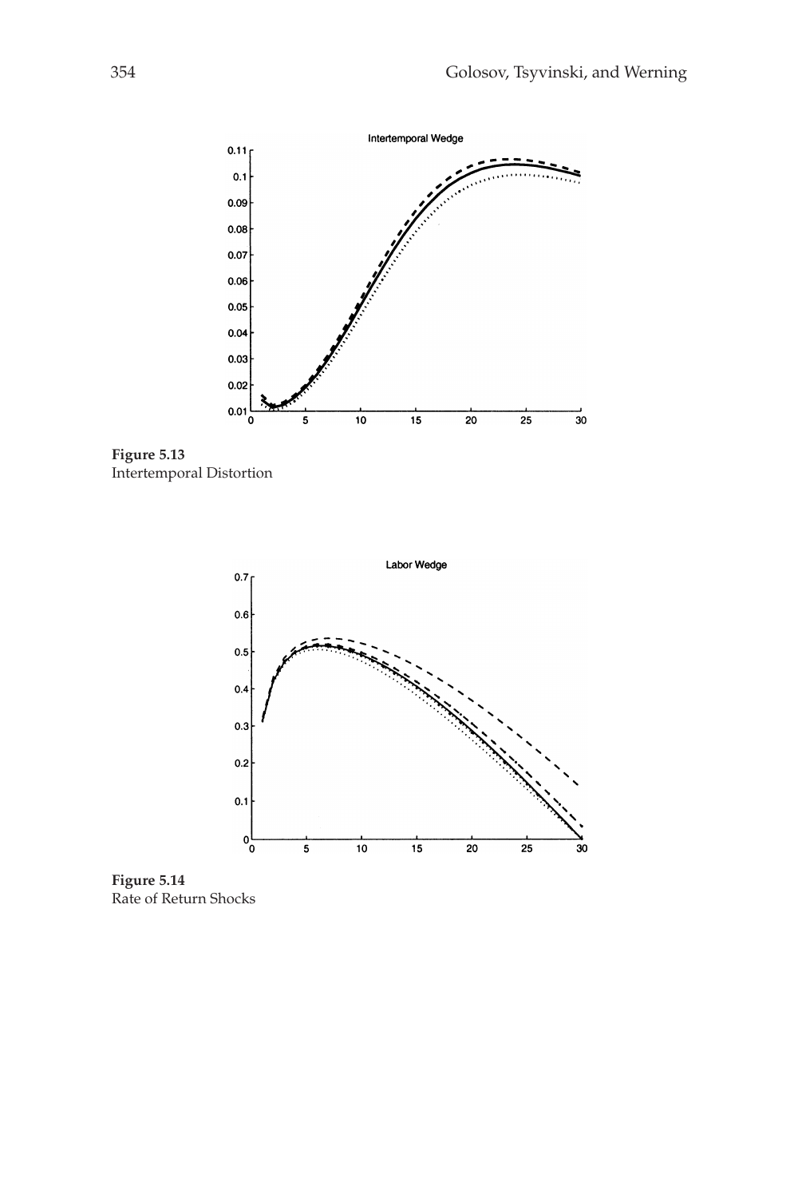**Figure 5.13**
Intertemporal Distortion

**Figure 5.14**
Rate of Return Shocks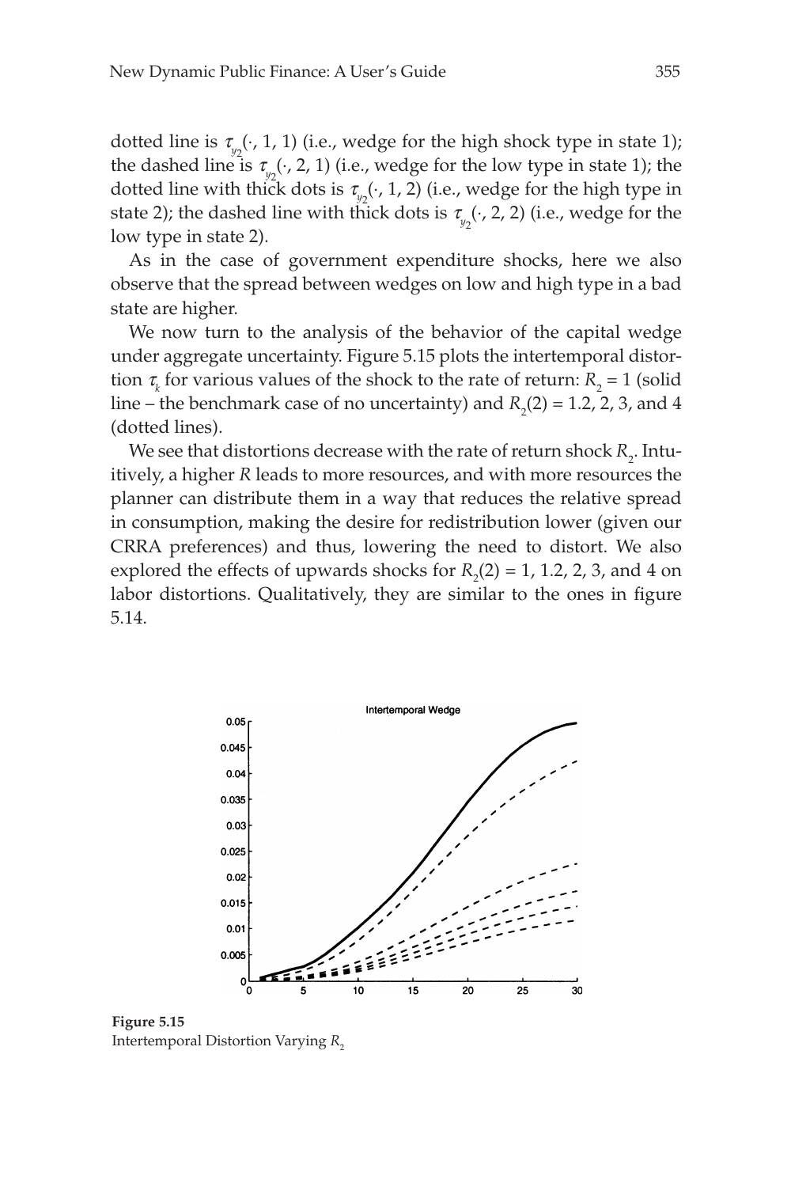dotted line is $\tau_{y_2}(\cdot, 1, 1)$ (i.e., wedge for the high shock type in state 1); the dashed line is $\tau_{y_2}(\cdot, 2, 1)$ (i.e., wedge for the low type in state 1); the dotted line with thick dots is $\tau_{y_2}(\cdot, 1, 2)$ (i.e., wedge for the high type in state 2); the dashed line with thick dots is $\tau_{y_2}(\cdot, 2, 2)$ (i.e., wedge for the low type in state 2).

As in the case of government expenditure shocks, here we also observe that the spread between wedges on low and high type in a bad state are higher.

We now turn to the analysis of the behavior of the capital wedge under aggregate uncertainty. Figure 5.15 plots the intertemporal distortion $\tau_k$ for various values of the shock to the rate of return: $R_2 = 1$ (solid line – the benchmark case of no uncertainty) and $R_2(2) = 1.2, 2, 3$, and 4 (dotted lines).

We see that distortions decrease with the rate of return shock $R_2$. Intuitively, a higher $R$ leads to more resources, and with more resources the planner can distribute them in a way that reduces the relative spread in consumption, making the desire for redistribution lower (given our CRRA preferences) and thus, lowering the need to distort. We also explored the effects of upwards shocks for $R_2(2) = 1, 1.2, 2, 3$, and 4 on labor distortions. Qualitatively, they are similar to the ones in figure 5.14.

**Figure 5.15**
Intertemporal Distortion Varying $R_2$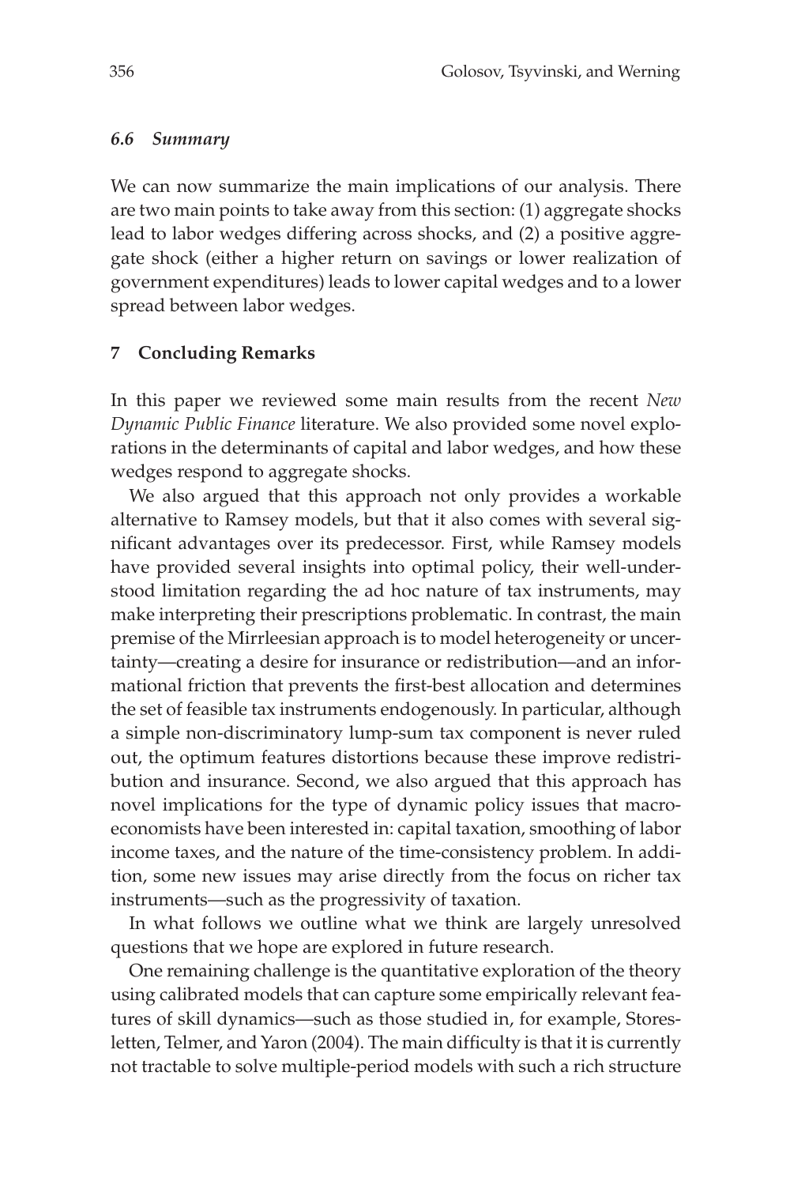### *6.6 Summary*

We can now summarize the main implications of our analysis. There are two main points to take away from this section: (1) aggregate shocks lead to labor wedges differing across shocks, and (2) a positive aggregate shock (either a higher return on savings or lower realization of government expenditures) leads to lower capital wedges and to a lower spread between labor wedges.

## 7 Concluding Remarks

In this paper we reviewed some main results from the recent *New Dynamic Public Finance* literature. We also provided some novel explorations in the determinants of capital and labor wedges, and how these wedges respond to aggregate shocks.

We also argued that this approach not only provides a workable alternative to Ramsey models, but that it also comes with several significant advantages over its predecessor. First, while Ramsey models have provided several insights into optimal policy, their well-understood limitation regarding the ad hoc nature of tax instruments, may make interpreting their prescriptions problematic. In contrast, the main premise of the Mirrleesian approach is to model heterogeneity or uncertainty—creating a desire for insurance or redistribution—and an informational friction that prevents the first-best allocation and determines the set of feasible tax instruments endogenously. In particular, although a simple non-discriminatory lump-sum tax component is never ruled out, the optimum features distortions because these improve redistribution and insurance. Second, we also argued that this approach has novel implications for the type of dynamic policy issues that macroeconomists have been interested in: capital taxation, smoothing of labor income taxes, and the nature of the time-consistency problem. In addition, some new issues may arise directly from the focus on richer tax instruments—such as the progressivity of taxation.

In what follows we outline what we think are largely unresolved questions that we hope are explored in future research.

One remaining challenge is the quantitative exploration of the theory using calibrated models that can capture some empirically relevant features of skill dynamics—such as those studied in, for example, Storesletten, Telmer, and Yaron (2004). The main difficulty is that it is currently not tractable to solve multiple-period models with such a rich structure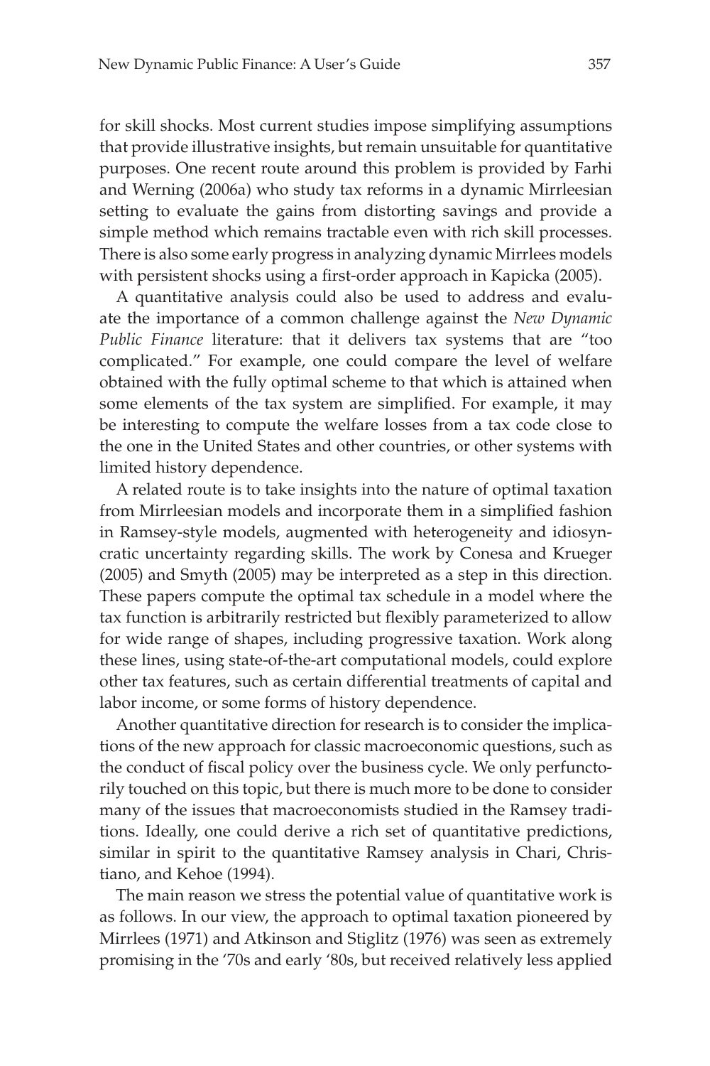for skill shocks. Most current studies impose simplifying assumptions that provide illustrative insights, but remain unsuitable for quantitative purposes. One recent route around this problem is provided by Farhi and Werning (2006a) who study tax reforms in a dynamic Mirrleesian setting to evaluate the gains from distorting savings and provide a simple method which remains tractable even with rich skill processes. There is also some early progress in analyzing dynamic Mirrlees models with persistent shocks using a first-order approach in Kapicka (2005).

A quantitative analysis could also be used to address and evaluate the importance of a common challenge against the *New Dynamic Public Finance* literature: that it delivers tax systems that are "too complicated." For example, one could compare the level of welfare obtained with the fully optimal scheme to that which is attained when some elements of the tax system are simplified. For example, it may be interesting to compute the welfare losses from a tax code close to the one in the United States and other countries, or other systems with limited history dependence.

A related route is to take insights into the nature of optimal taxation from Mirrleesian models and incorporate them in a simplified fashion in Ramsey-style models, augmented with heterogeneity and idiosyncratic uncertainty regarding skills. The work by Conesa and Krueger (2005) and Smyth (2005) may be interpreted as a step in this direction. These papers compute the optimal tax schedule in a model where the tax function is arbitrarily restricted but flexibly parameterized to allow for wide range of shapes, including progressive taxation. Work along these lines, using state-of-the-art computational models, could explore other tax features, such as certain differential treatments of capital and labor income, or some forms of history dependence.

Another quantitative direction for research is to consider the implications of the new approach for classic macroeconomic questions, such as the conduct of fiscal policy over the business cycle. We only perfunctorily touched on this topic, but there is much more to be done to consider many of the issues that macroeconomists studied in the Ramsey traditions. Ideally, one could derive a rich set of quantitative predictions, similar in spirit to the quantitative Ramsey analysis in Chari, Christiano, and Kehoe (1994).

The main reason we stress the potential value of quantitative work is as follows. In our view, the approach to optimal taxation pioneered by Mirrlees (1971) and Atkinson and Stiglitz (1976) was seen as extremely promising in the '70s and early '80s, but received relatively less applied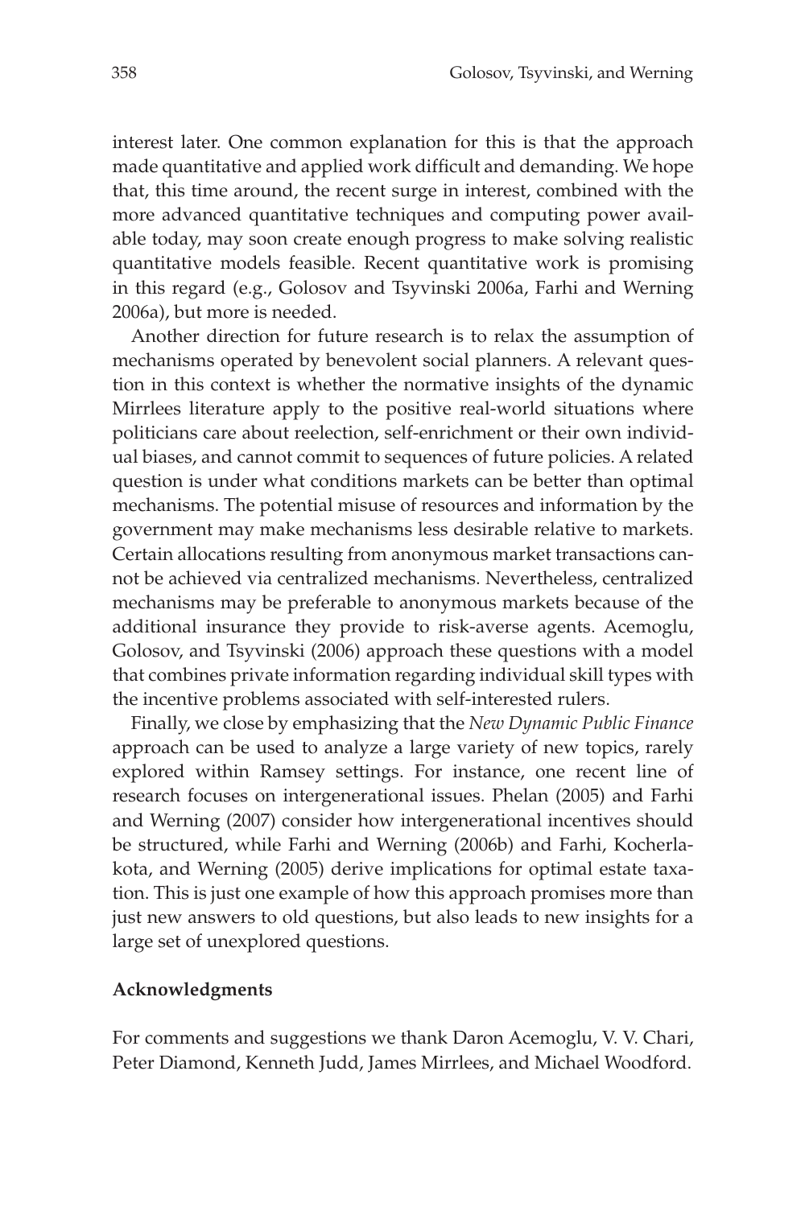interest later. One common explanation for this is that the approach made quantitative and applied work difficult and demanding. We hope that, this time around, the recent surge in interest, combined with the more advanced quantitative techniques and computing power available today, may soon create enough progress to make solving realistic quantitative models feasible. Recent quantitative work is promising in this regard (e.g., Golosov and Tsyvinski 2006a, Farhi and Werning 2006a), but more is needed.

Another direction for future research is to relax the assumption of mechanisms operated by benevolent social planners. A relevant question in this context is whether the normative insights of the dynamic Mirrlees literature apply to the positive real-world situations where politicians care about reelection, self-enrichment or their own individual biases, and cannot commit to sequences of future policies. A related question is under what conditions markets can be better than optimal mechanisms. The potential misuse of resources and information by the government may make mechanisms less desirable relative to markets. Certain allocations resulting from anonymous market transactions cannot be achieved via centralized mechanisms. Nevertheless, centralized mechanisms may be preferable to anonymous markets because of the additional insurance they provide to risk-averse agents. Acemoglu, Golosov, and Tsyvinski (2006) approach these questions with a model that combines private information regarding individual skill types with the incentive problems associated with self-interested rulers.

Finally, we close by emphasizing that the *New Dynamic Public Finance* approach can be used to analyze a large variety of new topics, rarely explored within Ramsey settings. For instance, one recent line of research focuses on intergenerational issues. Phelan (2005) and Farhi and Werning (2007) consider how intergenerational incentives should be structured, while Farhi and Werning (2006b) and Farhi, Kocherlakota, and Werning (2005) derive implications for optimal estate taxation. This is just one example of how this approach promises more than just new answers to old questions, but also leads to new insights for a large set of unexplored questions.

## Acknowledgments

For comments and suggestions we thank Daron Acemoglu, V. V. Chari, Peter Diamond, Kenneth Judd, James Mirrlees, and Michael Woodford.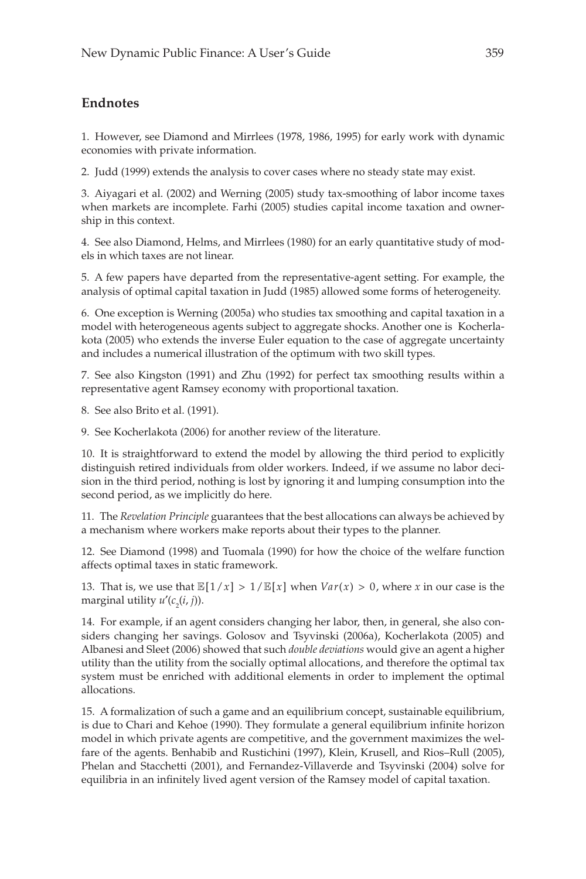## Endnotes

1. However, see Diamond and Mirrlees (1978, 1986, 1995) for early work with dynamic economies with private information.

2. Judd (1999) extends the analysis to cover cases where no steady state may exist.

3. Aiyagari et al. (2002) and Werning (2005) study tax-smoothing of labor income taxes when markets are incomplete. Farhi (2005) studies capital income taxation and ownership in this context.

4. See also Diamond, Helms, and Mirrlees (1980) for an early quantitative study of models in which taxes are not linear.

5. A few papers have departed from the representative-agent setting. For example, the analysis of optimal capital taxation in Judd (1985) allowed some forms of heterogeneity.

6. One exception is Werning (2005a) who studies tax smoothing and capital taxation in a model with heterogeneous agents subject to aggregate shocks. Another one is Kocherlakota (2005) who extends the inverse Euler equation to the case of aggregate uncertainty and includes a numerical illustration of the optimum with two skill types.

7. See also Kingston (1991) and Zhu (1992) for perfect tax smoothing results within a representative agent Ramsey economy with proportional taxation.

8. See also Brito et al. (1991).

9. See Kocherlakota (2006) for another review of the literature.

10. It is straightforward to extend the model by allowing the third period to explicitly distinguish retired individuals from older workers. Indeed, if we assume no labor decision in the third period, nothing is lost by ignoring it and lumping consumption into the second period, as we implicitly do here.

11. The *Revelation Principle* guarantees that the best allocations can always be achieved by a mechanism where workers make reports about their types to the planner.

12. See Diamond (1998) and Tuomala (1990) for how the choice of the welfare function affects optimal taxes in static framework.

13. That is, we use that $\mathbb{E}[1/x] > 1/\mathbb{E}[x]$ when $Var(x) > 0$, where $x$ in our case is the marginal utility $u'(c_2(i, j))$.

14. For example, if an agent considers changing her labor, then, in general, she also considers changing her savings. Golosov and Tsyvinski (2006a), Kocherlakota (2005) and Albanesi and Sleet (2006) showed that such *double deviations* would give an agent a higher utility than the utility from the socially optimal allocations, and therefore the optimal tax system must be enriched with additional elements in order to implement the optimal allocations.

15. A formalization of such a game and an equilibrium concept, sustainable equilibrium, is due to Chari and Kehoe (1990). They formulate a general equilibrium infinite horizon model in which private agents are competitive, and the government maximizes the welfare of the agents. Benhabib and Rustichini (1997), Klein, Krusell, and Rios–Rull (2005), Phelan and Stacchetti (2001), and Fernandez-Villaverde and Tsyvinski (2004) solve for equilibria in an infinitely lived agent version of the Ramsey model of capital taxation.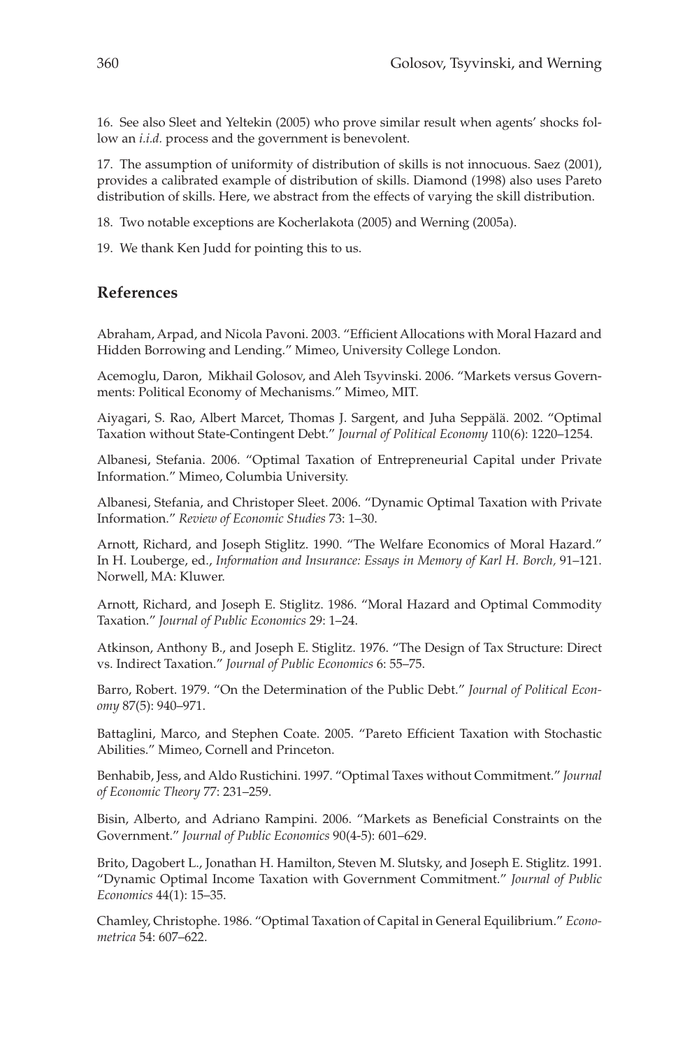16. See also Sleet and Yeltekin (2005) who prove similar result when agents' shocks follow an *i.i.d.* process and the government is benevolent.

17. The assumption of uniformity of distribution of skills is not innocuous. Saez (2001), provides a calibrated example of distribution of skills. Diamond (1998) also uses Pareto distribution of skills. Here, we abstract from the effects of varying the skill distribution.

18. Two notable exceptions are Kocherlakota (2005) and Werning (2005a).

19. We thank Ken Judd for pointing this to us.

## References

Abraham, Arpad, and Nicola Pavoni. 2003. "Efficient Allocations with Moral Hazard and Hidden Borrowing and Lending." Mimeo, University College London.

Acemoglu, Daron, Mikhail Golosov, and Aleh Tsyvinski. 2006. "Markets versus Governments: Political Economy of Mechanisms." Mimeo, MIT.

Aiyagari, S. Rao, Albert Marcet, Thomas J. Sargent, and Juha Seppälä. 2002. "Optimal Taxation without State-Contingent Debt." *Journal of Political Economy* 110(6): 1220–1254.

Albanesi, Stefania. 2006. "Optimal Taxation of Entrepreneurial Capital under Private Information." Mimeo, Columbia University.

Albanesi, Stefania, and Christoper Sleet. 2006. "Dynamic Optimal Taxation with Private Information." *Review of Economic Studies* 73: 1–30.

Arnott, Richard, and Joseph Stiglitz. 1990. "The Welfare Economics of Moral Hazard." In H. Louberge, ed., *Information and Insurance: Essays in Memory of Karl H. Borch,* 91–121. Norwell, MA: Kluwer.

Arnott, Richard, and Joseph E. Stiglitz. 1986. "Moral Hazard and Optimal Commodity Taxation." *Journal of Public Economics* 29: 1–24.

Atkinson, Anthony B., and Joseph E. Stiglitz. 1976. "The Design of Tax Structure: Direct vs. Indirect Taxation." *Journal of Public Economics* 6: 55–75.

Barro, Robert. 1979. "On the Determination of the Public Debt." *Journal of Political Economy* 87(5): 940–971.

Battaglini, Marco, and Stephen Coate. 2005. "Pareto Efficient Taxation with Stochastic Abilities." Mimeo, Cornell and Princeton.

Benhabib, Jess, and Aldo Rustichini. 1997. "Optimal Taxes without Commitment." *Journal of Economic Theory* 77: 231–259.

Bisin, Alberto, and Adriano Rampini. 2006. "Markets as Beneficial Constraints on the Government." *Journal of Public Economics* 90(4-5): 601–629.

Brito, Dagobert L., Jonathan H. Hamilton, Steven M. Slutsky, and Joseph E. Stiglitz. 1991. "Dynamic Optimal Income Taxation with Government Commitment." *Journal of Public Economics* 44(1): 15–35.

Chamley, Christophe. 1986. "Optimal Taxation of Capital in General Equilibrium." *Econometrica* 54: 607–622.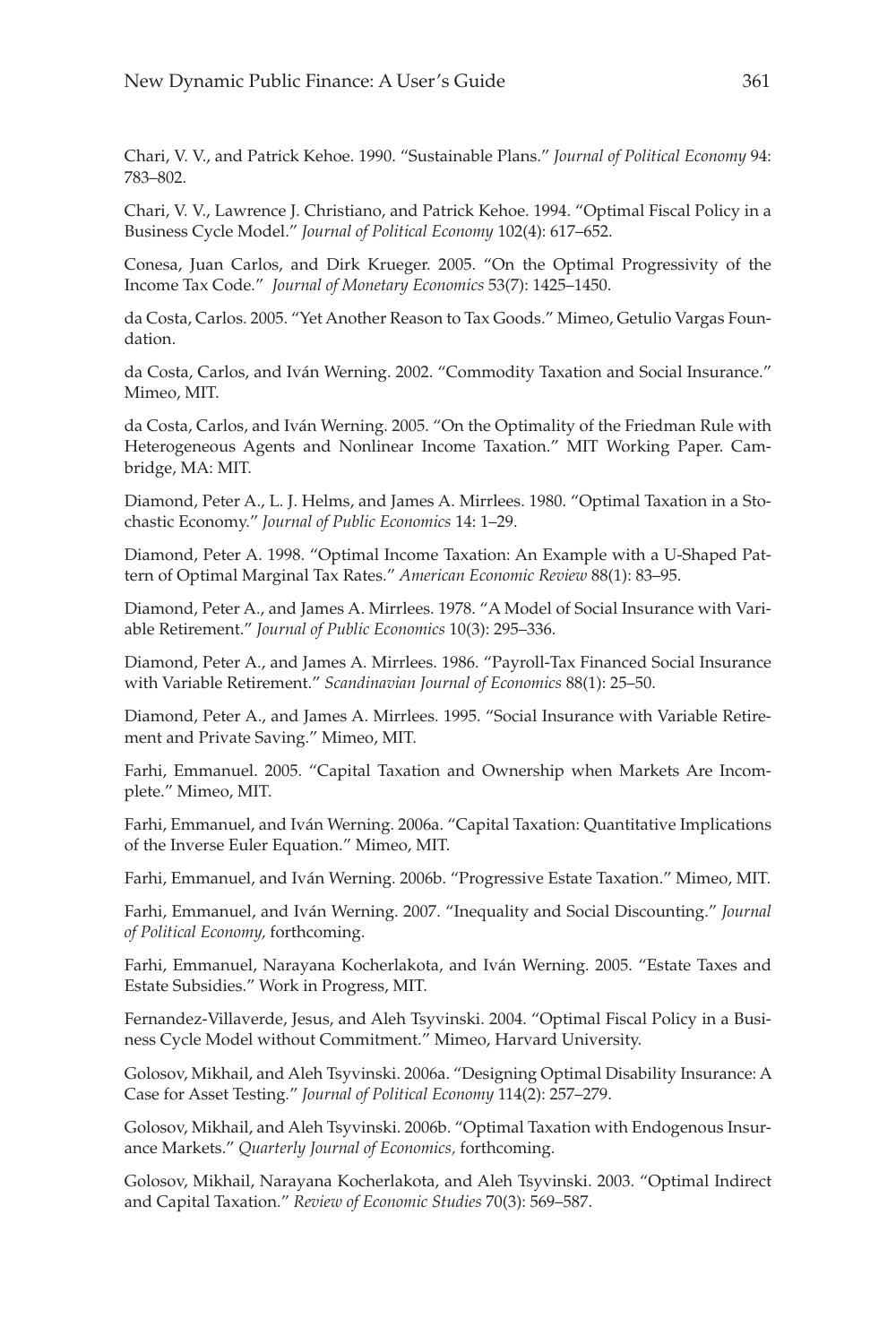Chari, V. V., and Patrick Kehoe. 1990. "Sustainable Plans." *Journal of Political Economy* 94: 783–802.

Chari, V. V., Lawrence J. Christiano, and Patrick Kehoe. 1994. "Optimal Fiscal Policy in a Business Cycle Model." *Journal of Political Economy* 102(4): 617–652.

Conesa, Juan Carlos, and Dirk Krueger. 2005. "On the Optimal Progressivity of the Income Tax Code." *Journal of Monetary Economics* 53(7): 1425–1450.

da Costa, Carlos. 2005. "Yet Another Reason to Tax Goods." Mimeo, Getulio Vargas Foundation.

da Costa, Carlos, and Iván Werning. 2002. "Commodity Taxation and Social Insurance." Mimeo, MIT.

da Costa, Carlos, and Iván Werning. 2005. "On the Optimality of the Friedman Rule with Heterogeneous Agents and Nonlinear Income Taxation." MIT Working Paper. Cambridge, MA: MIT.

Diamond, Peter A., L. J. Helms, and James A. Mirrlees. 1980. "Optimal Taxation in a Stochastic Economy." *Journal of Public Economics* 14: 1–29.

Diamond, Peter A. 1998. "Optimal Income Taxation: An Example with a U-Shaped Pattern of Optimal Marginal Tax Rates." *American Economic Review* 88(1): 83–95.

Diamond, Peter A., and James A. Mirrlees. 1978. "A Model of Social Insurance with Variable Retirement." *Journal of Public Economics* 10(3): 295–336.

Diamond, Peter A., and James A. Mirrlees. 1986. "Payroll-Tax Financed Social Insurance with Variable Retirement." *Scandinavian Journal of Economics* 88(1): 25–50.

Diamond, Peter A., and James A. Mirrlees. 1995. "Social Insurance with Variable Retirement and Private Saving." Mimeo, MIT.

Farhi, Emmanuel. 2005. "Capital Taxation and Ownership when Markets Are Incomplete." Mimeo, MIT.

Farhi, Emmanuel, and Iván Werning. 2006a. "Capital Taxation: Quantitative Implications of the Inverse Euler Equation." Mimeo, MIT.

Farhi, Emmanuel, and Iván Werning. 2006b. "Progressive Estate Taxation." Mimeo, MIT.

Farhi, Emmanuel, and Iván Werning. 2007. "Inequality and Social Discounting." *Journal of Political Economy,* forthcoming.

Farhi, Emmanuel, Narayana Kocherlakota, and Iván Werning. 2005. "Estate Taxes and Estate Subsidies." Work in Progress, MIT.

Fernandez-Villaverde, Jesus, and Aleh Tsyvinski. 2004. "Optimal Fiscal Policy in a Business Cycle Model without Commitment." Mimeo, Harvard University.

Golosov, Mikhail, and Aleh Tsyvinski. 2006a. "Designing Optimal Disability Insurance: A Case for Asset Testing." *Journal of Political Economy* 114(2): 257–279.

Golosov, Mikhail, and Aleh Tsyvinski. 2006b. "Optimal Taxation with Endogenous Insurance Markets." *Quarterly Journal of Economics,* forthcoming.

Golosov, Mikhail, Narayana Kocherlakota, and Aleh Tsyvinski. 2003. "Optimal Indirect and Capital Taxation." *Review of Economic Studies* 70(3): 569–587.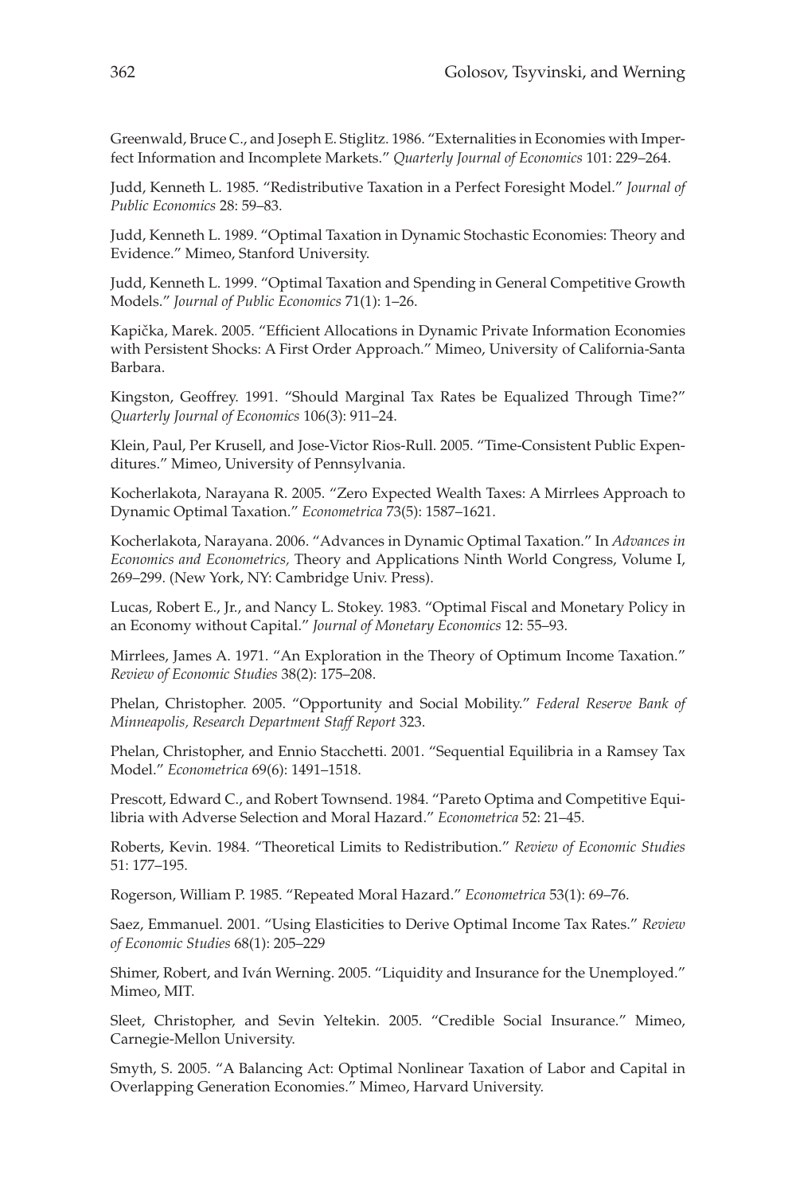Greenwald, Bruce C., and Joseph E. Stiglitz. 1986. "Externalities in Economies with Imperfect Information and Incomplete Markets." *Quarterly Journal of Economics* 101: 229–264.

Judd, Kenneth L. 1985. "Redistributive Taxation in a Perfect Foresight Model." *Journal of Public Economics* 28: 59–83.

Judd, Kenneth L. 1989. "Optimal Taxation in Dynamic Stochastic Economies: Theory and Evidence." Mimeo, Stanford University.

Judd, Kenneth L. 1999. "Optimal Taxation and Spending in General Competitive Growth Models." *Journal of Public Economics* 71(1): 1–26.

Kapička, Marek. 2005. "Efficient Allocations in Dynamic Private Information Economies with Persistent Shocks: A First Order Approach." Mimeo, University of California-Santa Barbara.

Kingston, Geoffrey. 1991. "Should Marginal Tax Rates be Equalized Through Time?" *Quarterly Journal of Economics* 106(3): 911–24.

Klein, Paul, Per Krusell, and Jose-Victor Rios-Rull. 2005. "Time-Consistent Public Expenditures." Mimeo, University of Pennsylvania.

Kocherlakota, Narayana R. 2005. "Zero Expected Wealth Taxes: A Mirrlees Approach to Dynamic Optimal Taxation." *Econometrica* 73(5): 1587–1621.

Kocherlakota, Narayana. 2006. "Advances in Dynamic Optimal Taxation." In *Advances in Economics and Econometrics,* Theory and Applications Ninth World Congress, Volume I, 269–299. (New York, NY: Cambridge Univ. Press).

Lucas, Robert E., Jr., and Nancy L. Stokey. 1983. "Optimal Fiscal and Monetary Policy in an Economy without Capital." *Journal of Monetary Economics* 12: 55–93.

Mirrlees, James A. 1971. "An Exploration in the Theory of Optimum Income Taxation." *Review of Economic Studies* 38(2): 175–208.

Phelan, Christopher. 2005. "Opportunity and Social Mobility." *Federal Reserve Bank of Minneapolis, Research Department Staff Report* 323.

Phelan, Christopher, and Ennio Stacchetti. 2001. "Sequential Equilibria in a Ramsey Tax Model." *Econometrica* 69(6): 1491–1518.

Prescott, Edward C., and Robert Townsend. 1984. "Pareto Optima and Competitive Equilibria with Adverse Selection and Moral Hazard." *Econometrica* 52: 21–45.

Roberts, Kevin. 1984. "Theoretical Limits to Redistribution." *Review of Economic Studies* 51: 177–195.

Rogerson, William P. 1985. "Repeated Moral Hazard." *Econometrica* 53(1): 69–76.

Saez, Emmanuel. 2001. "Using Elasticities to Derive Optimal Income Tax Rates." *Review of Economic Studies* 68(1): 205–229

Shimer, Robert, and Iván Werning. 2005. "Liquidity and Insurance for the Unemployed." Mimeo, MIT.

Sleet, Christopher, and Sevin Yeltekin. 2005. "Credible Social Insurance." Mimeo, Carnegie-Mellon University.

Smyth, S. 2005. "A Balancing Act: Optimal Nonlinear Taxation of Labor and Capital in Overlapping Generation Economies." Mimeo, Harvard University.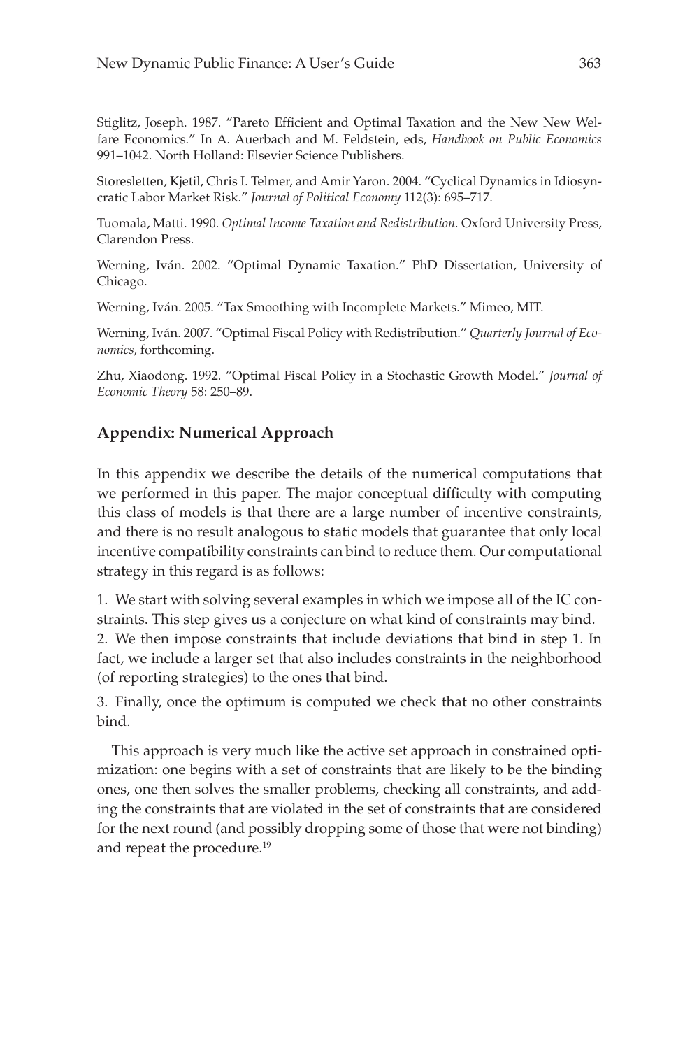Stiglitz, Joseph. 1987. "Pareto Efficient and Optimal Taxation and the New New Welfare Economics." In A. Auerbach and M. Feldstein, eds, *Handbook on Public Economics* 991–1042. North Holland: Elsevier Science Publishers.

Storesletten, Kjetil, Chris I. Telmer, and Amir Yaron. 2004. "Cyclical Dynamics in Idiosyncratic Labor Market Risk." *Journal of Political Economy* 112(3): 695–717.

Tuomala, Matti. 1990. *Optimal Income Taxation and Redistribution.* Oxford University Press, Clarendon Press.

Werning, Iván. 2002. "Optimal Dynamic Taxation." PhD Dissertation, University of Chicago.

Werning, Iván. 2005. "Tax Smoothing with Incomplete Markets." Mimeo, MIT.

Werning, Iván. 2007. "Optimal Fiscal Policy with Redistribution." *Quarterly Journal of Economics,* forthcoming.

Zhu, Xiaodong. 1992. "Optimal Fiscal Policy in a Stochastic Growth Model." *Journal of Economic Theory* 58: 250–89.

## Appendix: Numerical Approach

In this appendix we describe the details of the numerical computations that we performed in this paper. The major conceptual difficulty with computing this class of models is that there are a large number of incentive constraints, and there is no result analogous to static models that guarantee that only local incentive compatibility constraints can bind to reduce them. Our computational strategy in this regard is as follows:

1. We start with solving several examples in which we impose all of the IC constraints. This step gives us a conjecture on what kind of constraints may bind.
2. We then impose constraints that include deviations that bind in step 1. In fact, we include a larger set that also includes constraints in the neighborhood (of reporting strategies) to the ones that bind.
3. Finally, once the optimum is computed we check that no other constraints bind.

This approach is very much like the active set approach in constrained optimization: one begins with a set of constraints that are likely to be the binding ones, one then solves the smaller problems, checking all constraints, and adding the constraints that are violated in the set of constraints that are considered for the next round (and possibly dropping some of those that were not binding) and repeat the procedure.[19]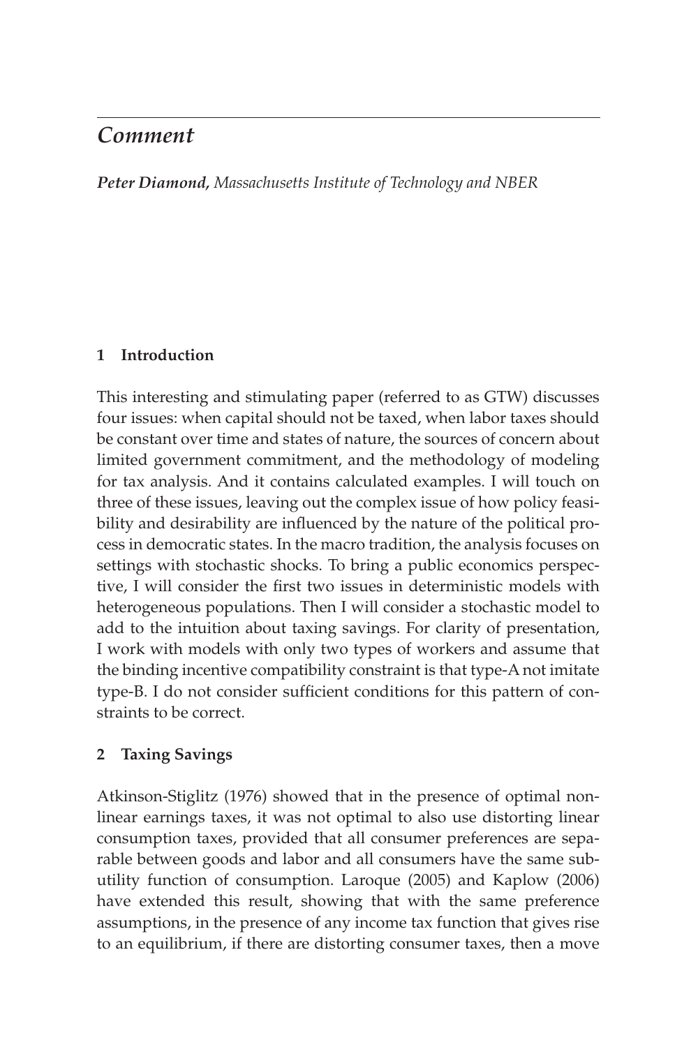# Comment

***Peter Diamond,** Massachusetts Institute of Technology and NBER*

## 1 Introduction

This interesting and stimulating paper (referred to as GTW) discusses four issues: when capital should not be taxed, when labor taxes should be constant over time and states of nature, the sources of concern about limited government commitment, and the methodology of modeling for tax analysis. And it contains calculated examples. I will touch on three of these issues, leaving out the complex issue of how policy feasibility and desirability are influenced by the nature of the political process in democratic states. In the macro tradition, the analysis focuses on settings with stochastic shocks. To bring a public economics perspective, I will consider the first two issues in deterministic models with heterogeneous populations. Then I will consider a stochastic model to add to the intuition about taxing savings. For clarity of presentation, I work with models with only two types of workers and assume that the binding incentive compatibility constraint is that type-A not imitate type-B. I do not consider sufficient conditions for this pattern of constraints to be correct.

## 2 Taxing Savings

Atkinson-Stiglitz (1976) showed that in the presence of optimal nonlinear earnings taxes, it was not optimal to also use distorting linear consumption taxes, provided that all consumer preferences are separable between goods and labor and all consumers have the same subutility function of consumption. Laroque (2005) and Kaplow (2006) have extended this result, showing that with the same preference assumptions, in the presence of any income tax function that gives rise to an equilibrium, if there are distorting consumer taxes, then a move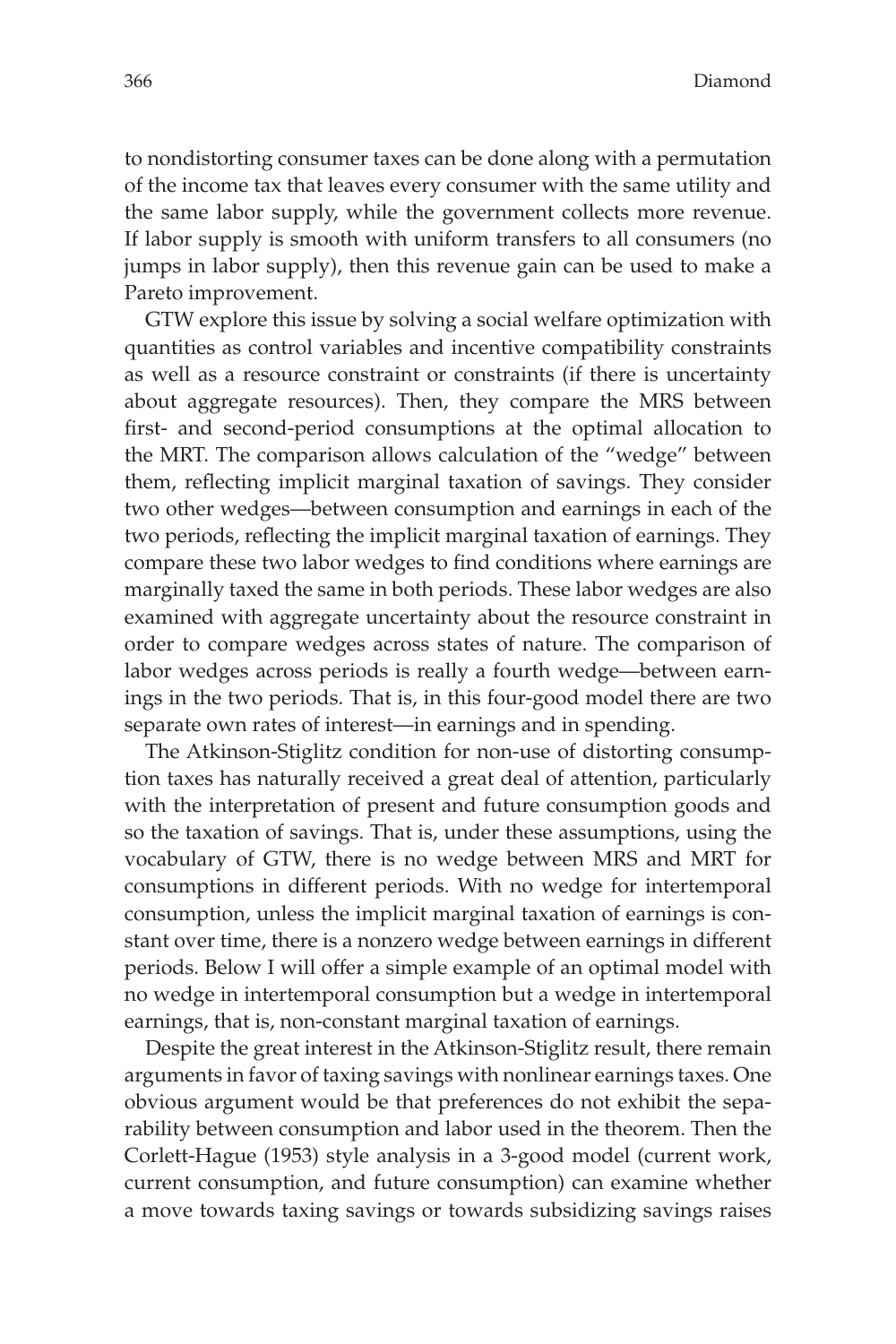to nondistorting consumer taxes can be done along with a permutation of the income tax that leaves every consumer with the same utility and the same labor supply, while the government collects more revenue. If labor supply is smooth with uniform transfers to all consumers (no jumps in labor supply), then this revenue gain can be used to make a Pareto improvement.

GTW explore this issue by solving a social welfare optimization with quantities as control variables and incentive compatibility constraints as well as a resource constraint or constraints (if there is uncertainty about aggregate resources). Then, they compare the MRS between first- and second-period consumptions at the optimal allocation to the MRT. The comparison allows calculation of the "wedge" between them, reflecting implicit marginal taxation of savings. They consider two other wedges—between consumption and earnings in each of the two periods, reflecting the implicit marginal taxation of earnings. They compare these two labor wedges to find conditions where earnings are marginally taxed the same in both periods. These labor wedges are also examined with aggregate uncertainty about the resource constraint in order to compare wedges across states of nature. The comparison of labor wedges across periods is really a fourth wedge—between earnings in the two periods. That is, in this four-good model there are two separate own rates of interest—in earnings and in spending.

The Atkinson-Stiglitz condition for non-use of distorting consumption taxes has naturally received a great deal of attention, particularly with the interpretation of present and future consumption goods and so the taxation of savings. That is, under these assumptions, using the vocabulary of GTW, there is no wedge between MRS and MRT for consumptions in different periods. With no wedge for intertemporal consumption, unless the implicit marginal taxation of earnings is constant over time, there is a nonzero wedge between earnings in different periods. Below I will offer a simple example of an optimal model with no wedge in intertemporal consumption but a wedge in intertemporal earnings, that is, non-constant marginal taxation of earnings.

Despite the great interest in the Atkinson-Stiglitz result, there remain arguments in favor of taxing savings with nonlinear earnings taxes. One obvious argument would be that preferences do not exhibit the separability between consumption and labor used in the theorem. Then the Corlett-Hague (1953) style analysis in a 3-good model (current work, current consumption, and future consumption) can examine whether a move towards taxing savings or towards subsidizing savings raises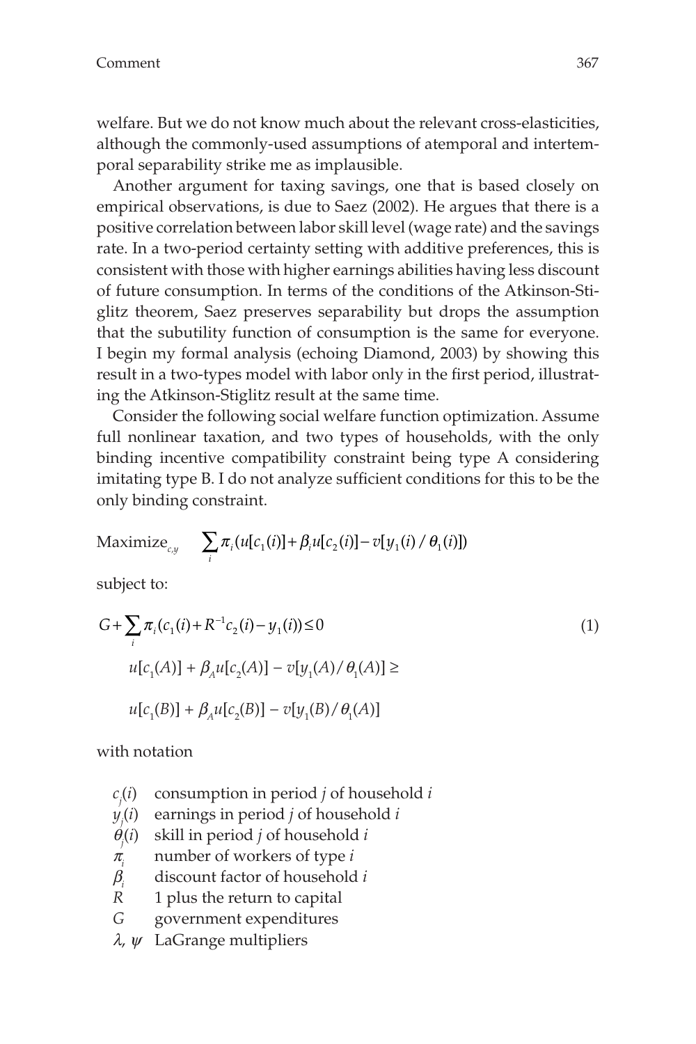welfare. But we do not know much about the relevant cross-elasticities, although the commonly-used assumptions of atemporal and intertemporal separability strike me as implausible.

Another argument for taxing savings, one that is based closely on empirical observations, is due to Saez (2002). He argues that there is a positive correlation between labor skill level (wage rate) and the savings rate. In a two-period certainty setting with additive preferences, this is consistent with those with higher earnings abilities having less discount of future consumption. In terms of the conditions of the Atkinson-Stiglitz theorem, Saez preserves separability but drops the assumption that the subutility function of consumption is the same for everyone. I begin my formal analysis (echoing Diamond, 2003) by showing this result in a two-types model with labor only in the first period, illustrating the Atkinson-Stiglitz result at the same time.

Consider the following social welfare function optimization. Assume full nonlinear taxation, and two types of households, with the only binding incentive compatibility constraint being type A considering imitating type B. I do not analyze sufficient conditions for this to be the only binding constraint.

$$\text{Maximize}_{c,y} \quad \sum_i \pi_i (u[c_1(i)] + \beta_i u[c_2(i)] - v[y_1(i)/\theta_1(i)])$$

subject to:

$$G + \sum_i \pi_i (c_1(i) + R^{-1}c_2(i) - y_1(i)) \leq 0 \tag{1}$$

$$u[c_1(A)] + \beta_A u[c_2(A)] - v[y_1(A)/\theta_1(A)] \geq$$

$$u[c_1(B)] + \beta_A u[c_2(B)] - v[y_1(B)/\theta_1(A)]$$

with notation

- $c_j(i)$ consumption in period $j$ of household $i$
- $y_j(i)$ earnings in period $j$ of household $i$
- $\theta_j(i)$ skill in period $j$ of household $i$
- $\pi_i$ number of workers of type $i$
- $\beta_i$ discount factor of household $i$
- $R$ 1 plus the return to capital
- $G$ government expenditures
- $\lambda$, $\psi$ LaGrange multipliers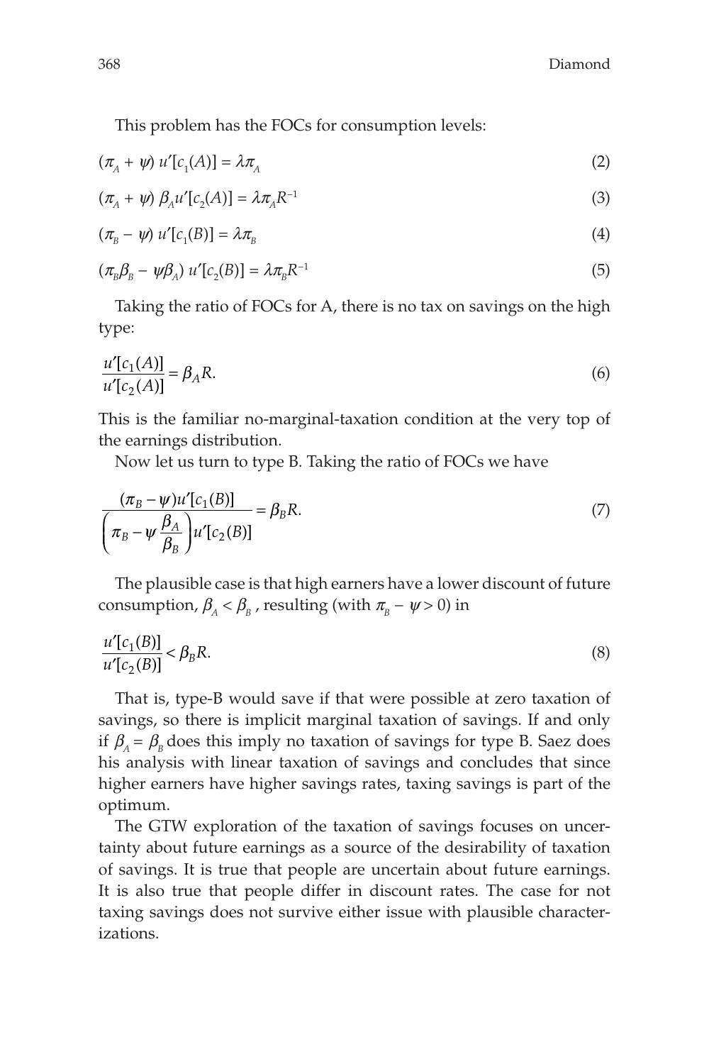This problem has the FOCs for consumption levels:

$$(\pi_A + \psi)\, u'[c_1(A)] = \lambda \pi_A \tag{2}$$

$$(\pi_A + \psi)\, \beta_A u'[c_2(A)] = \lambda \pi_A R^{-1} \tag{3}$$

$$(\pi_B - \psi)\, u'[c_1(B)] = \lambda \pi_B \tag{4}$$

$$(\pi_B \beta_B - \psi \beta_A)\, u'[c_2(B)] = \lambda \pi_B R^{-1} \tag{5}$$

Taking the ratio of FOCs for A, there is no tax on savings on the high type:

$$\frac{u'[c_1(A)]}{u'[c_2(A)]} = \beta_A R. \tag{6}$$

This is the familiar no-marginal-taxation condition at the very top of the earnings distribution.

Now let us turn to type B. Taking the ratio of FOCs we have

$$\frac{(\pi_B - \psi) u'[c_1(B)]}{\left(\pi_B - \psi \dfrac{\beta_A}{\beta_B}\right) u'[c_2(B)]} = \beta_B R. \tag{7}$$

The plausible case is that high earners have a lower discount of future consumption, $\beta_A < \beta_B$, resulting (with $\pi_B - \psi > 0$) in

$$\frac{u'[c_1(B)]}{u'[c_2(B)]} < \beta_B R. \tag{8}$$

That is, type-B would save if that were possible at zero taxation of savings, so there is implicit marginal taxation of savings. If and only if $\beta_A = \beta_B$ does this imply no taxation of savings for type B. Saez does his analysis with linear taxation of savings and concludes that since higher earners have higher savings rates, taxing savings is part of the optimum.

The GTW exploration of the taxation of savings focuses on uncertainty about future earnings as a source of the desirability of taxation of savings. It is true that people are uncertain about future earnings. It is also true that people differ in discount rates. The case for not taxing savings does not survive either issue with plausible characterizations.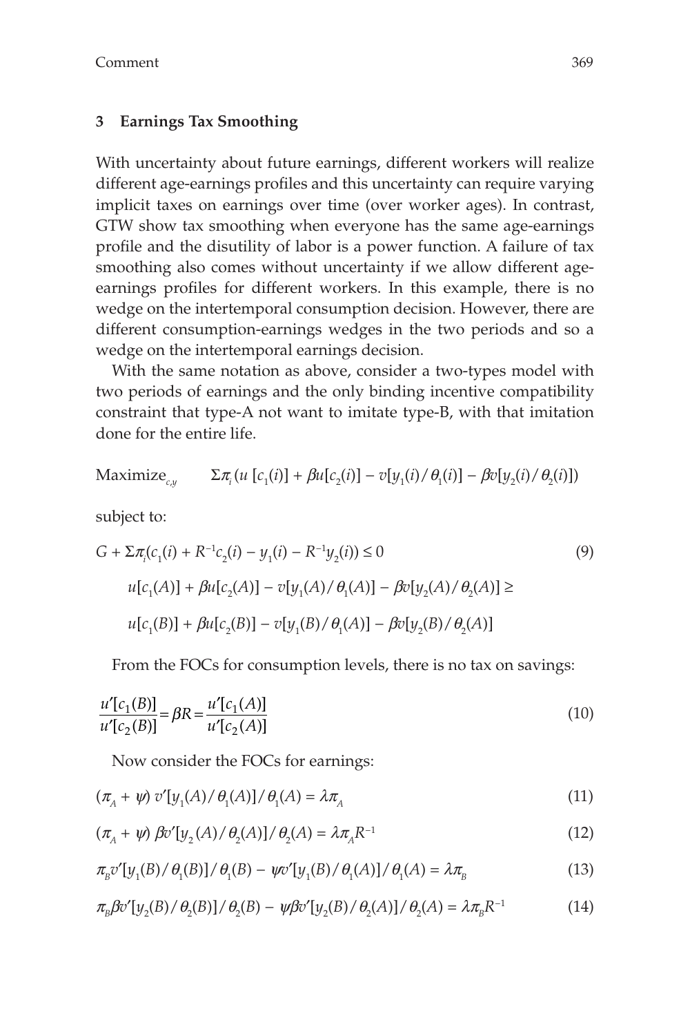### 3 Earnings Tax Smoothing

With uncertainty about future earnings, different workers will realize different age-earnings profiles and this uncertainty can require varying implicit taxes on earnings over time (over worker ages). In contrast, GTW show tax smoothing when everyone has the same age-earnings profile and the disutility of labor is a power function. A failure of tax smoothing also comes without uncertainty if we allow different age-earnings profiles for different workers. In this example, there is no wedge on the intertemporal consumption decision. However, there are different consumption-earnings wedges in the two periods and so a wedge on the intertemporal earnings decision.

With the same notation as above, consider a two-types model with two periods of earnings and the only binding incentive compatibility constraint that type-A not want to imitate type-B, with that imitation done for the entire life.

$$\text{Maximize}_{c,y} \qquad \Sigma\pi_i (u\,[c_1(i)] + \beta u[c_2(i)] - v[y_1(i)/\theta_1(i)] - \beta v[y_2(i)/\theta_2(i)])$$

subject to:

$$G + \Sigma\pi_i(c_1(i) + R^{-1}c_2(i) - y_1(i) - R^{-1}y_2(i)) \leq 0 \tag{9}$$

$$u[c_1(A)] + \beta u[c_2(A)] - v[y_1(A)/\theta_1(A)] - \beta v[y_2(A)/\theta_2(A)] \geq$$

$$u[c_1(B)] + \beta u[c_2(B)] - v[y_1(B)/\theta_1(A)] - \beta v[y_2(B)/\theta_2(A)]$$

From the FOCs for consumption levels, there is no tax on savings:

$$\frac{u'[c_1(B)]}{u'[c_2(B)]} = \beta R = \frac{u'[c_1(A)]}{u'[c_2(A)]} \tag{10}$$

Now consider the FOCs for earnings:

$$(\pi_A + \psi)\, v'[y_1(A)/\theta_1(A)]/\theta_1(A) = \lambda\pi_A \tag{11}$$

$$(\pi_A + \psi)\, \beta v'[y_2(A)/\theta_2(A)]/\theta_2(A) = \lambda\pi_A R^{-1} \tag{12}$$

$$\pi_B v'[y_1(B)/\theta_1(B)]/\theta_1(B) - \psi v'[y_1(B)/\theta_1(A)]/\theta_1(A) = \lambda\pi_B \tag{13}$$

$$\pi_B \beta v'[y_2(B)/\theta_2(B)]/\theta_2(B) - \psi\beta v'[y_2(B)/\theta_2(A)]/\theta_2(A) = \lambda\pi_B R^{-1} \tag{14}$$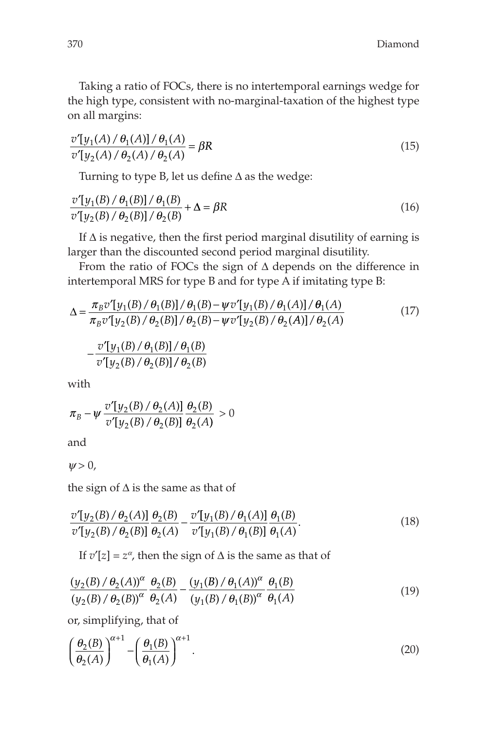Taking a ratio of FOCs, there is no intertemporal earnings wedge for the high type, consistent with no-marginal-taxation of the highest type on all margins:

$$\frac{v'[y_1(A)/\theta_1(A)]/\theta_1(A)}{v'[y_2(A)/\theta_2(A)/\theta_2(A)} = \beta R \tag{15}$$

Turning to type B, let us define $\Delta$ as the wedge:

$$\frac{v'[y_1(B)/\theta_1(B)]/\theta_1(B)}{v'[y_2(B)/\theta_2(B)]/\theta_2(B)} + \Delta = \beta R \tag{16}$$

If $\Delta$ is negative, then the first period marginal disutility of earning is larger than the discounted second period marginal disutility.

From the ratio of FOCs the sign of $\Delta$ depends on the difference in intertemporal MRS for type B and for type A if imitating type B:

$$\Delta = \frac{\pi_B v'[y_1(B)/\theta_1(B)]/\theta_1(B) - \psi v'[y_1(B)/\theta_1(A)]/\theta_1(A)}{\pi_B v'[y_2(B)/\theta_2(B)]/\theta_2(B) - \psi v'[y_2(B)/\theta_2(A)]/\theta_2(A)} \tag{17}$$

$$- \frac{v'[y_1(B)/\theta_1(B)]/\theta_1(B)}{v'[y_2(B)/\theta_2(B)]/\theta_2(B)}$$

with

$$\pi_B - \psi \frac{v'[y_2(B)/\theta_2(A)]}{v'[y_2(B)/\theta_2(B)]} \frac{\theta_2(B)}{\theta_2(A)} > 0$$

and

$\psi > 0,$

the sign of $\Delta$ is the same as that of

$$\frac{v'[y_2(B)/\theta_2(A)]}{v'[y_2(B)/\theta_2(B)]} \frac{\theta_2(B)}{\theta_2(A)} - \frac{v'[y_1(B)/\theta_1(A)]}{v'[y_1(B)/\theta_1(B)]} \frac{\theta_1(B)}{\theta_1(A)}. \tag{18}$$

If $v'[z] = z^{\alpha}$, then the sign of $\Delta$ is the same as that of

$$\frac{(y_2(B)/\theta_2(A))^{\alpha}}{(y_2(B)/\theta_2(B))^{\alpha}} \frac{\theta_2(B)}{\theta_2(A)} - \frac{(y_1(B)/\theta_1(A))^{\alpha}}{(y_1(B)/\theta_1(B))^{\alpha}} \frac{\theta_1(B)}{\theta_1(A)} \tag{19}$$

or, simplifying, that of

$$\left(\frac{\theta_2(B)}{\theta_2(A)}\right)^{\alpha+1} - \left(\frac{\theta_1(B)}{\theta_1(A)}\right)^{\alpha+1}. \tag{20}$$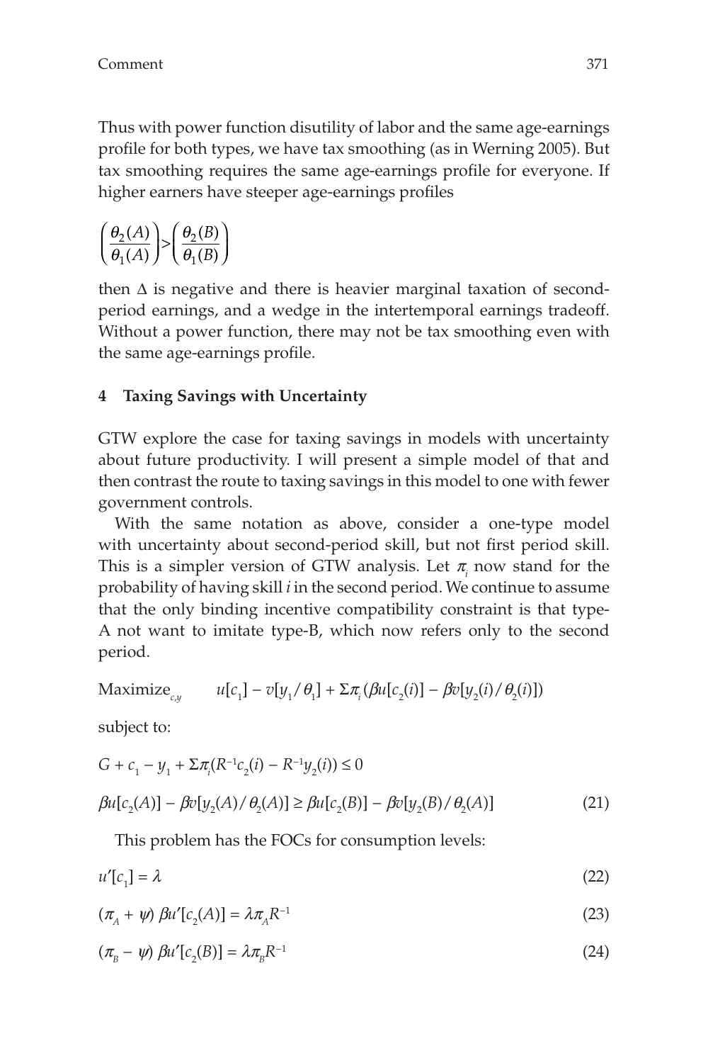Thus with power function disutility of labor and the same age-earnings profile for both types, we have tax smoothing (as in Werning 2005). But tax smoothing requires the same age-earnings profile for everyone. If higher earners have steeper age-earnings profiles

$$\left(\frac{\theta_2(A)}{\theta_1(A)}\right) > \left(\frac{\theta_2(B)}{\theta_1(B)}\right)$$

then $\Delta$ is negative and there is heavier marginal taxation of second-period earnings, and a wedge in the intertemporal earnings tradeoff. Without a power function, there may not be tax smoothing even with the same age-earnings profile.

## 4 Taxing Savings with Uncertainty

GTW explore the case for taxing savings in models with uncertainty about future productivity. I will present a simple model of that and then contrast the route to taxing savings in this model to one with fewer government controls.

With the same notation as above, consider a one-type model with uncertainty about second-period skill, but not first period skill. This is a simpler version of GTW analysis. Let $\pi_i$ now stand for the probability of having skill $i$ in the second period. We continue to assume that the only binding incentive compatibility constraint is that type-A not want to imitate type-B, which now refers only to the second period.

$$\text{Maximize}_{c,y} \qquad u[c_1] - v[y_1/\theta_1] + \Sigma\pi_i(\beta u[c_2(i)] - \beta v[y_2(i)/\theta_2(i)])$$

subject to:

$$G + c_1 - y_1 + \Sigma\pi_i(R^{-1}c_2(i) - R^{-1}y_2(i)) \leq 0$$

$$\beta u[c_2(A)] - \beta v[y_2(A)/\theta_2(A)] \geq \beta u[c_2(B)] - \beta v[y_2(B)/\theta_2(A)] \tag{21}$$

This problem has the FOCs for consumption levels:

$$u'[c_1] = \lambda \tag{22}$$

$$(\pi_A + \psi)\,\beta u'[c_2(A)] = \lambda\pi_A R^{-1} \tag{23}$$

$$(\pi_B - \psi)\,\beta u'[c_2(B)] = \lambda\pi_B R^{-1} \tag{24}$$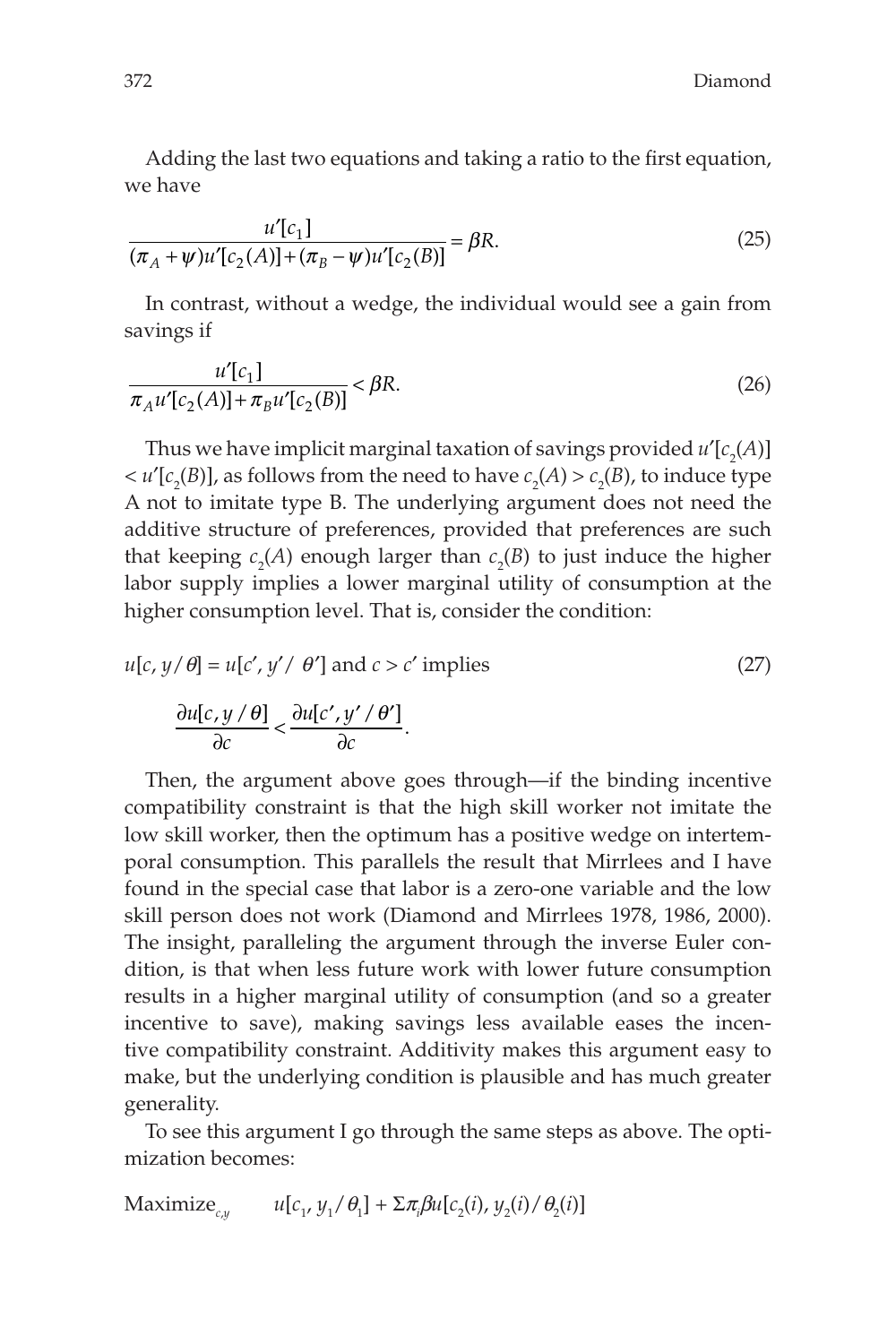Adding the last two equations and taking a ratio to the first equation, we have

$$\frac{u'[c_1]}{(\pi_A + \psi)u'[c_2(A)] + (\pi_B - \psi)u'[c_2(B)]} = \beta R. \tag{25}$$

In contrast, without a wedge, the individual would see a gain from savings if

$$\frac{u'[c_1]}{\pi_A u'[c_2(A)] + \pi_B u'[c_2(B)]} < \beta R. \tag{26}$$

Thus we have implicit marginal taxation of savings provided $u'[c_2(A)] < u'[c_2(B)]$, as follows from the need to have $c_2(A) > c_2(B)$, to induce type A not to imitate type B. The underlying argument does not need the additive structure of preferences, provided that preferences are such that keeping $c_2(A)$ enough larger than $c_2(B)$ to just induce the higher labor supply implies a lower marginal utility of consumption at the higher consumption level. That is, consider the condition:

$$u[c, y/\theta] = u[c', y'/\theta'] \text{ and } c > c' \text{ implies} \tag{27}$$

$$\frac{\partial u[c, y/\theta]}{\partial c} < \frac{\partial u[c', y'/\theta']}{\partial c}.$$

Then, the argument above goes through—if the binding incentive compatibility constraint is that the high skill worker not imitate the low skill worker, then the optimum has a positive wedge on intertemporal consumption. This parallels the result that Mirrlees and I have found in the special case that labor is a zero-one variable and the low skill person does not work (Diamond and Mirrlees 1978, 1986, 2000). The insight, paralleling the argument through the inverse Euler condition, is that when less future work with lower future consumption results in a higher marginal utility of consumption (and so a greater incentive to save), making savings less available eases the incentive compatibility constraint. Additivity makes this argument easy to make, but the underlying condition is plausible and has much greater generality.

To see this argument I go through the same steps as above. The optimization becomes:

$$\text{Maximize}_{c,y} \qquad u[c_1, y_1/\theta_1] + \Sigma \pi_i \beta u[c_2(i), y_2(i)/\theta_2(i)]$$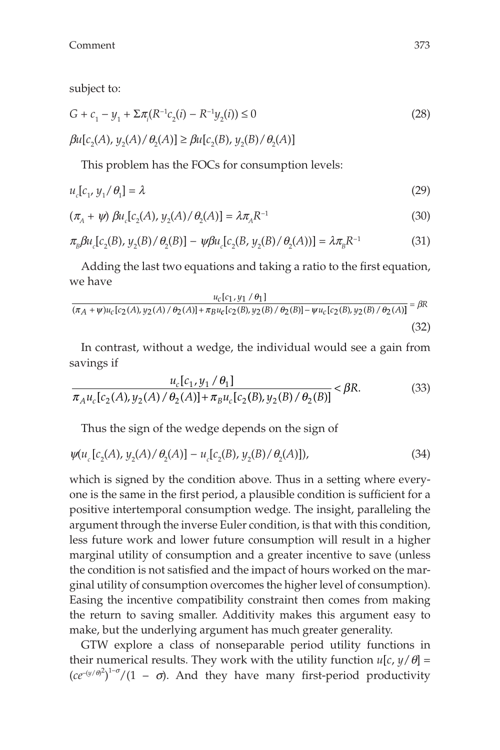subject to:

$$G + c_1 - y_1 + \Sigma\pi_i(R^{-1}c_2(i) - R^{-1}y_2(i)) \leq 0 \tag{28}$$

$$\beta u[c_2(A), y_2(A)/\theta_2(A)] \geq \beta u[c_2(B), y_2(B)/\theta_2(A)]$$

This problem has the FOCs for consumption levels:

$$u_c[c_1, y_1/\theta_1] = \lambda \tag{29}$$

$$(\pi_A + \psi)\, \beta u_c[c_2(A), y_2(A)/\theta_2(A)] = \lambda\pi_A R^{-1} \tag{30}$$

$$\pi_B\beta u_c[c_2(B), y_2(B)/\theta_2(B)] - \psi\beta u_c[c_2(B, y_2(B)/\theta_2(A))] = \lambda\pi_B R^{-1} \tag{31}$$

Adding the last two equations and taking a ratio to the first equation, we have

$$\frac{u_c[c_1, y_1/\theta_1]}{(\pi_A+\psi)u_c[c_2(A), y_2(A)/\theta_2(A)] + \pi_B u_c[c_2(B), y_2(B)/\theta_2(B)] - \psi u_c[c_2(B), y_2(B)/\theta_2(A)]} = \beta R \tag{32}$$

In contrast, without a wedge, the individual would see a gain from savings if

$$\frac{u_c[c_1, y_1/\theta_1]}{\pi_A u_c[c_2(A), y_2(A)/\theta_2(A)] + \pi_B u_c[c_2(B), y_2(B)/\theta_2(B)]} < \beta R. \tag{33}$$

Thus the sign of the wedge depends on the sign of

$$\psi(u_c[c_2(A), y_2(A)/\theta_2(A)] - u_c[c_2(B), y_2(B)/\theta_2(A)]), \tag{34}$$

which is signed by the condition above. Thus in a setting where everyone is the same in the first period, a plausible condition is sufficient for a positive intertemporal consumption wedge. The insight, paralleling the argument through the inverse Euler condition, is that with this condition, less future work and lower future consumption will result in a higher marginal utility of consumption and a greater incentive to save (unless the condition is not satisfied and the impact of hours worked on the marginal utility of consumption overcomes the higher level of consumption). Easing the incentive compatibility constraint then comes from making the return to saving smaller. Additivity makes this argument easy to make, but the underlying argument has much greater generality.

GTW explore a class of nonseparable period utility functions in their numerical results. They work with the utility function $u[c, y/\theta] = (ce^{-(y/\theta)^2})^{1-\sigma}/(1 - \sigma)$. And they have many first-period productivity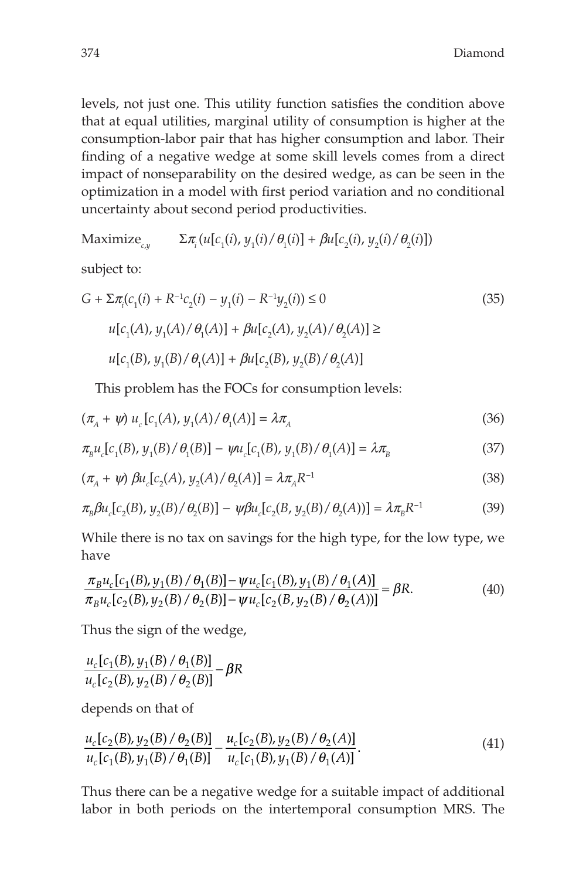levels, not just one. This utility function satisfies the condition above that at equal utilities, marginal utility of consumption is higher at the consumption-labor pair that has higher consumption and labor. Their finding of a negative wedge at some skill levels comes from a direct impact of nonseparability on the desired wedge, as can be seen in the optimization in a model with first period variation and no conditional uncertainty about second period productivities.

$$\text{Maximize}_{c,y} \qquad \Sigma\pi_i (u[c_1(i), y_1(i)/\theta_1(i)] + \beta u[c_2(i), y_2(i)/\theta_2(i)])$$

subject to:

$$G + \Sigma\pi_i(c_1(i) + R^{-1}c_2(i) - y_1(i) - R^{-1}y_2(i)) \leq 0 \tag{35}$$

$$u[c_1(A), y_1(A)/\theta_1(A)] + \beta u[c_2(A), y_2(A)/\theta_2(A)] \geq$$

$$u[c_1(B), y_1(B)/\theta_1(A)] + \beta u[c_2(B), y_2(B)/\theta_2(A)]$$

This problem has the FOCs for consumption levels:

$$(\pi_A + \psi)\, u_c[c_1(A), y_1(A)/\theta_1(A)] = \lambda\pi_A \tag{36}$$

$$\pi_B u_c[c_1(B), y_1(B)/\theta_1(B)] - \psi u_c[c_1(B), y_1(B)/\theta_1(A)] = \lambda\pi_B \tag{37}$$

$$(\pi_A + \psi)\, \beta u_c[c_2(A), y_2(A)/\theta_2(A)] = \lambda\pi_A R^{-1} \tag{38}$$

$$\pi_B \beta u_c[c_2(B), y_2(B)/\theta_2(B)] - \psi\beta u_c[c_2(B, y_2(B)/\theta_2(A))] = \lambda\pi_B R^{-1} \tag{39}$$

While there is no tax on savings for the high type, for the low type, we have

$$\frac{\pi_B u_c[c_1(B), y_1(B)/\theta_1(B)] - \psi u_c[c_1(B), y_1(B)/\theta_1(A)]}{\pi_B u_c[c_2(B), y_2(B)/\theta_2(B)] - \psi u_c[c_2(B, y_2(B)/\theta_2(A))]} = \beta R. \tag{40}$$

Thus the sign of the wedge,

$$\frac{u_c[c_1(B), y_1(B)/\theta_1(B)]}{u_c[c_2(B), y_2(B)/\theta_2(B)]} - \beta R$$

depends on that of

$$\frac{u_c[c_2(B), y_2(B)/\theta_2(B)]}{u_c[c_1(B), y_1(B)/\theta_1(B)]} - \frac{u_c[c_2(B), y_2(B)/\theta_2(A)]}{u_c[c_1(B), y_1(B)/\theta_1(A)]}. \tag{41}$$

Thus there can be a negative wedge for a suitable impact of additional labor in both periods on the intertemporal consumption MRS. The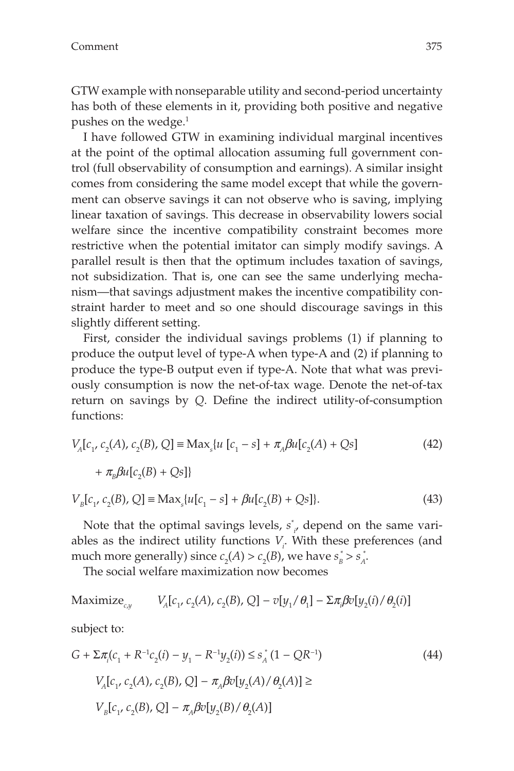GTW example with nonseparable utility and second-period uncertainty has both of these elements in it, providing both positive and negative pushes on the wedge.[1]

I have followed GTW in examining individual marginal incentives at the point of the optimal allocation assuming full government control (full observability of consumption and earnings). A similar insight comes from considering the same model except that while the government can observe savings it can not observe who is saving, implying linear taxation of savings. This decrease in observability lowers social welfare since the incentive compatibility constraint becomes more restrictive when the potential imitator can simply modify savings. A parallel result is then that the optimum includes taxation of savings, not subsidization. That is, one can see the same underlying mechanism—that savings adjustment makes the incentive compatibility constraint harder to meet and so one should discourage savings in this slightly different setting.

First, consider the individual savings problems (1) if planning to produce the output level of type-A when type-A and (2) if planning to produce the type-B output even if type-A. Note that what was previously consumption is now the net-of-tax wage. Denote the net-of-tax return on savings by $Q$. Define the indirect utility-of-consumption functions:

$$V_A[c_1, c_2(A), c_2(B), Q] \equiv \text{Max}_s\{u[c_1 - s] + \pi_A \beta u[c_2(A) + Qs] + \pi_B \beta u[c_2(B) + Qs]\} \tag{42}$$

$$V_B[c_1, c_2(B), Q] \equiv \text{Max}_s\{u[c_1 - s] + \beta u[c_2(B) + Qs]\}. \tag{43}$$

Note that the optimal savings levels, $s^*_i$, depend on the same variables as the indirect utility functions $V_i$. With these preferences (and much more generally) since $c_2(A) > c_2(B)$, we have $s^*_B > s^*_A$.

The social welfare maximization now becomes

$$\text{Maximize}_{c,y} \quad V_A[c_1, c_2(A), c_2(B), Q] - v[y_1/\theta_1] - \Sigma \pi_i \beta v[y_2(i)/\theta_2(i)]$$

subject to:

$$G + \Sigma \pi_i (c_1 + R^{-1} c_2(i) - y_1 - R^{-1} y_2(i)) \leq s^*_A (1 - QR^{-1}) \tag{44}$$

$$V_A[c_1, c_2(A), c_2(B), Q] - \pi_A \beta v[y_2(A)/\theta_2(A)] \geq$$

$$V_B[c_1, c_2(B), Q] - \pi_A \beta v[y_2(B)/\theta_2(A)]$$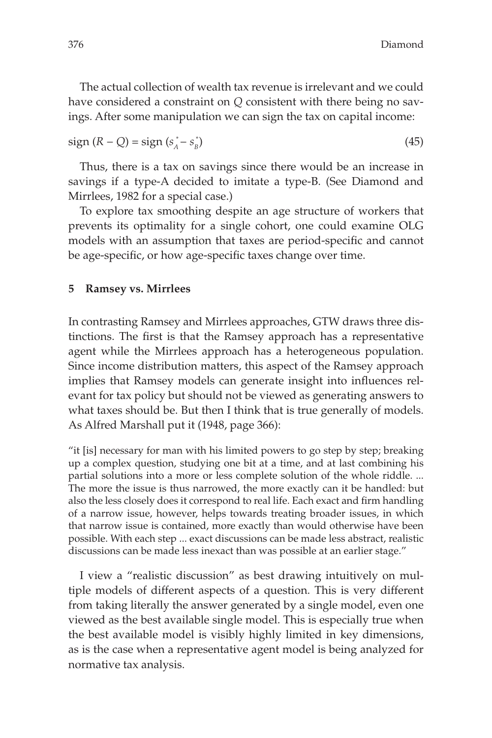The actual collection of wealth tax revenue is irrelevant and we could have considered a constraint on $Q$ consistent with there being no savings. After some manipulation we can sign the tax on capital income:

$$\text{sign}\,(R - Q) = \text{sign}\,(s_A^* - s_B^*) \tag{45}$$

Thus, there is a tax on savings since there would be an increase in savings if a type-A decided to imitate a type-B. (See Diamond and Mirrlees, 1982 for a special case.)

To explore tax smoothing despite an age structure of workers that prevents its optimality for a single cohort, one could examine OLG models with an assumption that taxes are period-specific and cannot be age-specific, or how age-specific taxes change over time.

## 5 Ramsey vs. Mirrlees

In contrasting Ramsey and Mirrlees approaches, GTW draws three distinctions. The first is that the Ramsey approach has a representative agent while the Mirrlees approach has a heterogeneous population. Since income distribution matters, this aspect of the Ramsey approach implies that Ramsey models can generate insight into influences relevant for tax policy but should not be viewed as generating answers to what taxes should be. But then I think that is true generally of models. As Alfred Marshall put it (1948, page 366):

> "it [is] necessary for man with his limited powers to go step by step; breaking up a complex question, studying one bit at a time, and at last combining his partial solutions into a more or less complete solution of the whole riddle. ... The more the issue is thus narrowed, the more exactly can it be handled: but also the less closely does it correspond to real life. Each exact and firm handling of a narrow issue, however, helps towards treating broader issues, in which that narrow issue is contained, more exactly than would otherwise have been possible. With each step ... exact discussions can be made less abstract, realistic discussions can be made less inexact than was possible at an earlier stage."

I view a "realistic discussion" as best drawing intuitively on multiple models of different aspects of a question. This is very different from taking literally the answer generated by a single model, even one viewed as the best available single model. This is especially true when the best available model is visibly highly limited in key dimensions, as is the case when a representative agent model is being analyzed for normative tax analysis.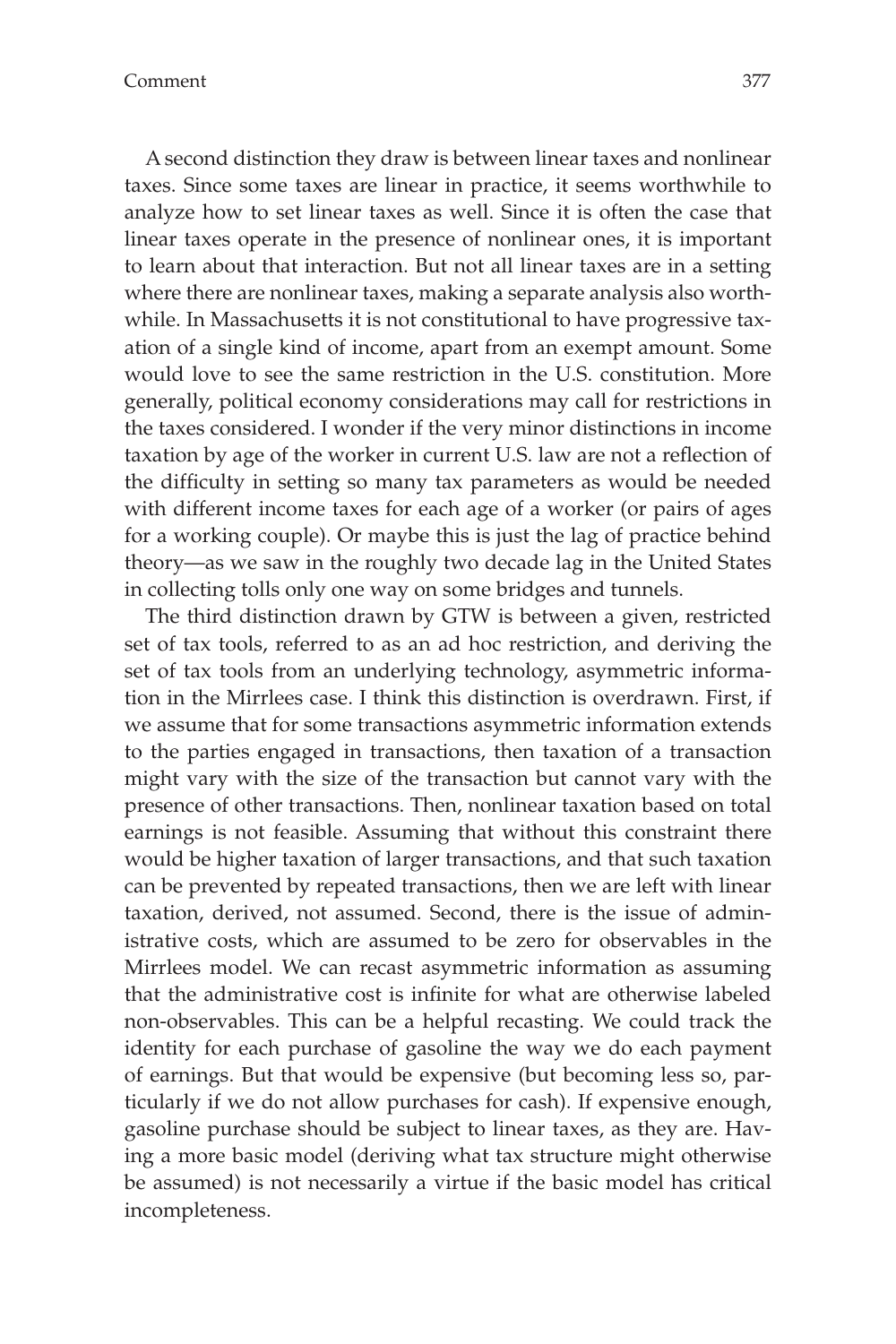A second distinction they draw is between linear taxes and nonlinear taxes. Since some taxes are linear in practice, it seems worthwhile to analyze how to set linear taxes as well. Since it is often the case that linear taxes operate in the presence of nonlinear ones, it is important to learn about that interaction. But not all linear taxes are in a setting where there are nonlinear taxes, making a separate analysis also worthwhile. In Massachusetts it is not constitutional to have progressive taxation of a single kind of income, apart from an exempt amount. Some would love to see the same restriction in the U.S. constitution. More generally, political economy considerations may call for restrictions in the taxes considered. I wonder if the very minor distinctions in income taxation by age of the worker in current U.S. law are not a reflection of the difficulty in setting so many tax parameters as would be needed with different income taxes for each age of a worker (or pairs of ages for a working couple). Or maybe this is just the lag of practice behind theory—as we saw in the roughly two decade lag in the United States in collecting tolls only one way on some bridges and tunnels.

The third distinction drawn by GTW is between a given, restricted set of tax tools, referred to as an ad hoc restriction, and deriving the set of tax tools from an underlying technology, asymmetric information in the Mirrlees case. I think this distinction is overdrawn. First, if we assume that for some transactions asymmetric information extends to the parties engaged in transactions, then taxation of a transaction might vary with the size of the transaction but cannot vary with the presence of other transactions. Then, nonlinear taxation based on total earnings is not feasible. Assuming that without this constraint there would be higher taxation of larger transactions, and that such taxation can be prevented by repeated transactions, then we are left with linear taxation, derived, not assumed. Second, there is the issue of administrative costs, which are assumed to be zero for observables in the Mirrlees model. We can recast asymmetric information as assuming that the administrative cost is infinite for what are otherwise labeled non-observables. This can be a helpful recasting. We could track the identity for each purchase of gasoline the way we do each payment of earnings. But that would be expensive (but becoming less so, particularly if we do not allow purchases for cash). If expensive enough, gasoline purchase should be subject to linear taxes, as they are. Having a more basic model (deriving what tax structure might otherwise be assumed) is not necessarily a virtue if the basic model has critical incompleteness.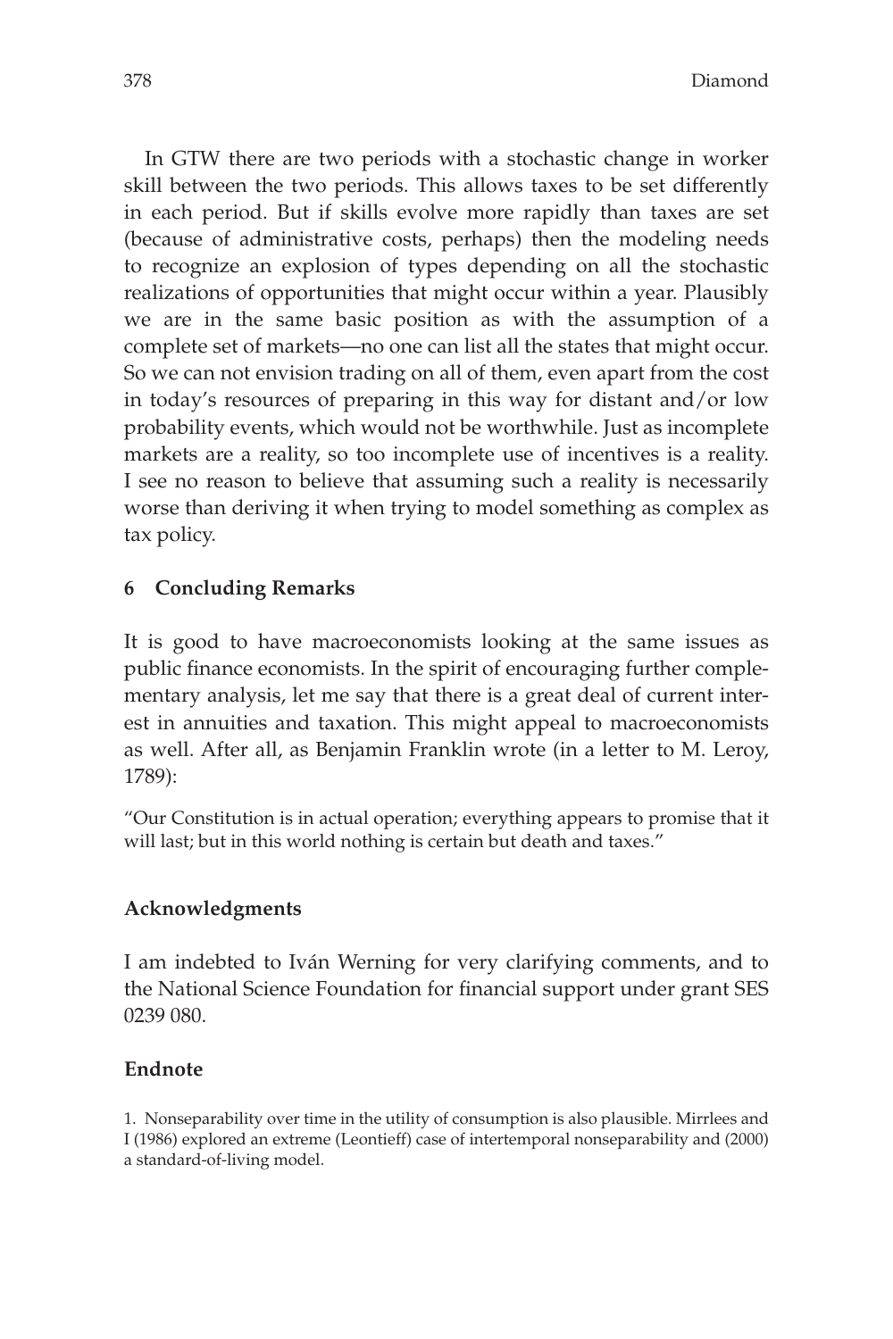In GTW there are two periods with a stochastic change in worker skill between the two periods. This allows taxes to be set differently in each period. But if skills evolve more rapidly than taxes are set (because of administrative costs, perhaps) then the modeling needs to recognize an explosion of types depending on all the stochastic realizations of opportunities that might occur within a year. Plausibly we are in the same basic position as with the assumption of a complete set of markets—no one can list all the states that might occur. So we can not envision trading on all of them, even apart from the cost in today's resources of preparing in this way for distant and/or low probability events, which would not be worthwhile. Just as incomplete markets are a reality, so too incomplete use of incentives is a reality. I see no reason to believe that assuming such a reality is necessarily worse than deriving it when trying to model something as complex as tax policy.

## 6 Concluding Remarks

It is good to have macroeconomists looking at the same issues as public finance economists. In the spirit of encouraging further complementary analysis, let me say that there is a great deal of current interest in annuities and taxation. This might appeal to macroeconomists as well. After all, as Benjamin Franklin wrote (in a letter to M. Leroy, 1789):

"Our Constitution is in actual operation; everything appears to promise that it will last; but in this world nothing is certain but death and taxes."

## Acknowledgments

I am indebted to Iván Werning for very clarifying comments, and to the National Science Foundation for financial support under grant SES 0239 080.

## Endnote

1. Nonseparability over time in the utility of consumption is also plausible. Mirrlees and I (1986) explored an extreme (Leontieff) case of intertemporal nonseparability and (2000) a standard-of-living model.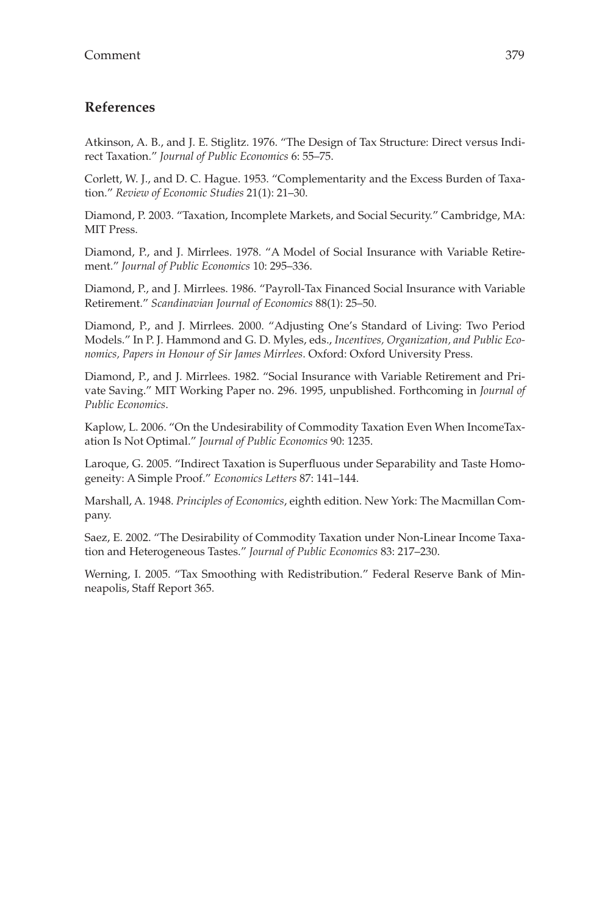## References

Atkinson, A. B., and J. E. Stiglitz. 1976. "The Design of Tax Structure: Direct versus Indirect Taxation." *Journal of Public Economics* 6: 55–75.

Corlett, W. J., and D. C. Hague. 1953. "Complementarity and the Excess Burden of Taxation." *Review of Economic Studies* 21(1): 21–30.

Diamond, P. 2003. "Taxation, Incomplete Markets, and Social Security." Cambridge, MA: MIT Press.

Diamond, P., and J. Mirrlees. 1978. "A Model of Social Insurance with Variable Retirement." *Journal of Public Economics* 10: 295–336.

Diamond, P., and J. Mirrlees. 1986. "Payroll-Tax Financed Social Insurance with Variable Retirement." *Scandinavian Journal of Economics* 88(1): 25–50.

Diamond, P., and J. Mirrlees. 2000. "Adjusting One's Standard of Living: Two Period Models." In P. J. Hammond and G. D. Myles, eds., *Incentives, Organization, and Public Economics, Papers in Honour of Sir James Mirrlees*. Oxford: Oxford University Press.

Diamond, P., and J. Mirrlees. 1982. "Social Insurance with Variable Retirement and Private Saving." MIT Working Paper no. 296. 1995, unpublished. Forthcoming in *Journal of Public Economics*.

Kaplow, L. 2006. "On the Undesirability of Commodity Taxation Even When IncomeTaxation Is Not Optimal." *Journal of Public Economics* 90: 1235.

Laroque, G. 2005. "Indirect Taxation is Superfluous under Separability and Taste Homogeneity: A Simple Proof." *Economics Letters* 87: 141–144.

Marshall, A. 1948. *Principles of Economics*, eighth edition. New York: The Macmillan Company.

Saez, E. 2002. "The Desirability of Commodity Taxation under Non-Linear Income Taxation and Heterogeneous Tastes." *Journal of Public Economics* 83: 217–230.

Werning, I. 2005. "Tax Smoothing with Redistribution." Federal Reserve Bank of Minneapolis, Staff Report 365.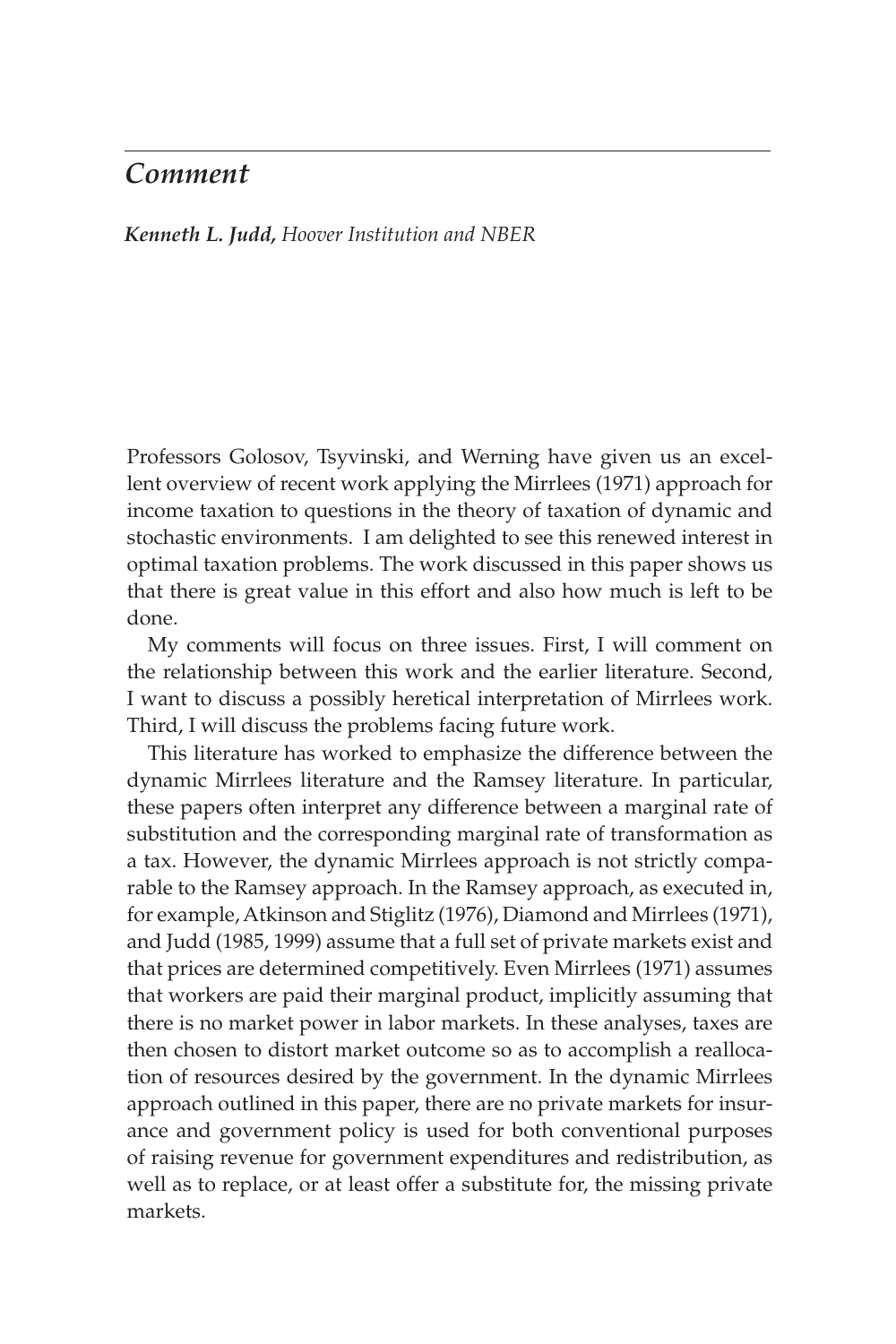## *Comment*

***Kenneth L. Judd,*** *Hoover Institution and NBER*

Professors Golosov, Tsyvinski, and Werning have given us an excellent overview of recent work applying the Mirrlees (1971) approach for income taxation to questions in the theory of taxation of dynamic and stochastic environments. I am delighted to see this renewed interest in optimal taxation problems. The work discussed in this paper shows us that there is great value in this effort and also how much is left to be done.

My comments will focus on three issues. First, I will comment on the relationship between this work and the earlier literature. Second, I want to discuss a possibly heretical interpretation of Mirrlees work. Third, I will discuss the problems facing future work.

This literature has worked to emphasize the difference between the dynamic Mirrlees literature and the Ramsey literature. In particular, these papers often interpret any difference between a marginal rate of substitution and the corresponding marginal rate of transformation as a tax. However, the dynamic Mirrlees approach is not strictly comparable to the Ramsey approach. In the Ramsey approach, as executed in, for example, Atkinson and Stiglitz (1976), Diamond and Mirrlees (1971), and Judd (1985, 1999) assume that a full set of private markets exist and that prices are determined competitively. Even Mirrlees (1971) assumes that workers are paid their marginal product, implicitly assuming that there is no market power in labor markets. In these analyses, taxes are then chosen to distort market outcome so as to accomplish a reallocation of resources desired by the government. In the dynamic Mirrlees approach outlined in this paper, there are no private markets for insurance and government policy is used for both conventional purposes of raising revenue for government expenditures and redistribution, as well as to replace, or at least offer a substitute for, the missing private markets.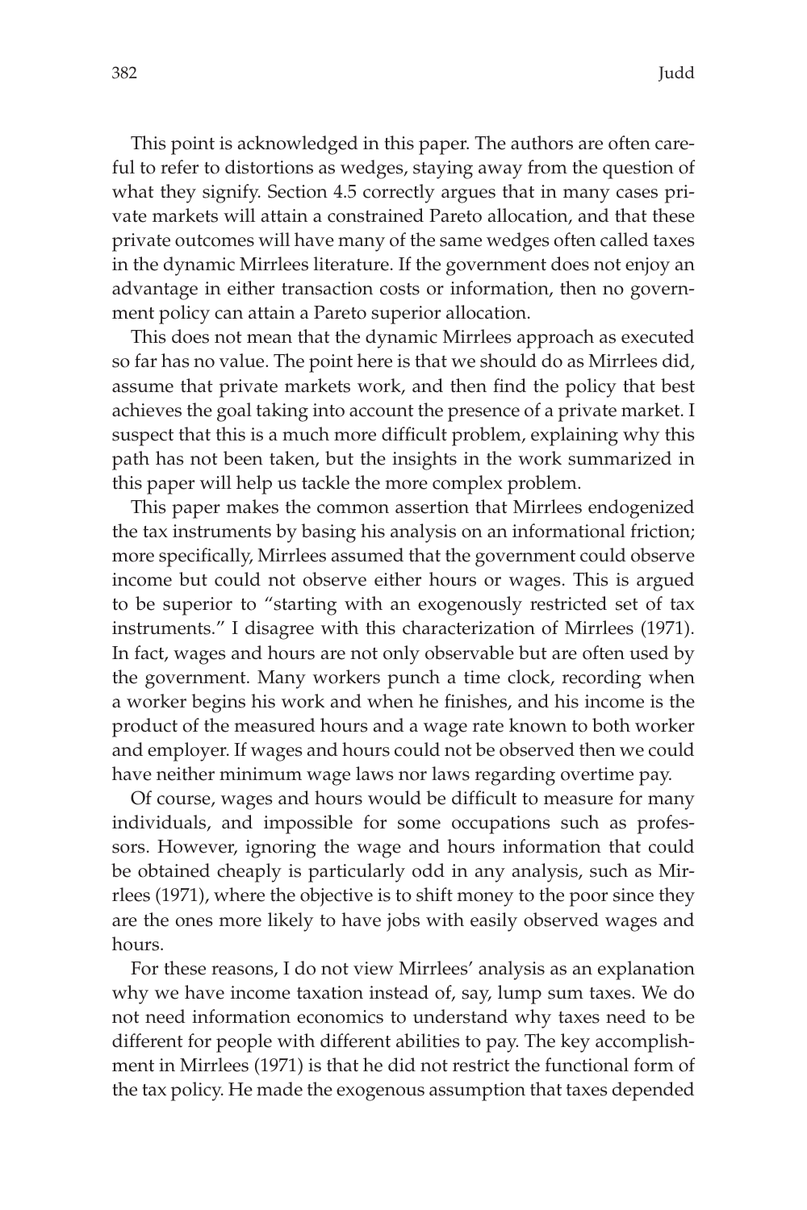This point is acknowledged in this paper. The authors are often careful to refer to distortions as wedges, staying away from the question of what they signify. Section 4.5 correctly argues that in many cases private markets will attain a constrained Pareto allocation, and that these private outcomes will have many of the same wedges often called taxes in the dynamic Mirrlees literature. If the government does not enjoy an advantage in either transaction costs or information, then no government policy can attain a Pareto superior allocation.

This does not mean that the dynamic Mirrlees approach as executed so far has no value. The point here is that we should do as Mirrlees did, assume that private markets work, and then find the policy that best achieves the goal taking into account the presence of a private market. I suspect that this is a much more difficult problem, explaining why this path has not been taken, but the insights in the work summarized in this paper will help us tackle the more complex problem.

This paper makes the common assertion that Mirrlees endogenized the tax instruments by basing his analysis on an informational friction; more specifically, Mirrlees assumed that the government could observe income but could not observe either hours or wages. This is argued to be superior to "starting with an exogenously restricted set of tax instruments." I disagree with this characterization of Mirrlees (1971). In fact, wages and hours are not only observable but are often used by the government. Many workers punch a time clock, recording when a worker begins his work and when he finishes, and his income is the product of the measured hours and a wage rate known to both worker and employer. If wages and hours could not be observed then we could have neither minimum wage laws nor laws regarding overtime pay.

Of course, wages and hours would be difficult to measure for many individuals, and impossible for some occupations such as professors. However, ignoring the wage and hours information that could be obtained cheaply is particularly odd in any analysis, such as Mirrlees (1971), where the objective is to shift money to the poor since they are the ones more likely to have jobs with easily observed wages and hours.

For these reasons, I do not view Mirrlees' analysis as an explanation why we have income taxation instead of, say, lump sum taxes. We do not need information economics to understand why taxes need to be different for people with different abilities to pay. The key accomplishment in Mirrlees (1971) is that he did not restrict the functional form of the tax policy. He made the exogenous assumption that taxes depended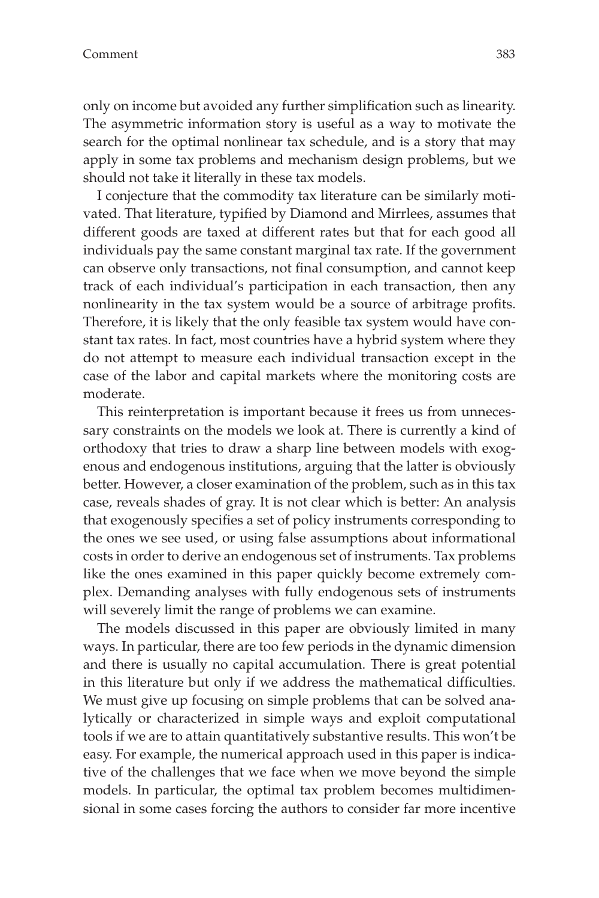only on income but avoided any further simplification such as linearity. The asymmetric information story is useful as a way to motivate the search for the optimal nonlinear tax schedule, and is a story that may apply in some tax problems and mechanism design problems, but we should not take it literally in these tax models.

I conjecture that the commodity tax literature can be similarly motivated. That literature, typified by Diamond and Mirrlees, assumes that different goods are taxed at different rates but that for each good all individuals pay the same constant marginal tax rate. If the government can observe only transactions, not final consumption, and cannot keep track of each individual's participation in each transaction, then any nonlinearity in the tax system would be a source of arbitrage profits. Therefore, it is likely that the only feasible tax system would have constant tax rates. In fact, most countries have a hybrid system where they do not attempt to measure each individual transaction except in the case of the labor and capital markets where the monitoring costs are moderate.

This reinterpretation is important because it frees us from unnecessary constraints on the models we look at. There is currently a kind of orthodoxy that tries to draw a sharp line between models with exogenous and endogenous institutions, arguing that the latter is obviously better. However, a closer examination of the problem, such as in this tax case, reveals shades of gray. It is not clear which is better: An analysis that exogenously specifies a set of policy instruments corresponding to the ones we see used, or using false assumptions about informational costs in order to derive an endogenous set of instruments. Tax problems like the ones examined in this paper quickly become extremely complex. Demanding analyses with fully endogenous sets of instruments will severely limit the range of problems we can examine.

The models discussed in this paper are obviously limited in many ways. In particular, there are too few periods in the dynamic dimension and there is usually no capital accumulation. There is great potential in this literature but only if we address the mathematical difficulties. We must give up focusing on simple problems that can be solved analytically or characterized in simple ways and exploit computational tools if we are to attain quantitatively substantive results. This won't be easy. For example, the numerical approach used in this paper is indicative of the challenges that we face when we move beyond the simple models. In particular, the optimal tax problem becomes multidimensional in some cases forcing the authors to consider far more incentive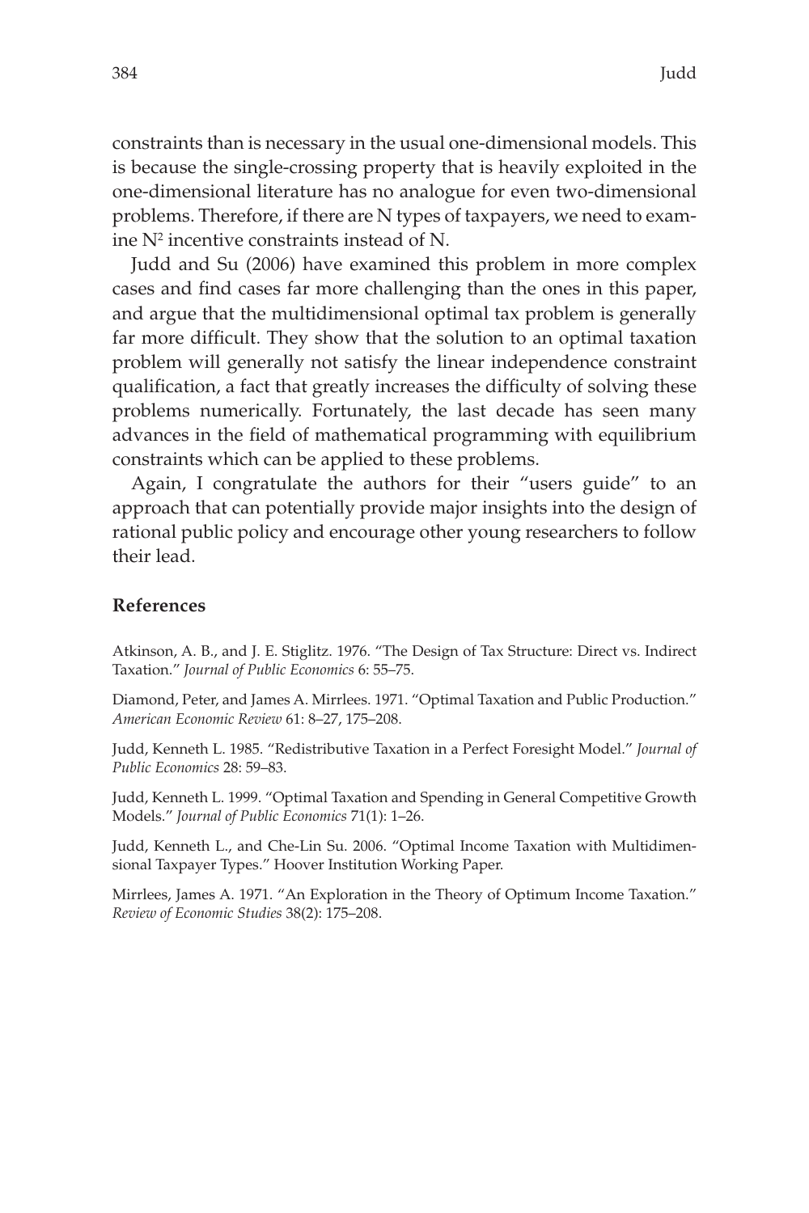constraints than is necessary in the usual one-dimensional models. This is because the single-crossing property that is heavily exploited in the one-dimensional literature has no analogue for even two-dimensional problems. Therefore, if there are N types of taxpayers, we need to examine $N^2$ incentive constraints instead of N.

Judd and Su (2006) have examined this problem in more complex cases and find cases far more challenging than the ones in this paper, and argue that the multidimensional optimal tax problem is generally far more difficult. They show that the solution to an optimal taxation problem will generally not satisfy the linear independence constraint qualification, a fact that greatly increases the difficulty of solving these problems numerically. Fortunately, the last decade has seen many advances in the field of mathematical programming with equilibrium constraints which can be applied to these problems.

Again, I congratulate the authors for their "users guide" to an approach that can potentially provide major insights into the design of rational public policy and encourage other young researchers to follow their lead.

## References

Atkinson, A. B., and J. E. Stiglitz. 1976. "The Design of Tax Structure: Direct vs. Indirect Taxation." *Journal of Public Economics* 6: 55–75.

Diamond, Peter, and James A. Mirrlees. 1971. "Optimal Taxation and Public Production." *American Economic Review* 61: 8–27, 175–208.

Judd, Kenneth L. 1985. "Redistributive Taxation in a Perfect Foresight Model." *Journal of Public Economics* 28: 59–83.

Judd, Kenneth L. 1999. "Optimal Taxation and Spending in General Competitive Growth Models." *Journal of Public Economics* 71(1): 1–26.

Judd, Kenneth L., and Che-Lin Su. 2006. "Optimal Income Taxation with Multidimensional Taxpayer Types." Hoover Institution Working Paper.

Mirrlees, James A. 1971. "An Exploration in the Theory of Optimum Income Taxation." *Review of Economic Studies* 38(2): 175–208.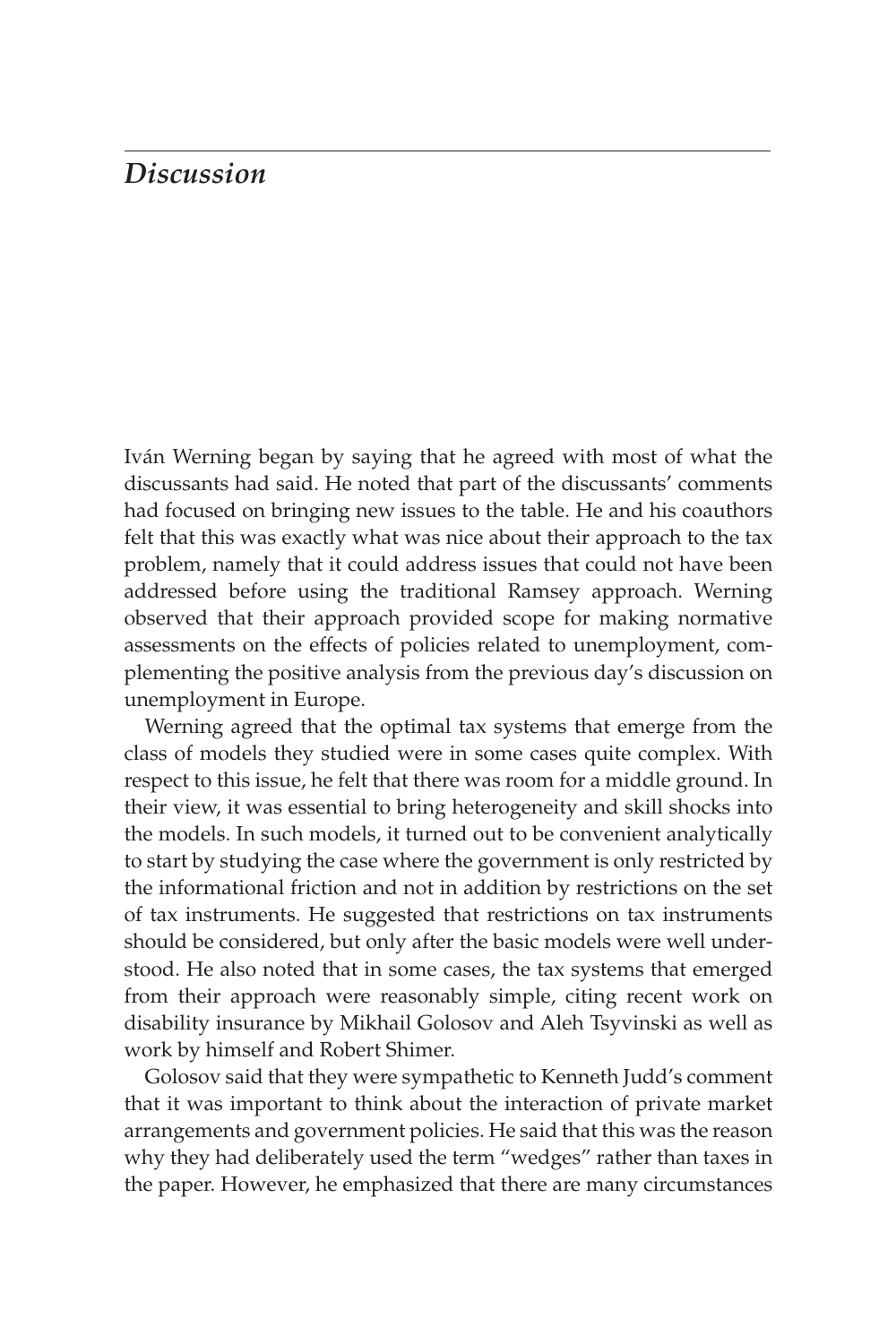## *Discussion*

Iván Werning began by saying that he agreed with most of what the discussants had said. He noted that part of the discussants' comments had focused on bringing new issues to the table. He and his coauthors felt that this was exactly what was nice about their approach to the tax problem, namely that it could address issues that could not have been addressed before using the traditional Ramsey approach. Werning observed that their approach provided scope for making normative assessments on the effects of policies related to unemployment, complementing the positive analysis from the previous day's discussion on unemployment in Europe.

Werning agreed that the optimal tax systems that emerge from the class of models they studied were in some cases quite complex. With respect to this issue, he felt that there was room for a middle ground. In their view, it was essential to bring heterogeneity and skill shocks into the models. In such models, it turned out to be convenient analytically to start by studying the case where the government is only restricted by the informational friction and not in addition by restrictions on the set of tax instruments. He suggested that restrictions on tax instruments should be considered, but only after the basic models were well understood. He also noted that in some cases, the tax systems that emerged from their approach were reasonably simple, citing recent work on disability insurance by Mikhail Golosov and Aleh Tsyvinski as well as work by himself and Robert Shimer.

Golosov said that they were sympathetic to Kenneth Judd's comment that it was important to think about the interaction of private market arrangements and government policies. He said that this was the reason why they had deliberately used the term "wedges" rather than taxes in the paper. However, he emphasized that there are many circumstances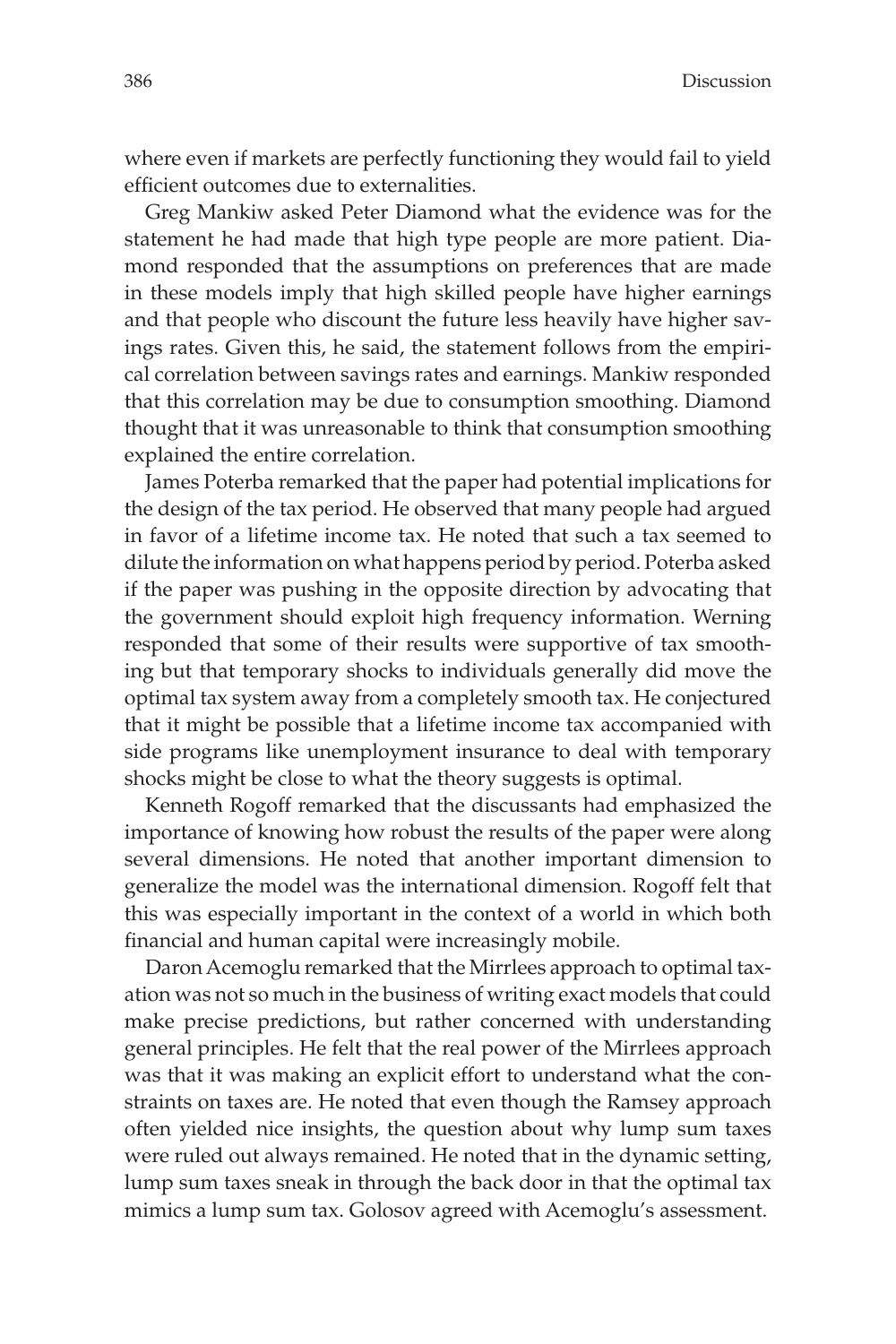where even if markets are perfectly functioning they would fail to yield efficient outcomes due to externalities.

Greg Mankiw asked Peter Diamond what the evidence was for the statement he had made that high type people are more patient. Diamond responded that the assumptions on preferences that are made in these models imply that high skilled people have higher earnings and that people who discount the future less heavily have higher savings rates. Given this, he said, the statement follows from the empirical correlation between savings rates and earnings. Mankiw responded that this correlation may be due to consumption smoothing. Diamond thought that it was unreasonable to think that consumption smoothing explained the entire correlation.

James Poterba remarked that the paper had potential implications for the design of the tax period. He observed that many people had argued in favor of a lifetime income tax. He noted that such a tax seemed to dilute the information on what happens period by period. Poterba asked if the paper was pushing in the opposite direction by advocating that the government should exploit high frequency information. Werning responded that some of their results were supportive of tax smoothing but that temporary shocks to individuals generally did move the optimal tax system away from a completely smooth tax. He conjectured that it might be possible that a lifetime income tax accompanied with side programs like unemployment insurance to deal with temporary shocks might be close to what the theory suggests is optimal.

Kenneth Rogoff remarked that the discussants had emphasized the importance of knowing how robust the results of the paper were along several dimensions. He noted that another important dimension to generalize the model was the international dimension. Rogoff felt that this was especially important in the context of a world in which both financial and human capital were increasingly mobile.

Daron Acemoglu remarked that the Mirrlees approach to optimal taxation was not so much in the business of writing exact models that could make precise predictions, but rather concerned with understanding general principles. He felt that the real power of the Mirrlees approach was that it was making an explicit effort to understand what the constraints on taxes are. He noted that even though the Ramsey approach often yielded nice insights, the question about why lump sum taxes were ruled out always remained. He noted that in the dynamic setting, lump sum taxes sneak in through the back door in that the optimal tax mimics a lump sum tax. Golosov agreed with Acemoglu's assessment.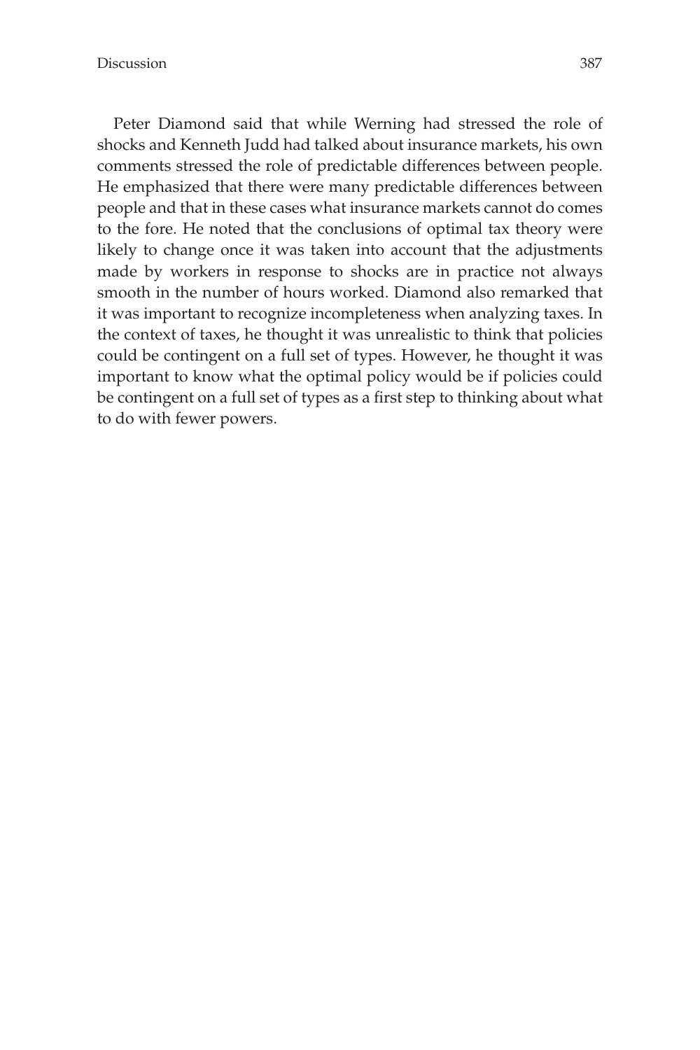Peter Diamond said that while Werning had stressed the role of shocks and Kenneth Judd had talked about insurance markets, his own comments stressed the role of predictable differences between people. He emphasized that there were many predictable differences between people and that in these cases what insurance markets cannot do comes to the fore. He noted that the conclusions of optimal tax theory were likely to change once it was taken into account that the adjustments made by workers in response to shocks are in practice not always smooth in the number of hours worked. Diamond also remarked that it was important to recognize incompleteness when analyzing taxes. In the context of taxes, he thought it was unrealistic to think that policies could be contingent on a full set of types. However, he thought it was important to know what the optimal policy would be if policies could be contingent on a full set of types as a first step to thinking about what to do with fewer powers.